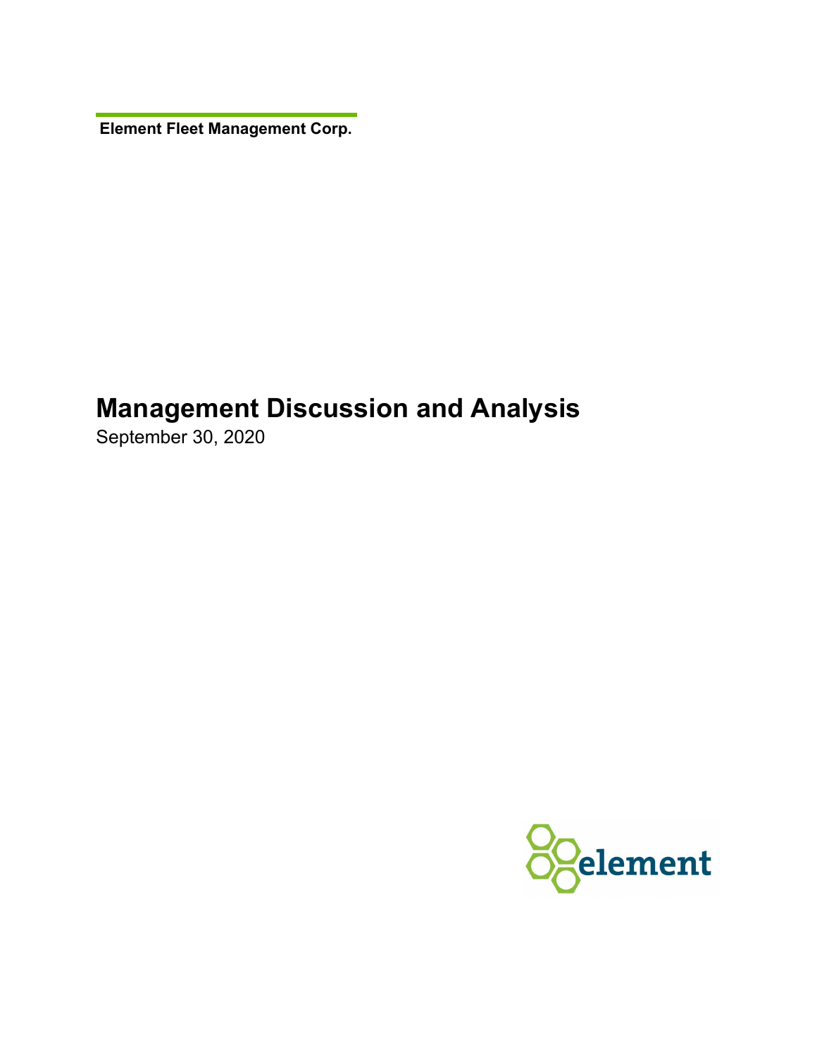**Element Fleet Management Corp.**

# Management Discussion and Analysis

September 30, 2020

element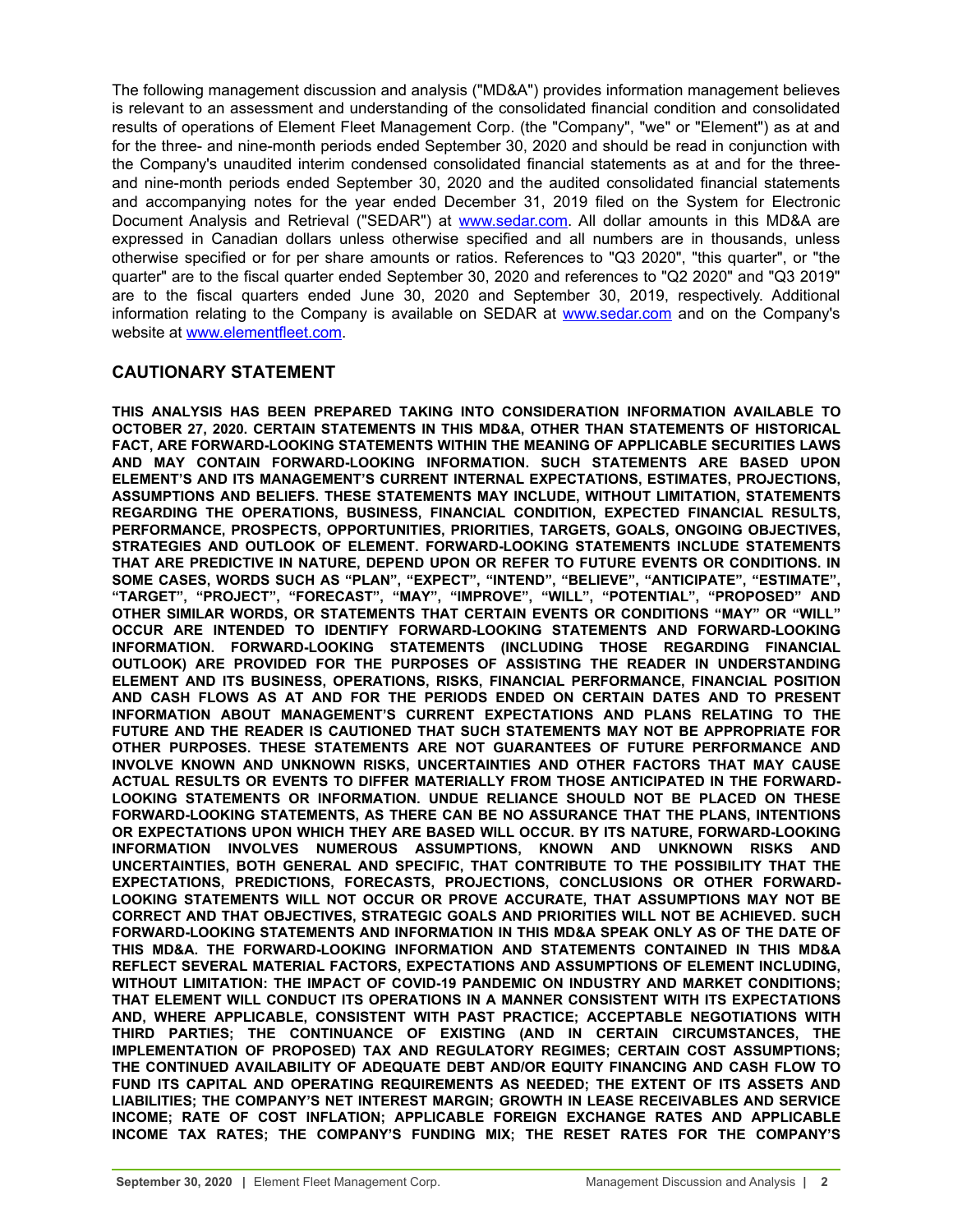The following management discussion and analysis ("MD&A") provides information management believes is relevant to an assessment and understanding of the consolidated financial condition and consolidated results of operations of Element Fleet Management Corp. (the "Company", "we" or "Element") as at and for the three- and nine-month periods ended September 30, 2020 and should be read in conjunction with the Company's unaudited interim condensed consolidated financial statements as at and for the three- and nine-month periods ended September 30, 2020 and the audited consolidated financial statements and accompanying notes for the year ended December 31, 2019 filed on the System for Electronic Document Analysis and Retrieval ("SEDAR") at www.sedar.com. All dollar amounts in this MD&A are expressed in Canadian dollars unless otherwise specified and all numbers are in thousands, unless otherwise specified or for per share amounts or ratios. References to "Q3 2020", "this quarter", or "the quarter" are to the fiscal quarter ended September 30, 2020 and references to "Q2 2020" and "Q3 2019" are to the fiscal quarters ended June 30, 2020 and September 30, 2019, respectively. Additional information relating to the Company is available on SEDAR at www.sedar.com and on the Company's website at www.elementfleet.com.

## CAUTIONARY STATEMENT

**THIS ANALYSIS HAS BEEN PREPARED TAKING INTO CONSIDERATION INFORMATION AVAILABLE TO OCTOBER 27, 2020. CERTAIN STATEMENTS IN THIS MD&A, OTHER THAN STATEMENTS OF HISTORICAL FACT, ARE FORWARD-LOOKING STATEMENTS WITHIN THE MEANING OF APPLICABLE SECURITIES LAWS AND MAY CONTAIN FORWARD-LOOKING INFORMATION. SUCH STATEMENTS ARE BASED UPON ELEMENT'S AND ITS MANAGEMENT'S CURRENT INTERNAL EXPECTATIONS, ESTIMATES, PROJECTIONS, ASSUMPTIONS AND BELIEFS. THESE STATEMENTS MAY INCLUDE, WITHOUT LIMITATION, STATEMENTS REGARDING THE OPERATIONS, BUSINESS, FINANCIAL CONDITION, EXPECTED FINANCIAL RESULTS, PERFORMANCE, PROSPECTS, OPPORTUNITIES, PRIORITIES, TARGETS, GOALS, ONGOING OBJECTIVES, STRATEGIES AND OUTLOOK OF ELEMENT. FORWARD-LOOKING STATEMENTS INCLUDE STATEMENTS THAT ARE PREDICTIVE IN NATURE, DEPEND UPON OR REFER TO FUTURE EVENTS OR CONDITIONS. IN SOME CASES, WORDS SUCH AS "PLAN", "EXPECT", "INTEND", "BELIEVE", "ANTICIPATE", "ESTIMATE", "TARGET", "PROJECT", "FORECAST", "MAY", "IMPROVE", "WILL", "POTENTIAL", "PROPOSED" AND OTHER SIMILAR WORDS, OR STATEMENTS THAT CERTAIN EVENTS OR CONDITIONS "MAY" OR "WILL" OCCUR ARE INTENDED TO IDENTIFY FORWARD-LOOKING STATEMENTS AND FORWARD-LOOKING INFORMATION. FORWARD-LOOKING STATEMENTS (INCLUDING THOSE REGARDING FINANCIAL OUTLOOK) ARE PROVIDED FOR THE PURPOSES OF ASSISTING THE READER IN UNDERSTANDING ELEMENT AND ITS BUSINESS, OPERATIONS, RISKS, FINANCIAL PERFORMANCE, FINANCIAL POSITION AND CASH FLOWS AS AT AND FOR THE PERIODS ENDED ON CERTAIN DATES AND TO PRESENT INFORMATION ABOUT MANAGEMENT'S CURRENT EXPECTATIONS AND PLANS RELATING TO THE FUTURE AND THE READER IS CAUTIONED THAT SUCH STATEMENTS MAY NOT BE APPROPRIATE FOR OTHER PURPOSES. THESE STATEMENTS ARE NOT GUARANTEES OF FUTURE PERFORMANCE AND INVOLVE KNOWN AND UNKNOWN RISKS, UNCERTAINTIES AND OTHER FACTORS THAT MAY CAUSE ACTUAL RESULTS OR EVENTS TO DIFFER MATERIALLY FROM THOSE ANTICIPATED IN THE FORWARD-LOOKING STATEMENTS OR INFORMATION. UNDUE RELIANCE SHOULD NOT BE PLACED ON THESE FORWARD-LOOKING STATEMENTS, AS THERE CAN BE NO ASSURANCE THAT THE PLANS, INTENTIONS OR EXPECTATIONS UPON WHICH THEY ARE BASED WILL OCCUR. BY ITS NATURE, FORWARD-LOOKING INFORMATION INVOLVES NUMEROUS ASSUMPTIONS, KNOWN AND UNKNOWN RISKS AND UNCERTAINTIES, BOTH GENERAL AND SPECIFIC, THAT CONTRIBUTE TO THE POSSIBILITY THAT THE EXPECTATIONS, PREDICTIONS, FORECASTS, PROJECTIONS, CONCLUSIONS OR OTHER FORWARD-LOOKING STATEMENTS WILL NOT OCCUR OR PROVE ACCURATE, THAT ASSUMPTIONS MAY NOT BE CORRECT AND THAT OBJECTIVES, STRATEGIC GOALS AND PRIORITIES WILL NOT BE ACHIEVED. SUCH FORWARD-LOOKING STATEMENTS AND INFORMATION IN THIS MD&A SPEAK ONLY AS OF THE DATE OF THIS MD&A. THE FORWARD-LOOKING INFORMATION AND STATEMENTS CONTAINED IN THIS MD&A REFLECT SEVERAL MATERIAL FACTORS, EXPECTATIONS AND ASSUMPTIONS OF ELEMENT INCLUDING, WITHOUT LIMITATION: THE IMPACT OF COVID-19 PANDEMIC ON INDUSTRY AND MARKET CONDITIONS; THAT ELEMENT WILL CONDUCT ITS OPERATIONS IN A MANNER CONSISTENT WITH ITS EXPECTATIONS AND, WHERE APPLICABLE, CONSISTENT WITH PAST PRACTICE; ACCEPTABLE NEGOTIATIONS WITH THIRD PARTIES; THE CONTINUANCE OF EXISTING (AND IN CERTAIN CIRCUMSTANCES, THE IMPLEMENTATION OF PROPOSED) TAX AND REGULATORY REGIMES; CERTAIN COST ASSUMPTIONS; THE CONTINUED AVAILABILITY OF ADEQUATE DEBT AND/OR EQUITY FINANCING AND CASH FLOW TO FUND ITS CAPITAL AND OPERATING REQUIREMENTS AS NEEDED; THE EXTENT OF ITS ASSETS AND LIABILITIES; THE COMPANY'S NET INTEREST MARGIN; GROWTH IN LEASE RECEIVABLES AND SERVICE INCOME; RATE OF COST INFLATION; APPLICABLE FOREIGN EXCHANGE RATES AND APPLICABLE INCOME TAX RATES; THE COMPANY'S FUNDING MIX; THE RESET RATES FOR THE COMPANY'S**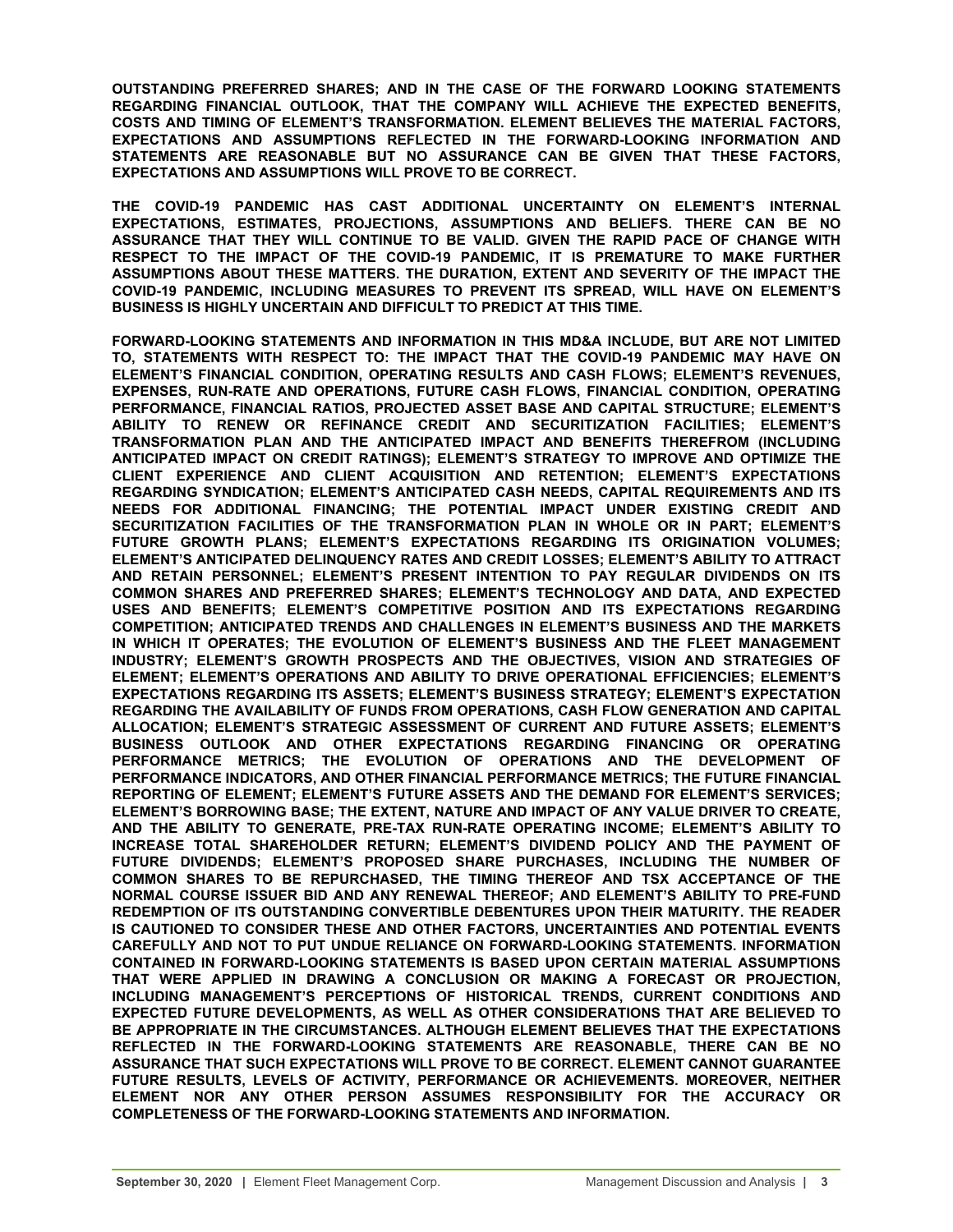**OUTSTANDING PREFERRED SHARES; AND IN THE CASE OF THE FORWARD LOOKING STATEMENTS REGARDING FINANCIAL OUTLOOK, THAT THE COMPANY WILL ACHIEVE THE EXPECTED BENEFITS, COSTS AND TIMING OF ELEMENT'S TRANSFORMATION. ELEMENT BELIEVES THE MATERIAL FACTORS, EXPECTATIONS AND ASSUMPTIONS REFLECTED IN THE FORWARD-LOOKING INFORMATION AND STATEMENTS ARE REASONABLE BUT NO ASSURANCE CAN BE GIVEN THAT THESE FACTORS, EXPECTATIONS AND ASSUMPTIONS WILL PROVE TO BE CORRECT.**

**THE COVID-19 PANDEMIC HAS CAST ADDITIONAL UNCERTAINTY ON ELEMENT'S INTERNAL EXPECTATIONS, ESTIMATES, PROJECTIONS, ASSUMPTIONS AND BELIEFS. THERE CAN BE NO ASSURANCE THAT THEY WILL CONTINUE TO BE VALID. GIVEN THE RAPID PACE OF CHANGE WITH RESPECT TO THE IMPACT OF THE COVID-19 PANDEMIC, IT IS PREMATURE TO MAKE FURTHER ASSUMPTIONS ABOUT THESE MATTERS. THE DURATION, EXTENT AND SEVERITY OF THE IMPACT THE COVID-19 PANDEMIC, INCLUDING MEASURES TO PREVENT ITS SPREAD, WILL HAVE ON ELEMENT'S BUSINESS IS HIGHLY UNCERTAIN AND DIFFICULT TO PREDICT AT THIS TIME.**

**FORWARD-LOOKING STATEMENTS AND INFORMATION IN THIS MD&A INCLUDE, BUT ARE NOT LIMITED TO, STATEMENTS WITH RESPECT TO: THE IMPACT THAT THE COVID-19 PANDEMIC MAY HAVE ON ELEMENT'S FINANCIAL CONDITION, OPERATING RESULTS AND CASH FLOWS; ELEMENT'S REVENUES, EXPENSES, RUN-RATE AND OPERATIONS, FUTURE CASH FLOWS, FINANCIAL CONDITION, OPERATING PERFORMANCE, FINANCIAL RATIOS, PROJECTED ASSET BASE AND CAPITAL STRUCTURE; ELEMENT'S ABILITY TO RENEW OR REFINANCE CREDIT AND SECURITIZATION FACILITIES; ELEMENT'S TRANSFORMATION PLAN AND THE ANTICIPATED IMPACT AND BENEFITS THEREFROM (INCLUDING ANTICIPATED IMPACT ON CREDIT RATINGS); ELEMENT'S STRATEGY TO IMPROVE AND OPTIMIZE THE CLIENT EXPERIENCE AND CLIENT ACQUISITION AND RETENTION; ELEMENT'S EXPECTATIONS REGARDING SYNDICATION; ELEMENT'S ANTICIPATED CASH NEEDS, CAPITAL REQUIREMENTS AND ITS NEEDS FOR ADDITIONAL FINANCING; THE POTENTIAL IMPACT UNDER EXISTING CREDIT AND SECURITIZATION FACILITIES OF THE TRANSFORMATION PLAN IN WHOLE OR IN PART; ELEMENT'S FUTURE GROWTH PLANS; ELEMENT'S EXPECTATIONS REGARDING ITS ORIGINATION VOLUMES; ELEMENT'S ANTICIPATED DELINQUENCY RATES AND CREDIT LOSSES; ELEMENT'S ABILITY TO ATTRACT AND RETAIN PERSONNEL; ELEMENT'S PRESENT INTENTION TO PAY REGULAR DIVIDENDS ON ITS COMMON SHARES AND PREFERRED SHARES; ELEMENT'S TECHNOLOGY AND DATA, AND EXPECTED USES AND BENEFITS; ELEMENT'S COMPETITIVE POSITION AND ITS EXPECTATIONS REGARDING COMPETITION; ANTICIPATED TRENDS AND CHALLENGES IN ELEMENT'S BUSINESS AND THE MARKETS IN WHICH IT OPERATES; THE EVOLUTION OF ELEMENT'S BUSINESS AND THE FLEET MANAGEMENT INDUSTRY; ELEMENT'S GROWTH PROSPECTS AND THE OBJECTIVES, VISION AND STRATEGIES OF ELEMENT; ELEMENT'S OPERATIONS AND ABILITY TO DRIVE OPERATIONAL EFFICIENCIES; ELEMENT'S EXPECTATIONS REGARDING ITS ASSETS; ELEMENT'S BUSINESS STRATEGY; ELEMENT'S EXPECTATION REGARDING THE AVAILABILITY OF FUNDS FROM OPERATIONS, CASH FLOW GENERATION AND CAPITAL ALLOCATION; ELEMENT'S STRATEGIC ASSESSMENT OF CURRENT AND FUTURE ASSETS; ELEMENT'S BUSINESS OUTLOOK AND OTHER EXPECTATIONS REGARDING FINANCING OR OPERATING PERFORMANCE METRICS; THE EVOLUTION OF OPERATIONS AND THE DEVELOPMENT OF PERFORMANCE INDICATORS, AND OTHER FINANCIAL PERFORMANCE METRICS; THE FUTURE FINANCIAL REPORTING OF ELEMENT; ELEMENT'S FUTURE ASSETS AND THE DEMAND FOR ELEMENT'S SERVICES; ELEMENT'S BORROWING BASE; THE EXTENT, NATURE AND IMPACT OF ANY VALUE DRIVER TO CREATE, AND THE ABILITY TO GENERATE, PRE-TAX RUN-RATE OPERATING INCOME; ELEMENT'S ABILITY TO INCREASE TOTAL SHAREHOLDER RETURN; ELEMENT'S DIVIDEND POLICY AND THE PAYMENT OF FUTURE DIVIDENDS; ELEMENT'S PROPOSED SHARE PURCHASES, INCLUDING THE NUMBER OF COMMON SHARES TO BE REPURCHASED, THE TIMING THEREOF AND TSX ACCEPTANCE OF THE NORMAL COURSE ISSUER BID AND ANY RENEWAL THEREOF; AND ELEMENT'S ABILITY TO PRE-FUND REDEMPTION OF ITS OUTSTANDING CONVERTIBLE DEBENTURES UPON THEIR MATURITY. THE READER IS CAUTIONED TO CONSIDER THESE AND OTHER FACTORS, UNCERTAINTIES AND POTENTIAL EVENTS CAREFULLY AND NOT TO PUT UNDUE RELIANCE ON FORWARD-LOOKING STATEMENTS. INFORMATION CONTAINED IN FORWARD-LOOKING STATEMENTS IS BASED UPON CERTAIN MATERIAL ASSUMPTIONS THAT WERE APPLIED IN DRAWING A CONCLUSION OR MAKING A FORECAST OR PROJECTION, INCLUDING MANAGEMENT'S PERCEPTIONS OF HISTORICAL TRENDS, CURRENT CONDITIONS AND EXPECTED FUTURE DEVELOPMENTS, AS WELL AS OTHER CONSIDERATIONS THAT ARE BELIEVED TO BE APPROPRIATE IN THE CIRCUMSTANCES. ALTHOUGH ELEMENT BELIEVES THAT THE EXPECTATIONS REFLECTED IN THE FORWARD-LOOKING STATEMENTS ARE REASONABLE, THERE CAN BE NO ASSURANCE THAT SUCH EXPECTATIONS WILL PROVE TO BE CORRECT. ELEMENT CANNOT GUARANTEE FUTURE RESULTS, LEVELS OF ACTIVITY, PERFORMANCE OR ACHIEVEMENTS. MOREOVER, NEITHER ELEMENT NOR ANY OTHER PERSON ASSUMES RESPONSIBILITY FOR THE ACCURACY OR COMPLETENESS OF THE FORWARD-LOOKING STATEMENTS AND INFORMATION.**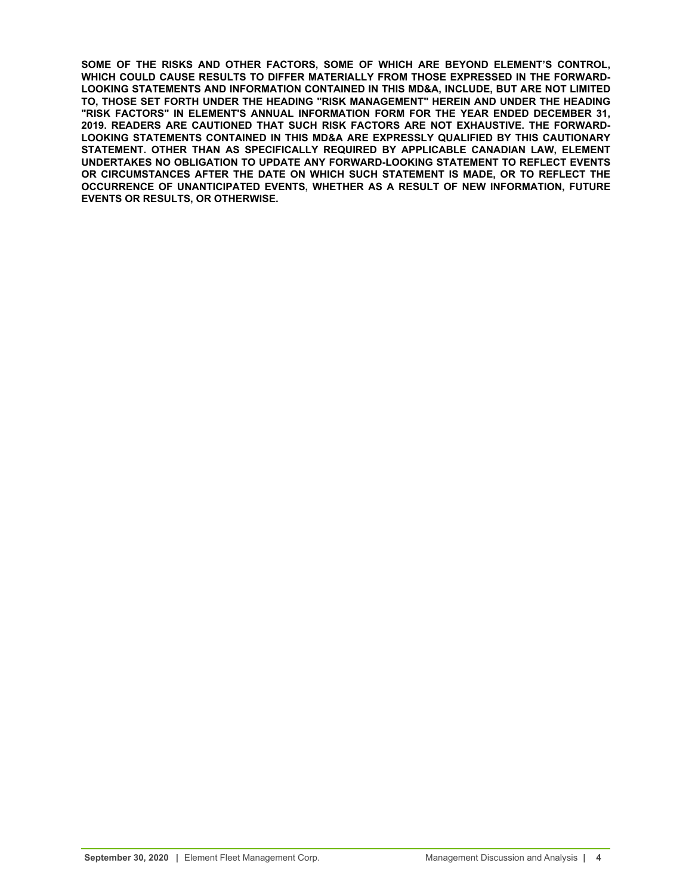**SOME OF THE RISKS AND OTHER FACTORS, SOME OF WHICH ARE BEYOND ELEMENT'S CONTROL, WHICH COULD CAUSE RESULTS TO DIFFER MATERIALLY FROM THOSE EXPRESSED IN THE FORWARD-LOOKING STATEMENTS AND INFORMATION CONTAINED IN THIS MD&A, INCLUDE, BUT ARE NOT LIMITED TO, THOSE SET FORTH UNDER THE HEADING "RISK MANAGEMENT" HEREIN AND UNDER THE HEADING "RISK FACTORS" IN ELEMENT'S ANNUAL INFORMATION FORM FOR THE YEAR ENDED DECEMBER 31, 2019. READERS ARE CAUTIONED THAT SUCH RISK FACTORS ARE NOT EXHAUSTIVE. THE FORWARD-LOOKING STATEMENTS CONTAINED IN THIS MD&A ARE EXPRESSLY QUALIFIED BY THIS CAUTIONARY STATEMENT. OTHER THAN AS SPECIFICALLY REQUIRED BY APPLICABLE CANADIAN LAW, ELEMENT UNDERTAKES NO OBLIGATION TO UPDATE ANY FORWARD-LOOKING STATEMENT TO REFLECT EVENTS OR CIRCUMSTANCES AFTER THE DATE ON WHICH SUCH STATEMENT IS MADE, OR TO REFLECT THE OCCURRENCE OF UNANTICIPATED EVENTS, WHETHER AS A RESULT OF NEW INFORMATION, FUTURE EVENTS OR RESULTS, OR OTHERWISE.**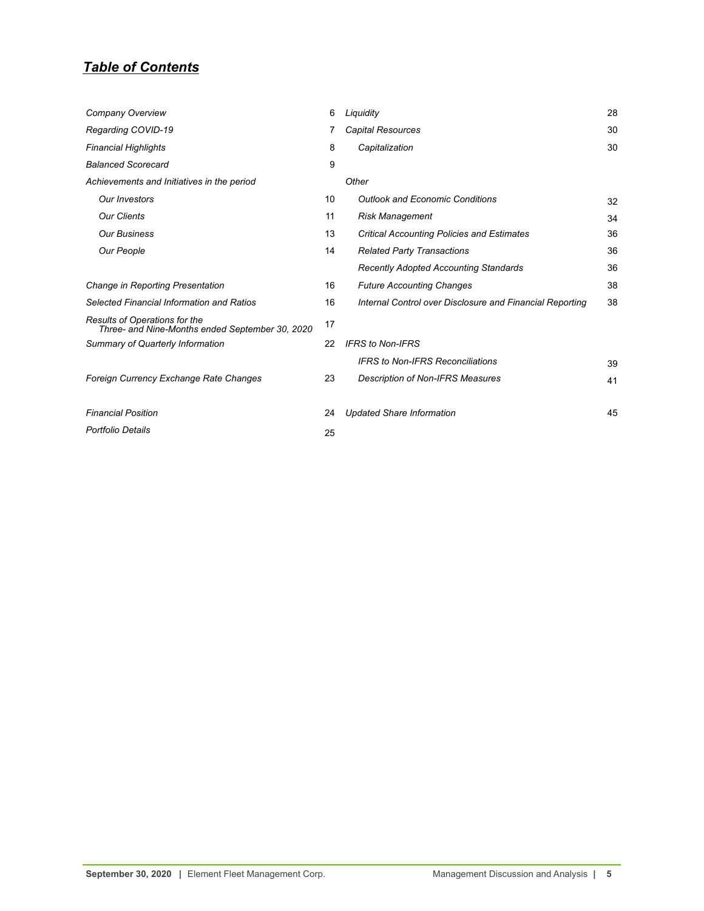## *Table of Contents*

| | | | |
|---|---|---|---|
| *Company Overview* | 6 | *Liquidity* | 28 |
| *Regarding COVID-19* | 7 | *Capital Resources* | 30 |
| *Financial Highlights* | 8 | *Capitalization* | 30 |
| *Balanced Scorecard* | 9 | | |
| *Achievements and Initiatives in the period* | | *Other* | |
| *Our Investors* | 10 | *Outlook and Economic Conditions* | 32 |
| *Our Clients* | 11 | *Risk Management* | 34 |
| *Our Business* | 13 | *Critical Accounting Policies and Estimates* | 36 |
| *Our People* | 14 | *Related Party Transactions* | 36 |
| | | *Recently Adopted Accounting Standards* | 36 |
| *Change in Reporting Presentation* | 16 | *Future Accounting Changes* | 38 |
| *Selected Financial Information and Ratios* | 16 | *Internal Control over Disclosure and Financial Reporting* | 38 |
| *Results of Operations for the Three- and Nine-Months ended September 30, 2020* | 17 | | |
| *Summary of Quarterly Information* | 22 | *IFRS to Non-IFRS* | |
| | | *IFRS to Non-IFRS Reconciliations* | 39 |
| *Foreign Currency Exchange Rate Changes* | 23 | *Description of Non-IFRS Measures* | 41 |
| *Financial Position* | 24 | *Updated Share Information* | 45 |
| *Portfolio Details* | 25 | | |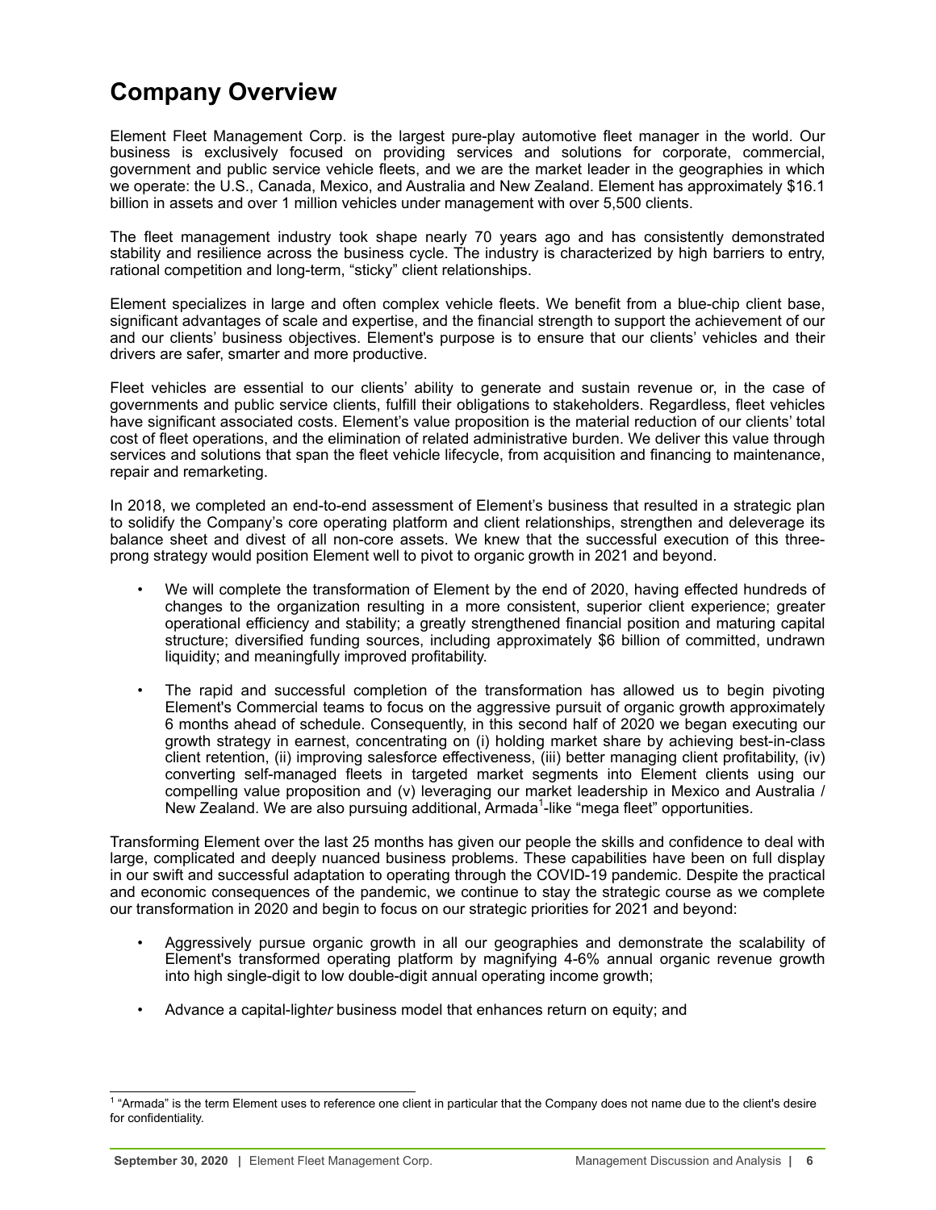# Company Overview

Element Fleet Management Corp. is the largest pure-play automotive fleet manager in the world. Our business is exclusively focused on providing services and solutions for corporate, commercial, government and public service vehicle fleets, and we are the market leader in the geographies in which we operate: the U.S., Canada, Mexico, and Australia and New Zealand. Element has approximately $16.1 billion in assets and over 1 million vehicles under management with over 5,500 clients.

The fleet management industry took shape nearly 70 years ago and has consistently demonstrated stability and resilience across the business cycle. The industry is characterized by high barriers to entry, rational competition and long-term, "sticky" client relationships.

Element specializes in large and often complex vehicle fleets. We benefit from a blue-chip client base, significant advantages of scale and expertise, and the financial strength to support the achievement of our and our clients' business objectives. Element's purpose is to ensure that our clients' vehicles and their drivers are safer, smarter and more productive.

Fleet vehicles are essential to our clients' ability to generate and sustain revenue or, in the case of governments and public service clients, fulfill their obligations to stakeholders. Regardless, fleet vehicles have significant associated costs. Element's value proposition is the material reduction of our clients' total cost of fleet operations, and the elimination of related administrative burden. We deliver this value through services and solutions that span the fleet vehicle lifecycle, from acquisition and financing to maintenance, repair and remarketing.

In 2018, we completed an end-to-end assessment of Element's business that resulted in a strategic plan to solidify the Company's core operating platform and client relationships, strengthen and deleverage its balance sheet and divest of all non-core assets. We knew that the successful execution of this three-prong strategy would position Element well to pivot to organic growth in 2021 and beyond.

- We will complete the transformation of Element by the end of 2020, having effected hundreds of changes to the organization resulting in a more consistent, superior client experience; greater operational efficiency and stability; a greatly strengthened financial position and maturing capital structure; diversified funding sources, including approximately $6 billion of committed, undrawn liquidity; and meaningfully improved profitability.
- The rapid and successful completion of the transformation has allowed us to begin pivoting Element's Commercial teams to focus on the aggressive pursuit of organic growth approximately 6 months ahead of schedule. Consequently, in this second half of 2020 we began executing our growth strategy in earnest, concentrating on (i) holding market share by achieving best-in-class client retention, (ii) improving salesforce effectiveness, (iii) better managing client profitability, (iv) converting self-managed fleets in targeted market segments into Element clients using our compelling value proposition and (v) leveraging our market leadership in Mexico and Australia / New Zealand. We are also pursuing additional, Armada[1]-like "mega fleet" opportunities.

Transforming Element over the last 25 months has given our people the skills and confidence to deal with large, complicated and deeply nuanced business problems. These capabilities have been on full display in our swift and successful adaptation to operating through the COVID-19 pandemic. Despite the practical and economic consequences of the pandemic, we continue to stay the strategic course as we complete our transformation in 2020 and begin to focus on our strategic priorities for 2021 and beyond:

- Aggressively pursue organic growth in all our geographies and demonstrate the scalability of Element's transformed operating platform by magnifying 4-6% annual organic revenue growth into high single-digit to low double-digit annual operating income growth;
- Advance a capital-light*er* business model that enhances return on equity; and

[1] "Armada" is the term Element uses to reference one client in particular that the Company does not name due to the client's desire for confidentiality.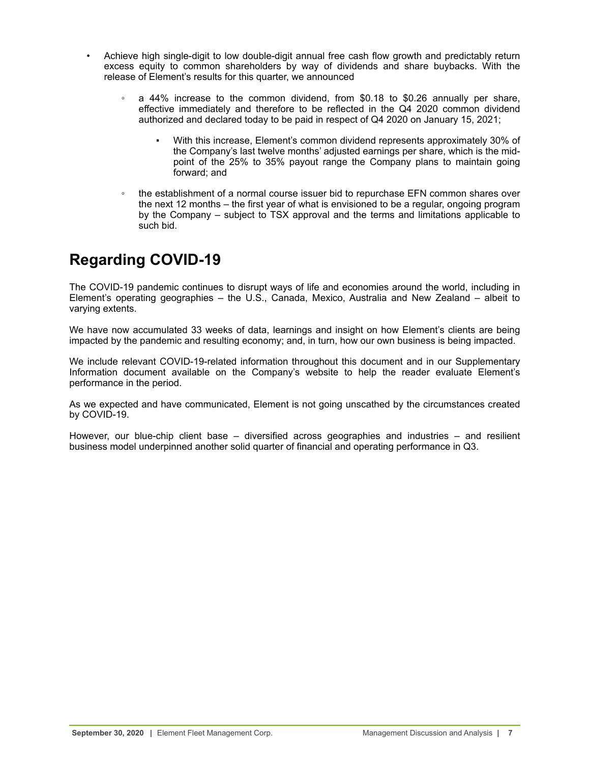- Achieve high single-digit to low double-digit annual free cash flow growth and predictably return excess equity to common shareholders by way of dividends and share buybacks. With the release of Element's results for this quarter, we announced
  - a 44% increase to the common dividend, from $0.18 to $0.26 annually per share, effective immediately and therefore to be reflected in the Q4 2020 common dividend authorized and declared today to be paid in respect of Q4 2020 on January 15, 2021;
    - With this increase, Element's common dividend represents approximately 30% of the Company's last twelve months' adjusted earnings per share, which is the mid-point of the 25% to 35% payout range the Company plans to maintain going forward; and
  - the establishment of a normal course issuer bid to repurchase EFN common shares over the next 12 months – the first year of what is envisioned to be a regular, ongoing program by the Company – subject to TSX approval and the terms and limitations applicable to such bid.

## Regarding COVID-19

The COVID-19 pandemic continues to disrupt ways of life and economies around the world, including in Element's operating geographies – the U.S., Canada, Mexico, Australia and New Zealand – albeit to varying extents.

We have now accumulated 33 weeks of data, learnings and insight on how Element's clients are being impacted by the pandemic and resulting economy; and, in turn, how our own business is being impacted.

We include relevant COVID-19-related information throughout this document and in our Supplementary Information document available on the Company's website to help the reader evaluate Element's performance in the period.

As we expected and have communicated, Element is not going unscathed by the circumstances created by COVID-19.

However, our blue-chip client base – diversified across geographies and industries – and resilient business model underpinned another solid quarter of financial and operating performance in Q3.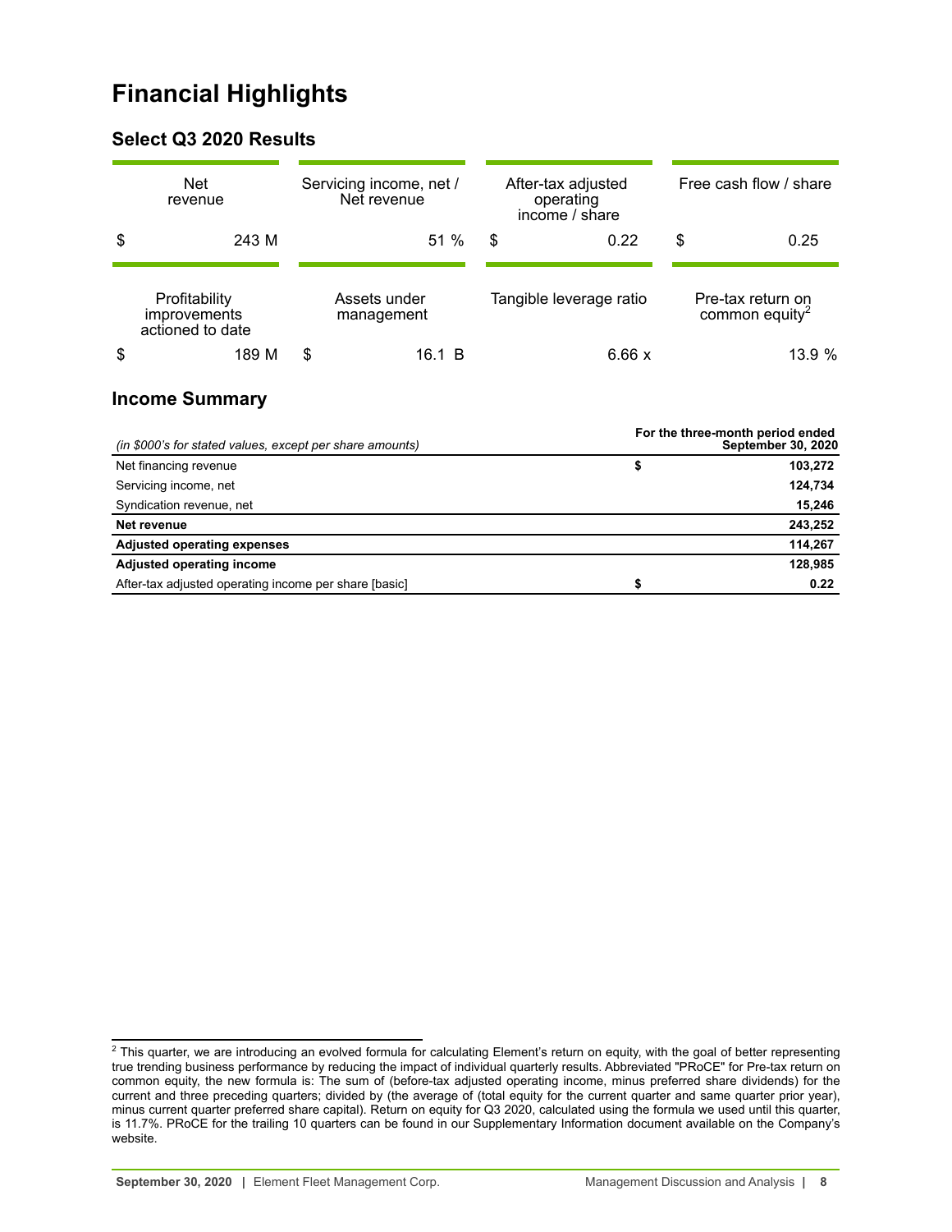# Financial Highlights

## Select Q3 2020 Results

| Net revenue | Servicing income, net / Net revenue | After-tax adjusted operating income / share | Free cash flow / share |
|---|---|---|---|
| $ 243 M | 51 % | $ 0.22 | $ 0.25 |

| Profitability improvements actioned to date | Assets under management | Tangible leverage ratio | Pre-tax return on common equity[2] |
|---|---|---|---|
| $ 189 M | $ 16.1 B | 6.66 x | 13.9 % |

## Income Summary

| *(in $000's for stated values, except per share amounts)* | | **For the three-month period ended September 30, 2020** |
|---|---|---|
| Net financing revenue | $ | **103,272** |
| Servicing income, net | | **124,734** |
| Syndication revenue, net | | **15,246** |
| **Net revenue** | | **243,252** |
| **Adjusted operating expenses** | | **114,267** |
| **Adjusted operating income** | | **128,985** |
| After-tax adjusted operating income per share [basic] | $ | **0.22** |

[2] This quarter, we are introducing an evolved formula for calculating Element's return on equity, with the goal of better representing true trending business performance by reducing the impact of individual quarterly results. Abbreviated "PRoCE" for Pre-tax return on common equity, the new formula is: The sum of (before-tax adjusted operating income, minus preferred share dividends) for the current and three preceding quarters; divided by (the average of (total equity for the current quarter and same quarter prior year), minus current quarter preferred share capital). Return on equity for Q3 2020, calculated using the formula we used until this quarter, is 11.7%. PRoCE for the trailing 10 quarters can be found in our Supplementary Information document available on the Company's website.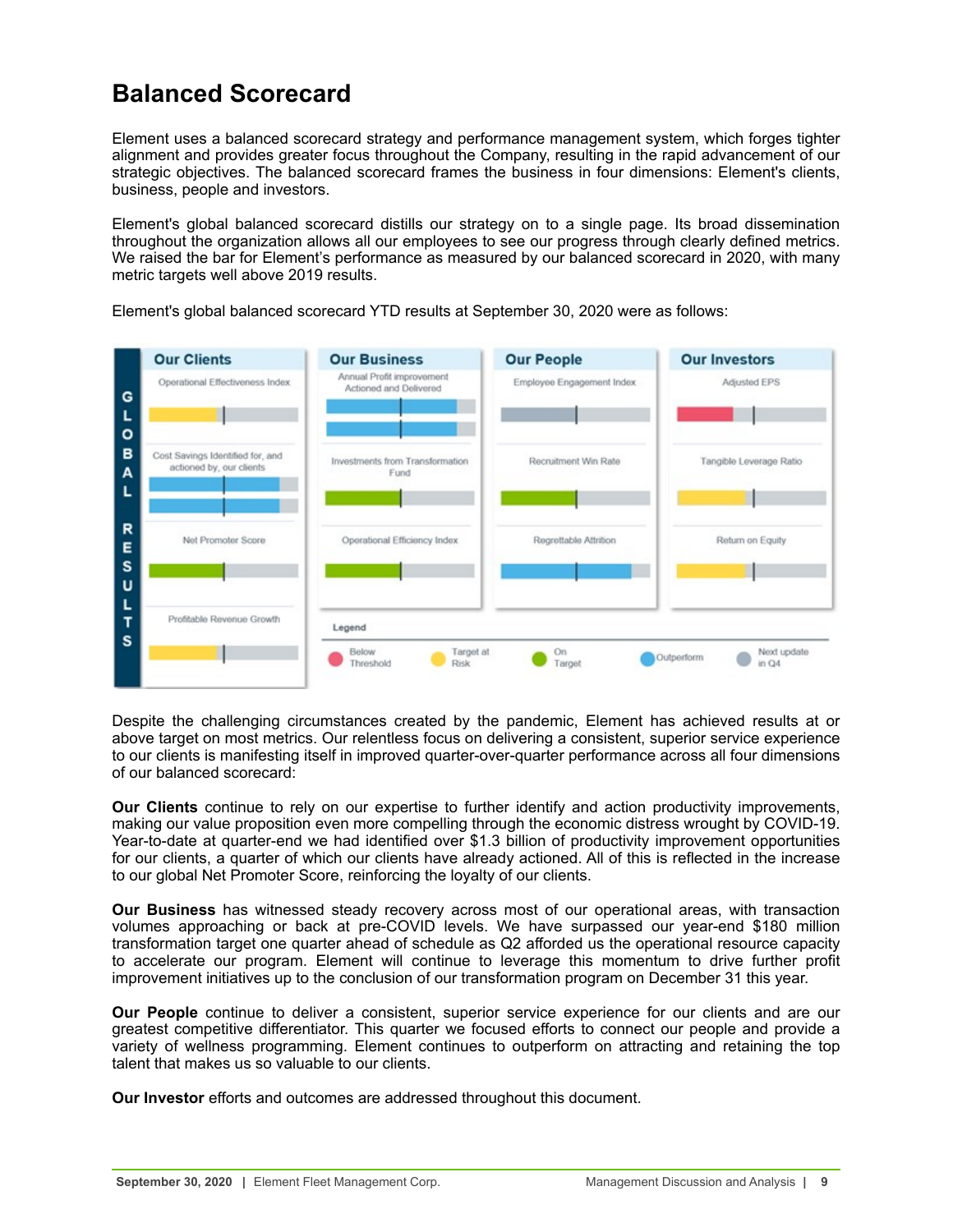## Balanced Scorecard

Element uses a balanced scorecard strategy and performance management system, which forges tighter alignment and provides greater focus throughout the Company, resulting in the rapid advancement of our strategic objectives. The balanced scorecard frames the business in four dimensions: Element's clients, business, people and investors.

Element's global balanced scorecard distills our strategy on to a single page. Its broad dissemination throughout the organization allows all our employees to see our progress through clearly defined metrics. We raised the bar for Element's performance as measured by our balanced scorecard in 2020, with many metric targets well above 2019 results.

Element's global balanced scorecard YTD results at September 30, 2020 were as follows:

**GLOBAL RESULTS**

| Our Clients | Our Business | Our People | Our Investors |
|---|---|---|---|
| Operational Effectiveness Index | Annual Profit improvement Actioned and Delivered | Employee Engagement Index | Adjusted EPS |
| Cost Savings Identified for, and actioned by, our clients | Investments from Transformation Fund | Recruitment Win Rate | Tangible Leverage Ratio |
| Net Promoter Score | Operational Efficiency Index | Regrettable Attrition | Return on Equity |
| Profitable Revenue Growth | | | |

Legend: Below Threshold; Target at Risk; On Target; Outperform; Next update in Q4

Despite the challenging circumstances created by the pandemic, Element has achieved results at or above target on most metrics. Our relentless focus on delivering a consistent, superior service experience to our clients is manifesting itself in improved quarter-over-quarter performance across all four dimensions of our balanced scorecard:

**Our Clients** continue to rely on our expertise to further identify and action productivity improvements, making our value proposition even more compelling through the economic distress wrought by COVID-19. Year-to-date at quarter-end we had identified over $1.3 billion of productivity improvement opportunities for our clients, a quarter of which our clients have already actioned. All of this is reflected in the increase to our global Net Promoter Score, reinforcing the loyalty of our clients.

**Our Business** has witnessed steady recovery across most of our operational areas, with transaction volumes approaching or back at pre-COVID levels. We have surpassed our year-end $180 million transformation target one quarter ahead of schedule as Q2 afforded us the operational resource capacity to accelerate our program. Element will continue to leverage this momentum to drive further profit improvement initiatives up to the conclusion of our transformation program on December 31 this year.

**Our People** continue to deliver a consistent, superior service experience for our clients and are our greatest competitive differentiator. This quarter we focused efforts to connect our people and provide a variety of wellness programming. Element continues to outperform on attracting and retaining the top talent that makes us so valuable to our clients.

**Our Investor** efforts and outcomes are addressed throughout this document.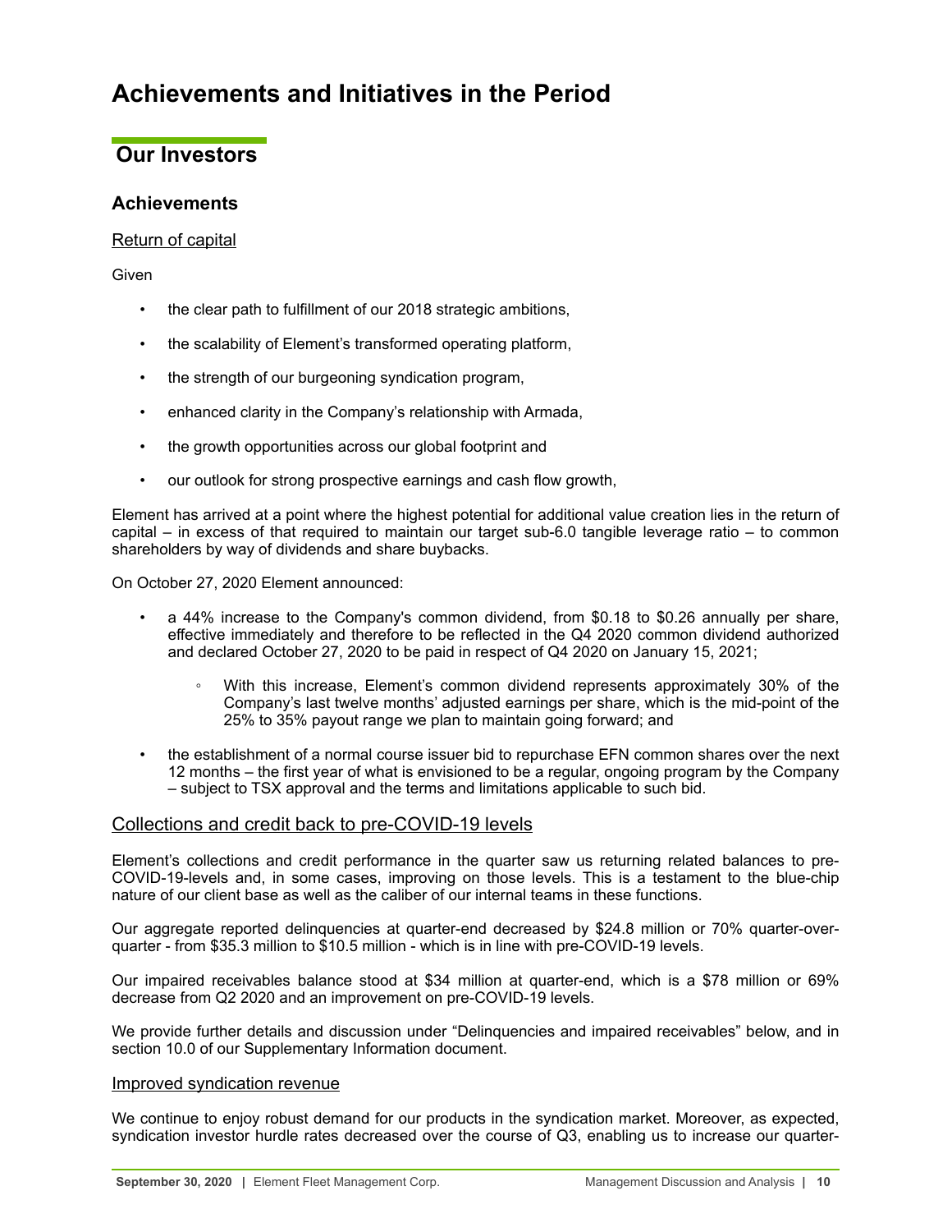# Achievements and Initiatives in the Period

## Our Investors

### Achievements

Return of capital

Given

- the clear path to fulfillment of our 2018 strategic ambitions,
- the scalability of Element's transformed operating platform,
- the strength of our burgeoning syndication program,
- enhanced clarity in the Company's relationship with Armada,
- the growth opportunities across our global footprint and
- our outlook for strong prospective earnings and cash flow growth,

Element has arrived at a point where the highest potential for additional value creation lies in the return of capital – in excess of that required to maintain our target sub-6.0 tangible leverage ratio – to common shareholders by way of dividends and share buybacks.

On October 27, 2020 Element announced:

- a 44% increase to the Company's common dividend, from $0.18 to $0.26 annually per share, effective immediately and therefore to be reflected in the Q4 2020 common dividend authorized and declared October 27, 2020 to be paid in respect of Q4 2020 on January 15, 2021;
  - With this increase, Element's common dividend represents approximately 30% of the Company's last twelve months' adjusted earnings per share, which is the mid-point of the 25% to 35% payout range we plan to maintain going forward; and
- the establishment of a normal course issuer bid to repurchase EFN common shares over the next 12 months – the first year of what is envisioned to be a regular, ongoing program by the Company – subject to TSX approval and the terms and limitations applicable to such bid.

Collections and credit back to pre-COVID-19 levels

Element's collections and credit performance in the quarter saw us returning related balances to pre-COVID-19-levels and, in some cases, improving on those levels. This is a testament to the blue-chip nature of our client base as well as the caliber of our internal teams in these functions.

Our aggregate reported delinquencies at quarter-end decreased by $24.8 million or 70% quarter-over-quarter - from $35.3 million to $10.5 million - which is in line with pre-COVID-19 levels.

Our impaired receivables balance stood at $34 million at quarter-end, which is a $78 million or 69% decrease from Q2 2020 and an improvement on pre-COVID-19 levels.

We provide further details and discussion under "Delinquencies and impaired receivables" below, and in section 10.0 of our Supplementary Information document.

Improved syndication revenue

We continue to enjoy robust demand for our products in the syndication market. Moreover, as expected, syndication investor hurdle rates decreased over the course of Q3, enabling us to increase our quarter-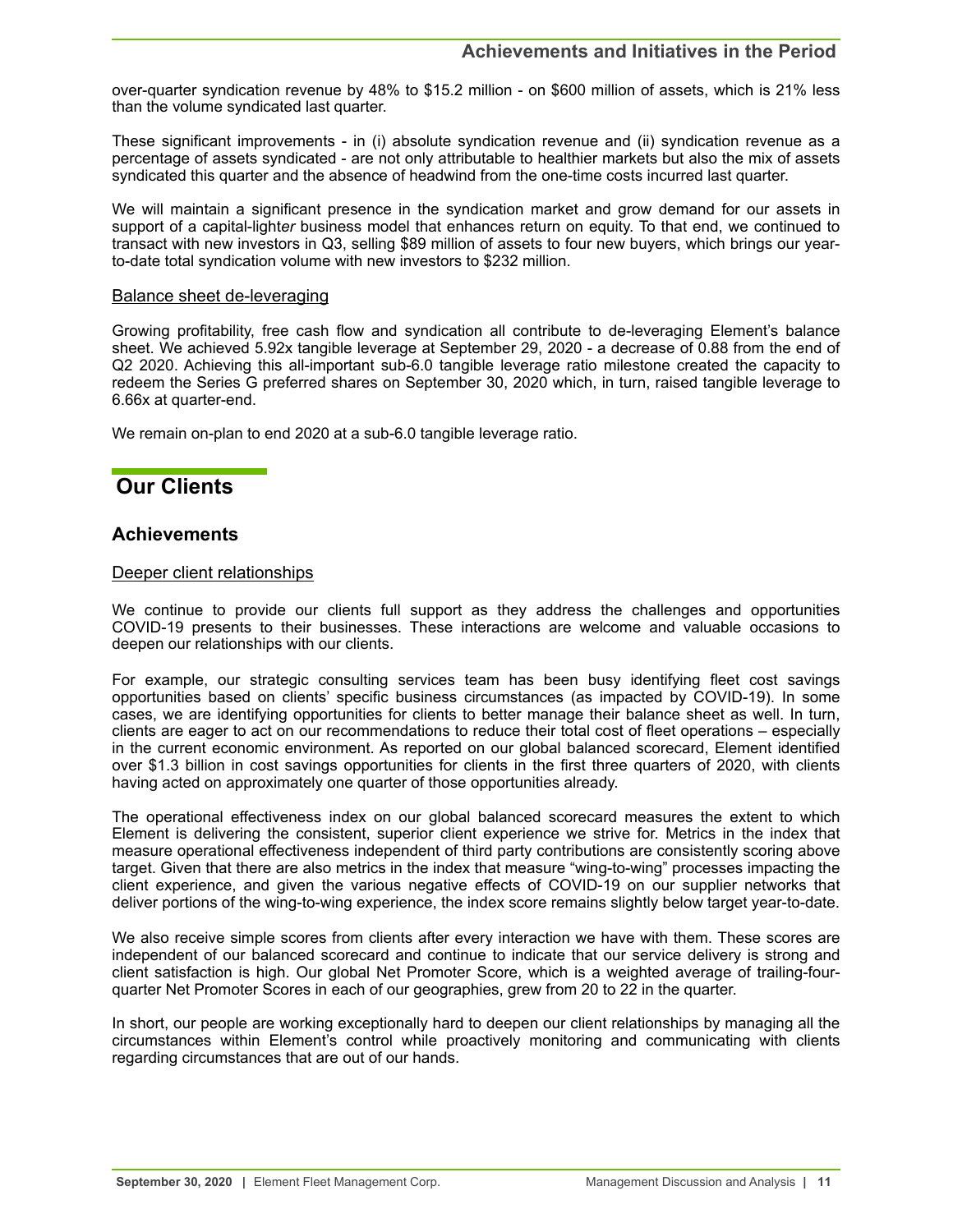over-quarter syndication revenue by 48% to $15.2 million - on $600 million of assets, which is 21% less than the volume syndicated last quarter.

These significant improvements - in (i) absolute syndication revenue and (ii) syndication revenue as a percentage of assets syndicated - are not only attributable to healthier markets but also the mix of assets syndicated this quarter and the absence of headwind from the one-time costs incurred last quarter.

We will maintain a significant presence in the syndication market and grow demand for our assets in support of a capital-light*er* business model that enhances return on equity. To that end, we continued to transact with new investors in Q3, selling $89 million of assets to four new buyers, which brings our year-to-date total syndication volume with new investors to $232 million.

Balance sheet de-leveraging

Growing profitability, free cash flow and syndication all contribute to de-leveraging Element's balance sheet. We achieved 5.92x tangible leverage at September 29, 2020 - a decrease of 0.88 from the end of Q2 2020. Achieving this all-important sub-6.0 tangible leverage ratio milestone created the capacity to redeem the Series G preferred shares on September 30, 2020 which, in turn, raised tangible leverage to 6.66x at quarter-end.

We remain on-plan to end 2020 at a sub-6.0 tangible leverage ratio.

## Our Clients

### Achievements

Deeper client relationships

We continue to provide our clients full support as they address the challenges and opportunities COVID-19 presents to their businesses. These interactions are welcome and valuable occasions to deepen our relationships with our clients.

For example, our strategic consulting services team has been busy identifying fleet cost savings opportunities based on clients' specific business circumstances (as impacted by COVID-19). In some cases, we are identifying opportunities for clients to better manage their balance sheet as well. In turn, clients are eager to act on our recommendations to reduce their total cost of fleet operations – especially in the current economic environment. As reported on our global balanced scorecard, Element identified over $1.3 billion in cost savings opportunities for clients in the first three quarters of 2020, with clients having acted on approximately one quarter of those opportunities already.

The operational effectiveness index on our global balanced scorecard measures the extent to which Element is delivering the consistent, superior client experience we strive for. Metrics in the index that measure operational effectiveness independent of third party contributions are consistently scoring above target. Given that there are also metrics in the index that measure "wing-to-wing" processes impacting the client experience, and given the various negative effects of COVID-19 on our supplier networks that deliver portions of the wing-to-wing experience, the index score remains slightly below target year-to-date.

We also receive simple scores from clients after every interaction we have with them. These scores are independent of our balanced scorecard and continue to indicate that our service delivery is strong and client satisfaction is high. Our global Net Promoter Score, which is a weighted average of trailing-four-quarter Net Promoter Scores in each of our geographies, grew from 20 to 22 in the quarter.

In short, our people are working exceptionally hard to deepen our client relationships by managing all the circumstances within Element's control while proactively monitoring and communicating with clients regarding circumstances that are out of our hands.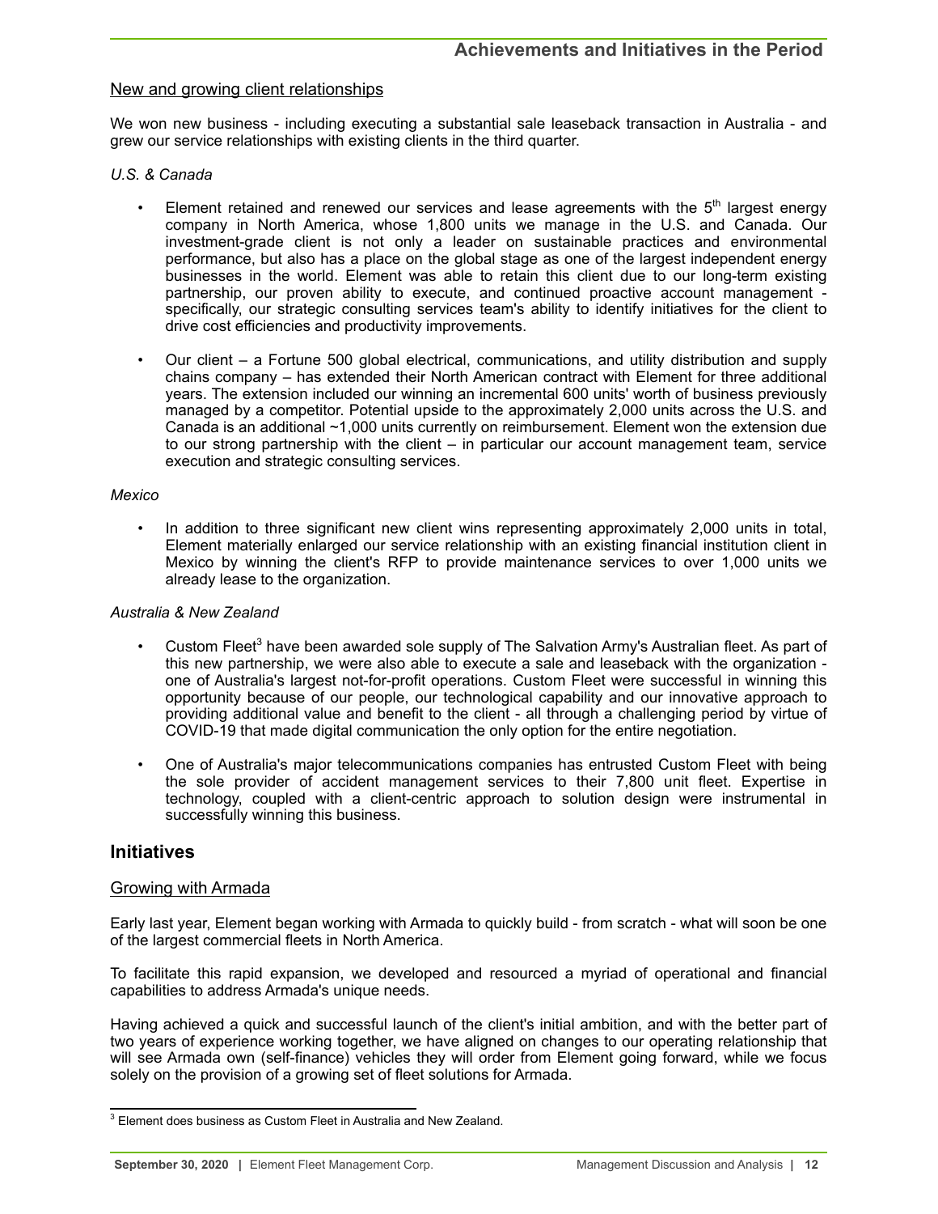## Achievements and Initiatives in the Period

New and growing client relationships

We won new business - including executing a substantial sale leaseback transaction in Australia - and grew our service relationships with existing clients in the third quarter.

*U.S. & Canada*

- Element retained and renewed our services and lease agreements with the 5th largest energy company in North America, whose 1,800 units we manage in the U.S. and Canada. Our investment-grade client is not only a leader on sustainable practices and environmental performance, but also has a place on the global stage as one of the largest independent energy businesses in the world. Element was able to retain this client due to our long-term existing partnership, our proven ability to execute, and continued proactive account management - specifically, our strategic consulting services team's ability to identify initiatives for the client to drive cost efficiencies and productivity improvements.

- Our client – a Fortune 500 global electrical, communications, and utility distribution and supply chains company – has extended their North American contract with Element for three additional years. The extension included our winning an incremental 600 units' worth of business previously managed by a competitor. Potential upside to the approximately 2,000 units across the U.S. and Canada is an additional ~1,000 units currently on reimbursement. Element won the extension due to our strong partnership with the client – in particular our account management team, service execution and strategic consulting services.

*Mexico*

- In addition to three significant new client wins representing approximately 2,000 units in total, Element materially enlarged our service relationship with an existing financial institution client in Mexico by winning the client's RFP to provide maintenance services to over 1,000 units we already lease to the organization.

*Australia & New Zealand*

- Custom Fleet[3] have been awarded sole supply of The Salvation Army's Australian fleet. As part of this new partnership, we were also able to execute a sale and leaseback with the organization - one of Australia's largest not-for-profit operations. Custom Fleet were successful in winning this opportunity because of our people, our technological capability and our innovative approach to providing additional value and benefit to the client - all through a challenging period by virtue of COVID-19 that made digital communication the only option for the entire negotiation.

- One of Australia's major telecommunications companies has entrusted Custom Fleet with being the sole provider of accident management services to their 7,800 unit fleet. Expertise in technology, coupled with a client-centric approach to solution design were instrumental in successfully winning this business.

## Initiatives

Growing with Armada

Early last year, Element began working with Armada to quickly build - from scratch - what will soon be one of the largest commercial fleets in North America.

To facilitate this rapid expansion, we developed and resourced a myriad of operational and financial capabilities to address Armada's unique needs.

Having achieved a quick and successful launch of the client's initial ambition, and with the better part of two years of experience working together, we have aligned on changes to our operating relationship that will see Armada own (self-finance) vehicles they will order from Element going forward, while we focus solely on the provision of a growing set of fleet solutions for Armada.

[3] Element does business as Custom Fleet in Australia and New Zealand.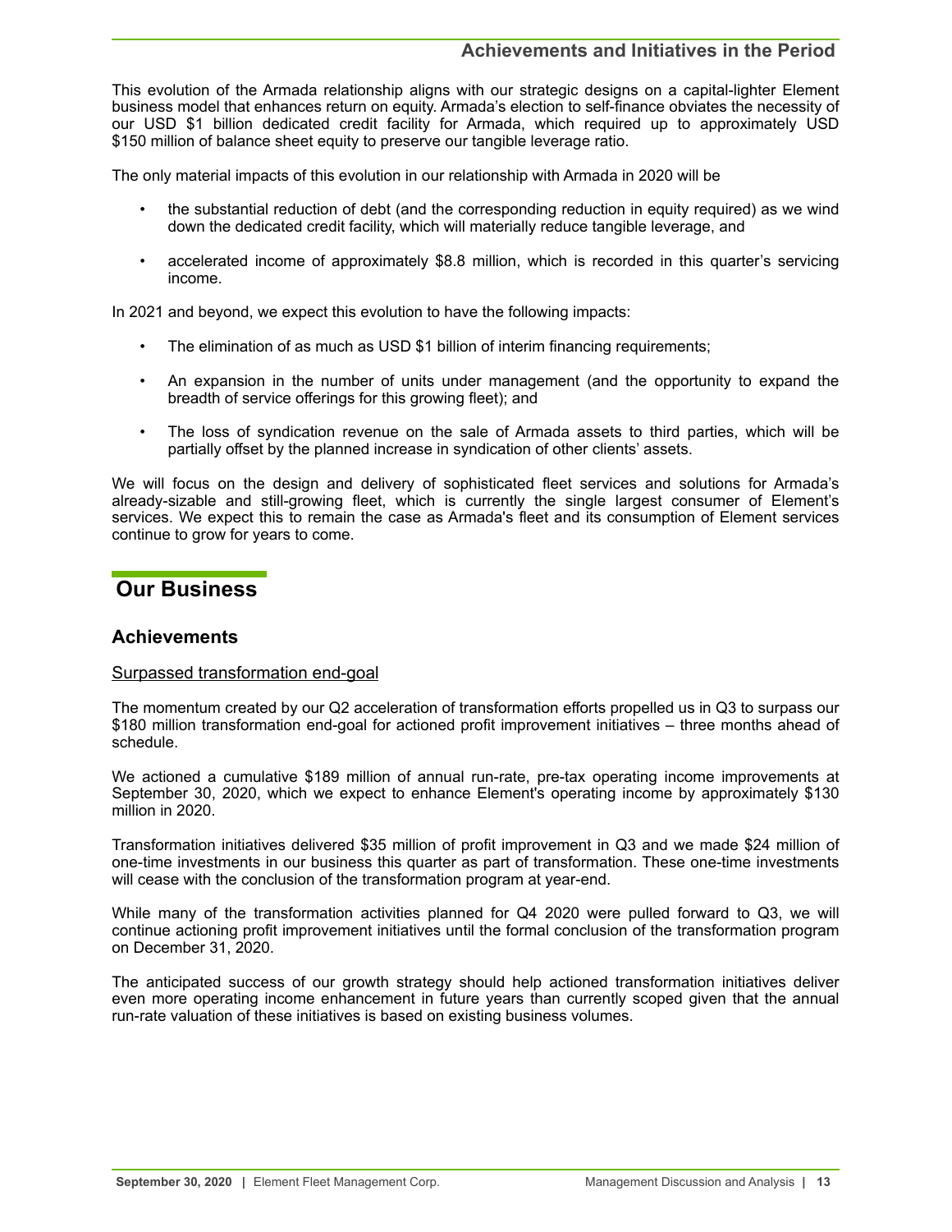This evolution of the Armada relationship aligns with our strategic designs on a capital-lighter Element business model that enhances return on equity. Armada's election to self-finance obviates the necessity of our USD $1 billion dedicated credit facility for Armada, which required up to approximately USD $150 million of balance sheet equity to preserve our tangible leverage ratio.

The only material impacts of this evolution in our relationship with Armada in 2020 will be

- the substantial reduction of debt (and the corresponding reduction in equity required) as we wind down the dedicated credit facility, which will materially reduce tangible leverage, and
- accelerated income of approximately $8.8 million, which is recorded in this quarter's servicing income.

In 2021 and beyond, we expect this evolution to have the following impacts:

- The elimination of as much as USD $1 billion of interim financing requirements;
- An expansion in the number of units under management (and the opportunity to expand the breadth of service offerings for this growing fleet); and
- The loss of syndication revenue on the sale of Armada assets to third parties, which will be partially offset by the planned increase in syndication of other clients' assets.

We will focus on the design and delivery of sophisticated fleet services and solutions for Armada's already-sizable and still-growing fleet, which is currently the single largest consumer of Element's services. We expect this to remain the case as Armada's fleet and its consumption of Element services continue to grow for years to come.

# Our Business

## Achievements

Surpassed transformation end-goal

The momentum created by our Q2 acceleration of transformation efforts propelled us in Q3 to surpass our $180 million transformation end-goal for actioned profit improvement initiatives – three months ahead of schedule.

We actioned a cumulative $189 million of annual run-rate, pre-tax operating income improvements at September 30, 2020, which we expect to enhance Element's operating income by approximately $130 million in 2020.

Transformation initiatives delivered $35 million of profit improvement in Q3 and we made $24 million of one-time investments in our business this quarter as part of transformation. These one-time investments will cease with the conclusion of the transformation program at year-end.

While many of the transformation activities planned for Q4 2020 were pulled forward to Q3, we will continue actioning profit improvement initiatives until the formal conclusion of the transformation program on December 31, 2020.

The anticipated success of our growth strategy should help actioned transformation initiatives deliver even more operating income enhancement in future years than currently scoped given that the annual run-rate valuation of these initiatives is based on existing business volumes.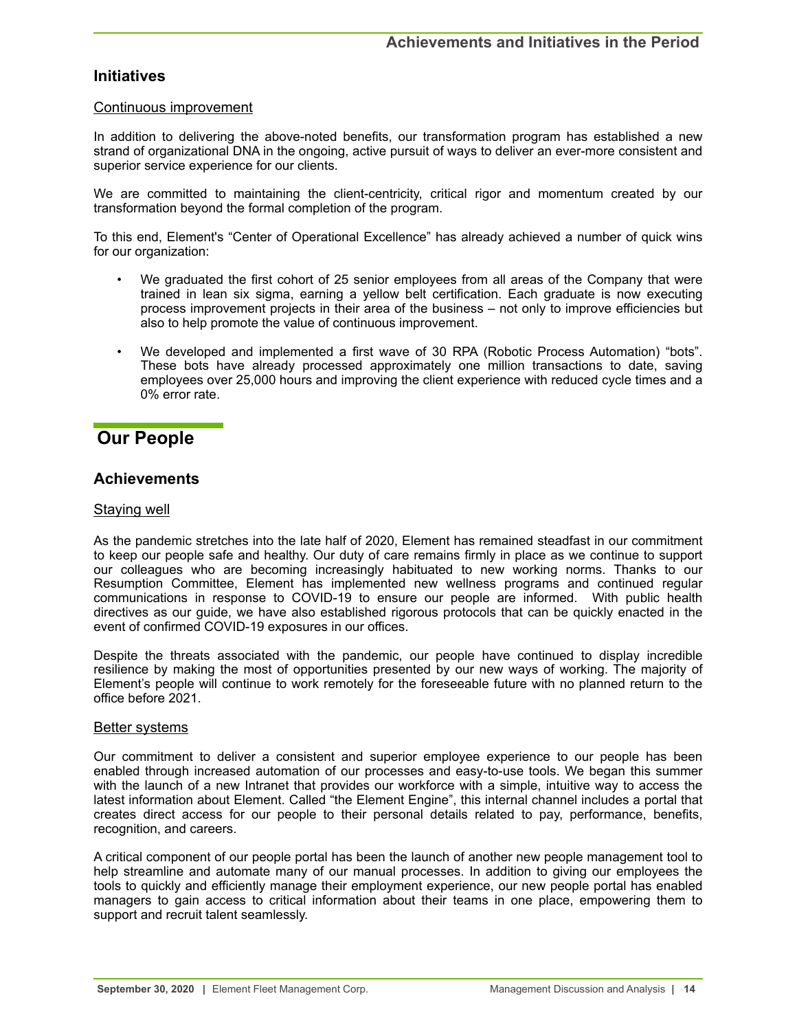## Initiatives

Continuous improvement

In addition to delivering the above-noted benefits, our transformation program has established a new strand of organizational DNA in the ongoing, active pursuit of ways to deliver an ever-more consistent and superior service experience for our clients.

We are committed to maintaining the client-centricity, critical rigor and momentum created by our transformation beyond the formal completion of the program.

To this end, Element's "Center of Operational Excellence" has already achieved a number of quick wins for our organization:

- We graduated the first cohort of 25 senior employees from all areas of the Company that were trained in lean six sigma, earning a yellow belt certification. Each graduate is now executing process improvement projects in their area of the business – not only to improve efficiencies but also to help promote the value of continuous improvement.
- We developed and implemented a first wave of 30 RPA (Robotic Process Automation) "bots". These bots have already processed approximately one million transactions to date, saving employees over 25,000 hours and improving the client experience with reduced cycle times and a 0% error rate.

# Our People

## Achievements

Staying well

As the pandemic stretches into the late half of 2020, Element has remained steadfast in our commitment to keep our people safe and healthy. Our duty of care remains firmly in place as we continue to support our colleagues who are becoming increasingly habituated to new working norms. Thanks to our Resumption Committee, Element has implemented new wellness programs and continued regular communications in response to COVID-19 to ensure our people are informed. With public health directives as our guide, we have also established rigorous protocols that can be quickly enacted in the event of confirmed COVID-19 exposures in our offices.

Despite the threats associated with the pandemic, our people have continued to display incredible resilience by making the most of opportunities presented by our new ways of working. The majority of Element's people will continue to work remotely for the foreseeable future with no planned return to the office before 2021.

Better systems

Our commitment to deliver a consistent and superior employee experience to our people has been enabled through increased automation of our processes and easy-to-use tools. We began this summer with the launch of a new Intranet that provides our workforce with a simple, intuitive way to access the latest information about Element. Called "the Element Engine", this internal channel includes a portal that creates direct access for our people to their personal details related to pay, performance, benefits, recognition, and careers.

A critical component of our people portal has been the launch of another new people management tool to help streamline and automate many of our manual processes. In addition to giving our employees the tools to quickly and efficiently manage their employment experience, our new people portal has enabled managers to gain access to critical information about their teams in one place, empowering them to support and recruit talent seamlessly.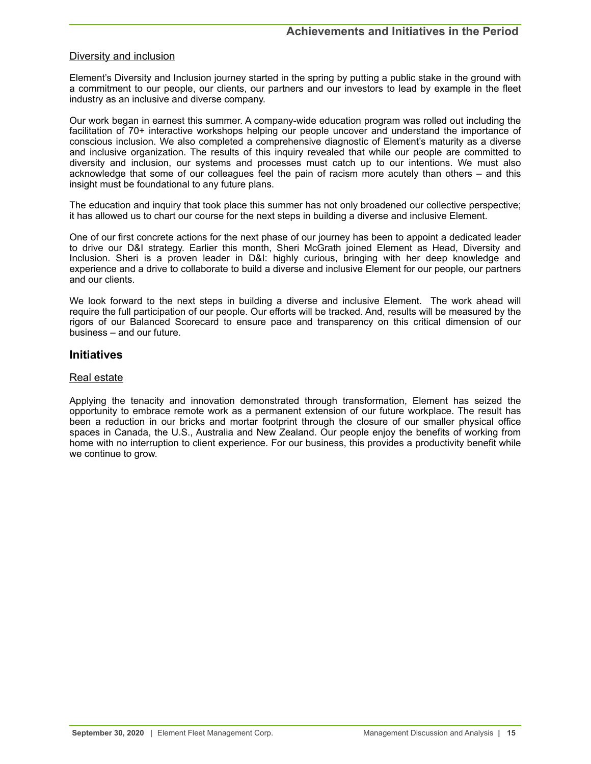### Diversity and inclusion

Element's Diversity and Inclusion journey started in the spring by putting a public stake in the ground with a commitment to our people, our clients, our partners and our investors to lead by example in the fleet industry as an inclusive and diverse company.

Our work began in earnest this summer. A company-wide education program was rolled out including the facilitation of 70+ interactive workshops helping our people uncover and understand the importance of conscious inclusion. We also completed a comprehensive diagnostic of Element's maturity as a diverse and inclusive organization. The results of this inquiry revealed that while our people are committed to diversity and inclusion, our systems and processes must catch up to our intentions. We must also acknowledge that some of our colleagues feel the pain of racism more acutely than others – and this insight must be foundational to any future plans.

The education and inquiry that took place this summer has not only broadened our collective perspective; it has allowed us to chart our course for the next steps in building a diverse and inclusive Element.

One of our first concrete actions for the next phase of our journey has been to appoint a dedicated leader to drive our D&I strategy. Earlier this month, Sheri McGrath joined Element as Head, Diversity and Inclusion. Sheri is a proven leader in D&I: highly curious, bringing with her deep knowledge and experience and a drive to collaborate to build a diverse and inclusive Element for our people, our partners and our clients.

We look forward to the next steps in building a diverse and inclusive Element. The work ahead will require the full participation of our people. Our efforts will be tracked. And, results will be measured by the rigors of our Balanced Scorecard to ensure pace and transparency on this critical dimension of our business – and our future.

## Initiatives

### Real estate

Applying the tenacity and innovation demonstrated through transformation, Element has seized the opportunity to embrace remote work as a permanent extension of our future workplace. The result has been a reduction in our bricks and mortar footprint through the closure of our smaller physical office spaces in Canada, the U.S., Australia and New Zealand. Our people enjoy the benefits of working from home with no interruption to client experience. For our business, this provides a productivity benefit while we continue to grow.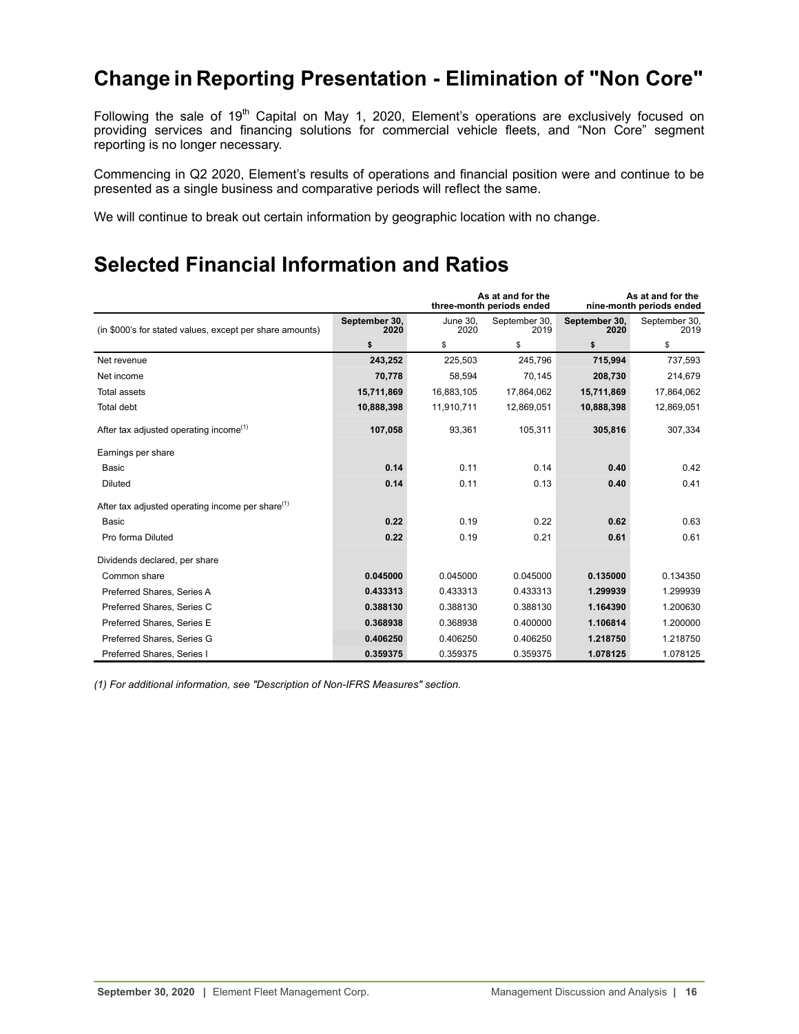# Change in Reporting Presentation - Elimination of "Non Core"

Following the sale of 19th Capital on May 1, 2020, Element's operations are exclusively focused on providing services and financing solutions for commercial vehicle fleets, and "Non Core" segment reporting is no longer necessary.

Commencing in Q2 2020, Element's results of operations and financial position were and continue to be presented as a single business and comparative periods will reflect the same.

We will continue to break out certain information by geographic location with no change.

# Selected Financial Information and Ratios

| | As at and for the three-month periods ended | | | As at and for the nine-month periods ended | |
|---|---|---|---|---|---|
| (in $000's for stated values, except per share amounts) | **September 30, 2020** | June 30, 2020 | September 30, 2019 | **September 30, 2020** | September 30, 2019 |
| | **$** | $ | $ | **$** | $ |
| Net revenue | **243,252** | 225,503 | 245,796 | **715,994** | 737,593 |
| Net income | **70,778** | 58,594 | 70,145 | **208,730** | 214,679 |
| Total assets | **15,711,869** | 16,883,105 | 17,864,062 | **15,711,869** | 17,864,062 |
| Total debt | **10,888,398** | 11,910,711 | 12,869,051 | **10,888,398** | 12,869,051 |
| After tax adjusted operating income(1) | **107,058** | 93,361 | 105,311 | **305,816** | 307,334 |
| Earnings per share | | | | | |
| Basic | **0.14** | 0.11 | 0.14 | **0.40** | 0.42 |
| Diluted | **0.14** | 0.11 | 0.13 | **0.40** | 0.41 |
| After tax adjusted operating income per share(1) | | | | | |
| Basic | **0.22** | 0.19 | 0.22 | **0.62** | 0.63 |
| Pro forma Diluted | **0.22** | 0.19 | 0.21 | **0.61** | 0.61 |
| Dividends declared, per share | | | | | |
| Common share | **0.045000** | 0.045000 | 0.045000 | **0.135000** | 0.134350 |
| Preferred Shares, Series A | **0.433313** | 0.433313 | 0.433313 | **1.299939** | 1.299939 |
| Preferred Shares, Series C | **0.388130** | 0.388130 | 0.388130 | **1.164390** | 1.200630 |
| Preferred Shares, Series E | **0.368938** | 0.368938 | 0.400000 | **1.106814** | 1.200000 |
| Preferred Shares, Series G | **0.406250** | 0.406250 | 0.406250 | **1.218750** | 1.218750 |
| Preferred Shares, Series I | **0.359375** | 0.359375 | 0.359375 | **1.078125** | 1.078125 |

*(1) For additional information, see "Description of Non-IFRS Measures" section.*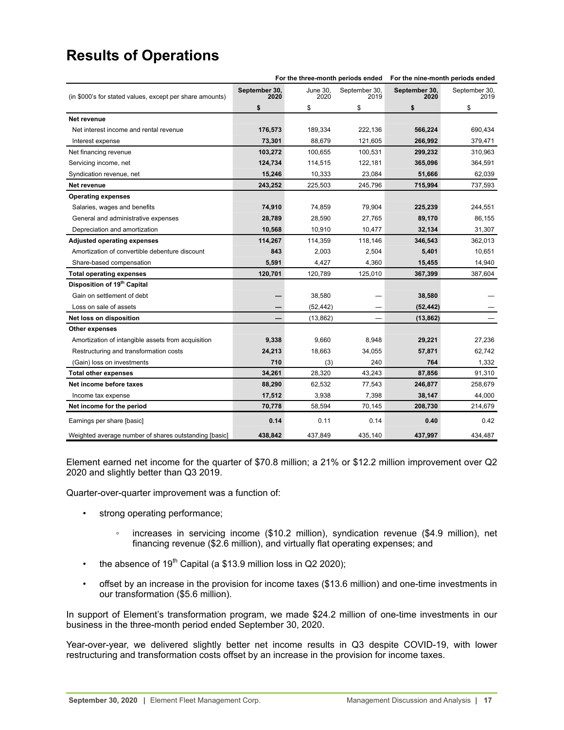# Results of Operations

| (in $000's for stated values, except per share amounts) | For the three-month periods ended | | | For the nine-month periods ended | |
|---|---|---|---|---|---|
| | **September 30, 2020** | June 30, 2020 | September 30, 2019 | **September 30, 2020** | September 30, 2019 |
| | **$** | $ | $ | **$** | $ |
| **Net revenue** | | | | | |
| Net interest income and rental revenue | **176,573** | 189,334 | 222,136 | **566,224** | 690,434 |
| Interest expense | **73,301** | 88,679 | 121,605 | **266,992** | 379,471 |
| Net financing revenue | **103,272** | 100,655 | 100,531 | **299,232** | 310,963 |
| Servicing income, net | **124,734** | 114,515 | 122,181 | **365,096** | 364,591 |
| Syndication revenue, net | **15,246** | 10,333 | 23,084 | **51,666** | 62,039 |
| **Net revenue** | **243,252** | 225,503 | 245,796 | **715,994** | 737,593 |
| **Operating expenses** | | | | | |
| Salaries, wages and benefits | **74,910** | 74,859 | 79,904 | **225,239** | 244,551 |
| General and administrative expenses | **28,789** | 28,590 | 27,765 | **89,170** | 86,155 |
| Depreciation and amortization | **10,568** | 10,910 | 10,477 | **32,134** | 31,307 |
| **Adjusted operating expenses** | **114,267** | 114,359 | 118,146 | **346,543** | 362,013 |
| Amortization of convertible debenture discount | **843** | 2,003 | 2,504 | **5,401** | 10,651 |
| Share-based compensation | **5,591** | 4,427 | 4,360 | **15,455** | 14,940 |
| **Total operating expenses** | **120,701** | 120,789 | 125,010 | **367,399** | 387,604 |
| **Disposition of 19th Capital** | | | | | |
| Gain on settlement of debt | **—** | 38,580 | — | **38,580** | — |
| Loss on sale of assets | **—** | (52,442) | — | **(52,442)** | — |
| **Net loss on disposition** | **—** | (13,862) | — | **(13,862)** | — |
| **Other expenses** | | | | | |
| Amortization of intangible assets from acquisition | **9,338** | 9,660 | 8,948 | **29,221** | 27,236 |
| Restructuring and transformation costs | **24,213** | 18,663 | 34,055 | **57,871** | 62,742 |
| (Gain) loss on investments | **710** | (3) | 240 | **764** | 1,332 |
| **Total other expenses** | **34,261** | 28,320 | 43,243 | **87,856** | 91,310 |
| **Net income before taxes** | **88,290** | 62,532 | 77,543 | **246,877** | 258,679 |
| Income tax expense | **17,512** | 3,938 | 7,398 | **38,147** | 44,000 |
| **Net income for the period** | **70,778** | 58,594 | 70,145 | **208,730** | 214,679 |
| Earnings per share [basic] | **0.14** | 0.11 | 0.14 | **0.40** | 0.42 |
| Weighted average number of shares outstanding [basic] | **438,842** | 437,849 | 435,140 | **437,997** | 434,487 |

Element earned net income for the quarter of $70.8 million; a 21% or $12.2 million improvement over Q2 2020 and slightly better than Q3 2019.

Quarter-over-quarter improvement was a function of:

- strong operating performance;
  - increases in servicing income ($10.2 million), syndication revenue ($4.9 million), net financing revenue ($2.6 million), and virtually flat operating expenses; and
- the absence of 19th Capital (a $13.9 million loss in Q2 2020);
- offset by an increase in the provision for income taxes ($13.6 million) and one-time investments in our transformation ($5.6 million).

In support of Element's transformation program, we made $24.2 million of one-time investments in our business in the three-month period ended September 30, 2020.

Year-over-year, we delivered slightly better net income results in Q3 despite COVID-19, with lower restructuring and transformation costs offset by an increase in the provision for income taxes.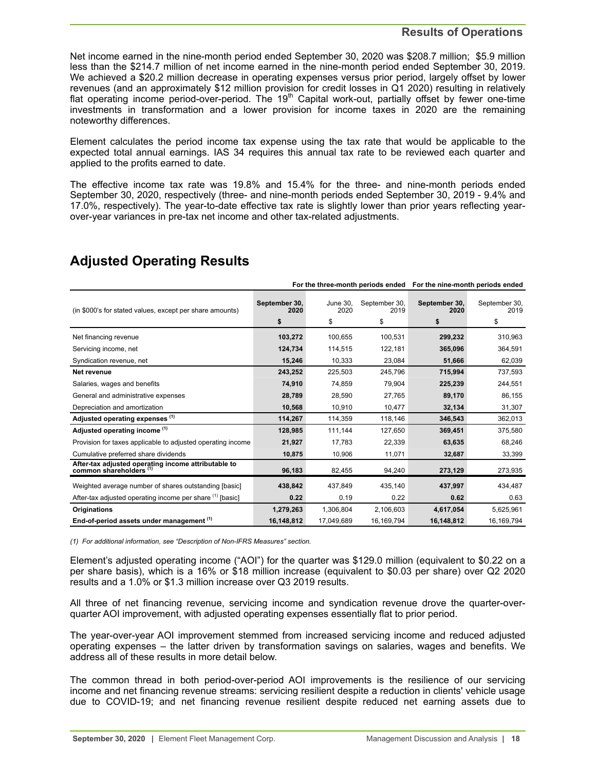## Results of Operations

Net income earned in the nine-month period ended September 30, 2020 was $208.7 million; $5.9 million less than the $214.7 million of net income earned in the nine-month period ended September 30, 2019. We achieved a $20.2 million decrease in operating expenses versus prior period, largely offset by lower revenues (and an approximately $12 million provision for credit losses in Q1 2020) resulting in relatively flat operating income period-over-period. The 19th Capital work-out, partially offset by fewer one-time investments in transformation and a lower provision for income taxes in 2020 are the remaining noteworthy differences.

Element calculates the period income tax expense using the tax rate that would be applicable to the expected total annual earnings. IAS 34 requires this annual tax rate to be reviewed each quarter and applied to the profits earned to date.

The effective income tax rate was 19.8% and 15.4% for the three- and nine-month periods ended September 30, 2020, respectively (three- and nine-month periods ended September 30, 2019 - 9.4% and 17.0%, respectively). The year-to-date effective tax rate is slightly lower than prior years reflecting year-over-year variances in pre-tax net income and other tax-related adjustments.

# Adjusted Operating Results

| | For the three-month periods ended | | | For the nine-month periods ended | |
|---|---|---|---|---|---|
| (in $000's for stated values, except per share amounts) | **September 30, 2020** | June 30, 2020 | September 30, 2019 | **September 30, 2020** | September 30, 2019 |
| | **$** | $ | $ | **$** | $ |
| Net financing revenue | **103,272** | 100,655 | 100,531 | **299,232** | 310,963 |
| Servicing income, net | **124,734** | 114,515 | 122,181 | **365,096** | 364,591 |
| Syndication revenue, net | **15,246** | 10,333 | 23,084 | **51,666** | 62,039 |
| **Net revenue** | **243,252** | 225,503 | 245,796 | **715,994** | 737,593 |
| Salaries, wages and benefits | **74,910** | 74,859 | 79,904 | **225,239** | 244,551 |
| General and administrative expenses | **28,789** | 28,590 | 27,765 | **89,170** | 86,155 |
| Depreciation and amortization | **10,568** | 10,910 | 10,477 | **32,134** | 31,307 |
| **Adjusted operating expenses (1)** | **114,267** | 114,359 | 118,146 | **346,543** | 362,013 |
| **Adjusted operating income (1)** | **128,985** | 111,144 | 127,650 | **369,451** | 375,580 |
| Provision for taxes applicable to adjusted operating income | **21,927** | 17,783 | 22,339 | **63,635** | 68,246 |
| Cumulative preferred share dividends | **10,875** | 10,906 | 11,071 | **32,687** | 33,399 |
| **After-tax adjusted operating income attributable to common shareholders (1)** | **96,183** | 82,455 | 94,240 | **273,129** | 273,935 |
| Weighted average number of shares outstanding [basic] | **438,842** | 437,849 | 435,140 | **437,997** | 434,487 |
| After-tax adjusted operating income per share (1) [basic] | **0.22** | 0.19 | 0.22 | **0.62** | 0.63 |
| **Originations** | **1,279,263** | 1,306,804 | 2,106,603 | **4,617,054** | 5,625,961 |
| **End-of-period assets under management (1)** | **16,148,812** | 17,049,689 | 16,169,794 | **16,148,812** | 16,169,794 |

*(1) For additional information, see "Description of Non-IFRS Measures" section.*

Element's adjusted operating income ("AOI") for the quarter was $129.0 million (equivalent to $0.22 on a per share basis), which is a 16% or $18 million increase (equivalent to $0.03 per share) over Q2 2020 results and a 1.0% or $1.3 million increase over Q3 2019 results.

All three of net financing revenue, servicing income and syndication revenue drove the quarter-over-quarter AOI improvement, with adjusted operating expenses essentially flat to prior period.

The year-over-year AOI improvement stemmed from increased servicing income and reduced adjusted operating expenses – the latter driven by transformation savings on salaries, wages and benefits. We address all of these results in more detail below.

The common thread in both period-over-period AOI improvements is the resilience of our servicing income and net financing revenue streams: servicing resilient despite a reduction in clients' vehicle usage due to COVID-19; and net financing revenue resilient despite reduced net earning assets due to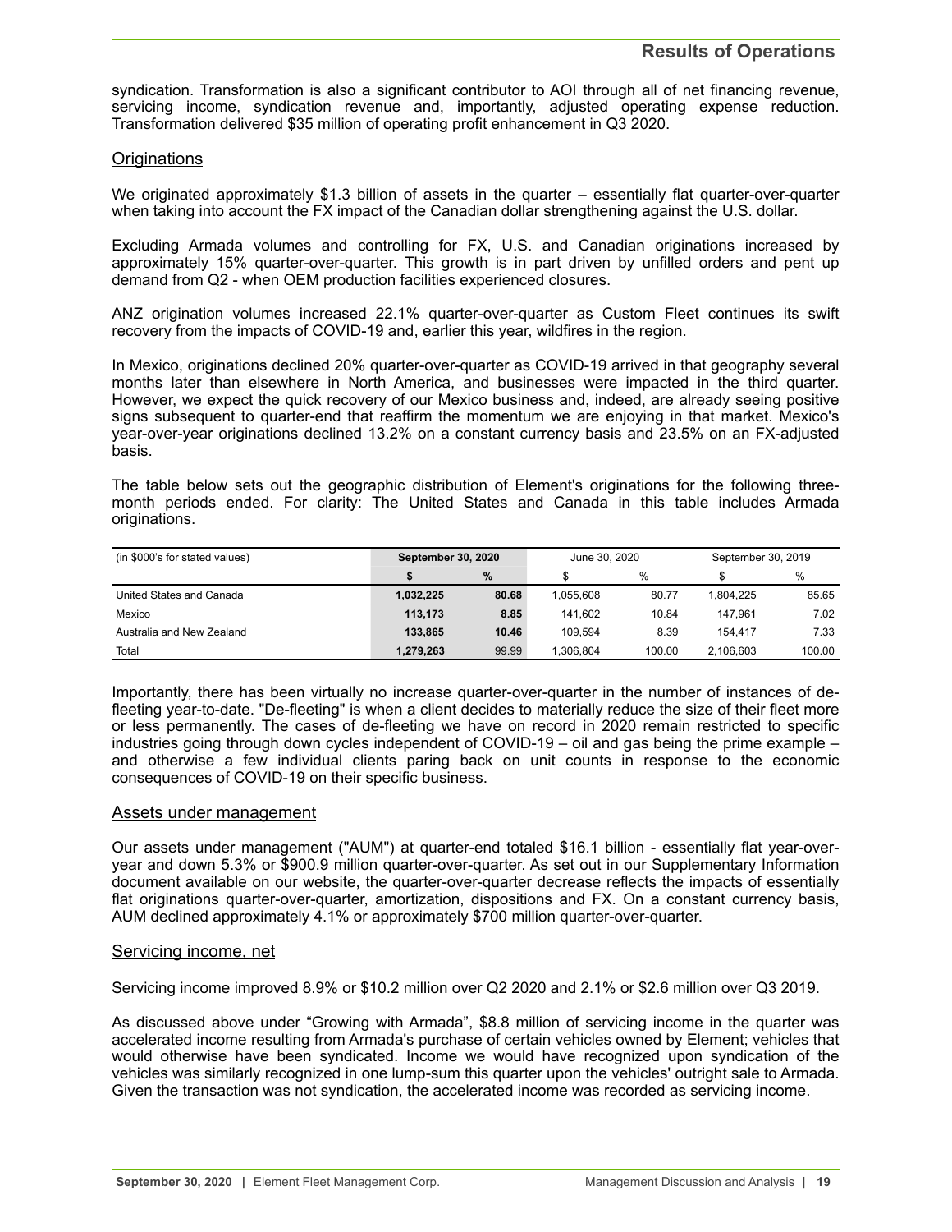syndication. Transformation is also a significant contributor to AOI through all of net financing revenue, servicing income, syndication revenue and, importantly, adjusted operating expense reduction. Transformation delivered $35 million of operating profit enhancement in Q3 2020.

## Originations

We originated approximately $1.3 billion of assets in the quarter – essentially flat quarter-over-quarter when taking into account the FX impact of the Canadian dollar strengthening against the U.S. dollar.

Excluding Armada volumes and controlling for FX, U.S. and Canadian originations increased by approximately 15% quarter-over-quarter. This growth is in part driven by unfilled orders and pent up demand from Q2 - when OEM production facilities experienced closures.

ANZ origination volumes increased 22.1% quarter-over-quarter as Custom Fleet continues its swift recovery from the impacts of COVID-19 and, earlier this year, wildfires in the region.

In Mexico, originations declined 20% quarter-over-quarter as COVID-19 arrived in that geography several months later than elsewhere in North America, and businesses were impacted in the third quarter. However, we expect the quick recovery of our Mexico business and, indeed, are already seeing positive signs subsequent to quarter-end that reaffirm the momentum we are enjoying in that market. Mexico's year-over-year originations declined 13.2% on a constant currency basis and 23.5% on an FX-adjusted basis.

The table below sets out the geographic distribution of Element's originations for the following three-month periods ended. For clarity: The United States and Canada in this table includes Armada originations.

| (in $000's for stated values) | **September 30, 2020** | | June 30, 2020 | | September 30, 2019 | |
|---|---|---|---|---|---|---|
| | **$** | **%** | $ | % | $ | % |
| United States and Canada | **1,032,225** | **80.68** | 1,055,608 | 80.77 | 1,804,225 | 85.65 |
| Mexico | **113,173** | **8.85** | 141,602 | 10.84 | 147,961 | 7.02 |
| Australia and New Zealand | **133,865** | **10.46** | 109,594 | 8.39 | 154,417 | 7.33 |
| Total | **1,279,263** | 99.99 | 1,306,804 | 100.00 | 2,106,603 | 100.00 |

Importantly, there has been virtually no increase quarter-over-quarter in the number of instances of de-fleeting year-to-date. "De-fleeting" is when a client decides to materially reduce the size of their fleet more or less permanently. The cases of de-fleeting we have on record in 2020 remain restricted to specific industries going through down cycles independent of COVID-19 – oil and gas being the prime example – and otherwise a few individual clients paring back on unit counts in response to the economic consequences of COVID-19 on their specific business.

## Assets under management

Our assets under management ("AUM") at quarter-end totaled $16.1 billion - essentially flat year-over-year and down 5.3% or $900.9 million quarter-over-quarter. As set out in our Supplementary Information document available on our website, the quarter-over-quarter decrease reflects the impacts of essentially flat originations quarter-over-quarter, amortization, dispositions and FX. On a constant currency basis, AUM declined approximately 4.1% or approximately $700 million quarter-over-quarter.

## Servicing income, net

Servicing income improved 8.9% or $10.2 million over Q2 2020 and 2.1% or $2.6 million over Q3 2019.

As discussed above under "Growing with Armada", $8.8 million of servicing income in the quarter was accelerated income resulting from Armada's purchase of certain vehicles owned by Element; vehicles that would otherwise have been syndicated. Income we would have recognized upon syndication of the vehicles was similarly recognized in one lump-sum this quarter upon the vehicles' outright sale to Armada. Given the transaction was not syndication, the accelerated income was recorded as servicing income.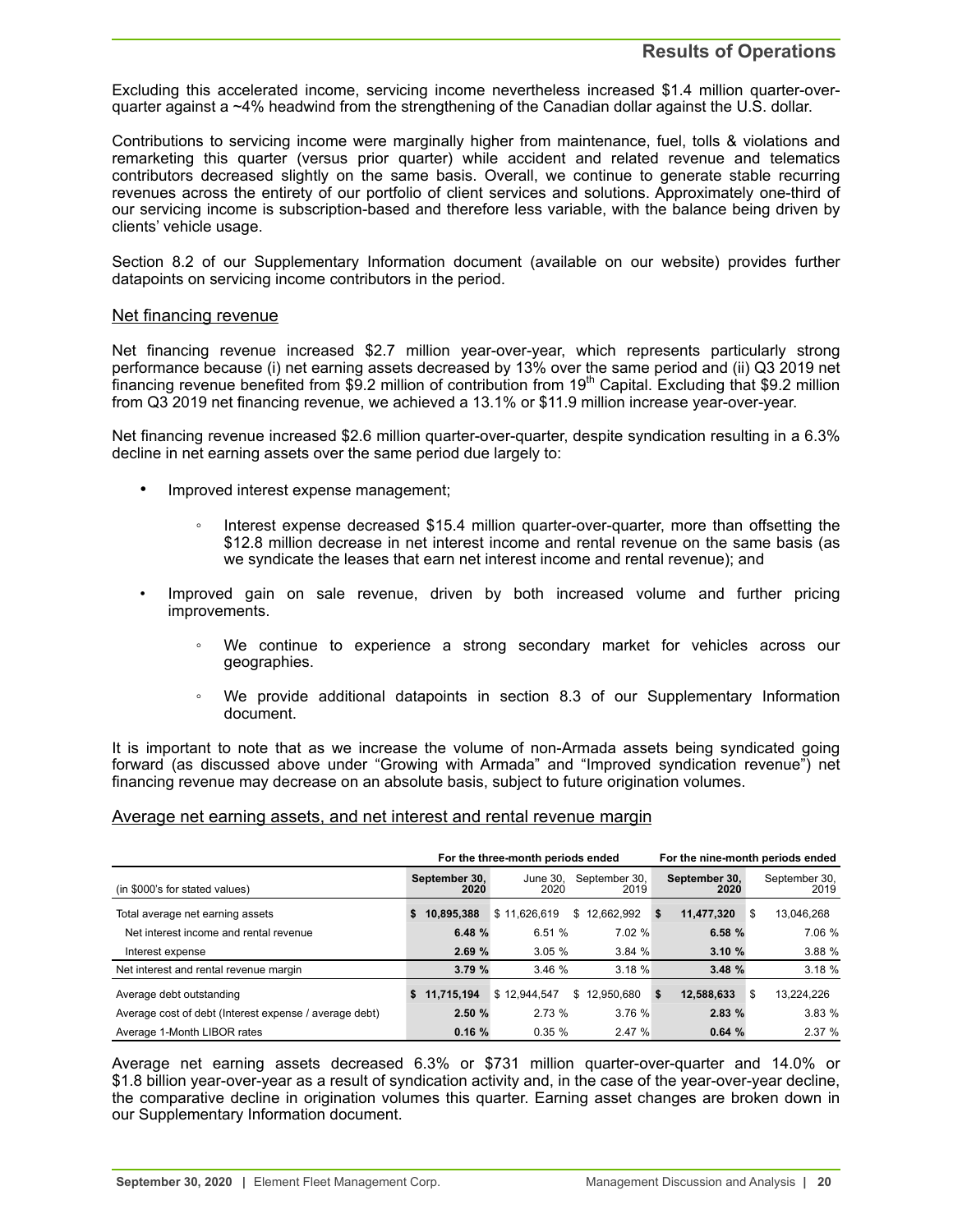Excluding this accelerated income, servicing income nevertheless increased $1.4 million quarter-over-quarter against a ~4% headwind from the strengthening of the Canadian dollar against the U.S. dollar.

Contributions to servicing income were marginally higher from maintenance, fuel, tolls & violations and remarketing this quarter (versus prior quarter) while accident and related revenue and telematics contributors decreased slightly on the same basis. Overall, we continue to generate stable recurring revenues across the entirety of our portfolio of client services and solutions. Approximately one-third of our servicing income is subscription-based and therefore less variable, with the balance being driven by clients' vehicle usage.

Section 8.2 of our Supplementary Information document (available on our website) provides further datapoints on servicing income contributors in the period.

## Net financing revenue

Net financing revenue increased $2.7 million year-over-year, which represents particularly strong performance because (i) net earning assets decreased by 13% over the same period and (ii) Q3 2019 net financing revenue benefited from $9.2 million of contribution from 19th Capital. Excluding that $9.2 million from Q3 2019 net financing revenue, we achieved a 13.1% or $11.9 million increase year-over-year.

Net financing revenue increased $2.6 million quarter-over-quarter, despite syndication resulting in a 6.3% decline in net earning assets over the same period due largely to:

- Improved interest expense management;
  - Interest expense decreased $15.4 million quarter-over-quarter, more than offsetting the $12.8 million decrease in net interest income and rental revenue on the same basis (as we syndicate the leases that earn net interest income and rental revenue); and
- Improved gain on sale revenue, driven by both increased volume and further pricing improvements.
  - We continue to experience a strong secondary market for vehicles across our geographies.
  - We provide additional datapoints in section 8.3 of our Supplementary Information document.

It is important to note that as we increase the volume of non-Armada assets being syndicated going forward (as discussed above under "Growing with Armada" and "Improved syndication revenue") net financing revenue may decrease on an absolute basis, subject to future origination volumes.

## Average net earning assets, and net interest and rental revenue margin

| | For the three-month periods ended | | | For the nine-month periods ended | |
|---|---|---|---|---|---|
| (in $000's for stated values) | **September 30, 2020** | June 30, 2020 | September 30, 2019 | **September 30, 2020** | September 30, 2019 |
| Total average net earning assets | **$ 10,895,388** | $ 11,626,619 | $ 12,662,992 | **$ 11,477,320** | $ 13,046,268 |
| Net interest income and rental revenue | **6.48 %** | 6.51 % | 7.02 % | **6.58 %** | 7.06 % |
| Interest expense | **2.69 %** | 3.05 % | 3.84 % | **3.10 %** | 3.88 % |
| Net interest and rental revenue margin | **3.79 %** | 3.46 % | 3.18 % | **3.48 %** | 3.18 % |
| Average debt outstanding | **$ 11,715,194** | $ 12,944,547 | $ 12,950,680 | **$ 12,588,633** | $ 13,224,226 |
| Average cost of debt (Interest expense / average debt) | **2.50 %** | 2.73 % | 3.76 % | **2.83 %** | 3.83 % |
| Average 1-Month LIBOR rates | **0.16 %** | 0.35 % | 2.47 % | **0.64 %** | 2.37 % |

Average net earning assets decreased 6.3% or $731 million quarter-over-quarter and 14.0% or $1.8 billion year-over-year as a result of syndication activity and, in the case of the year-over-year decline, the comparative decline in origination volumes this quarter. Earning asset changes are broken down in our Supplementary Information document.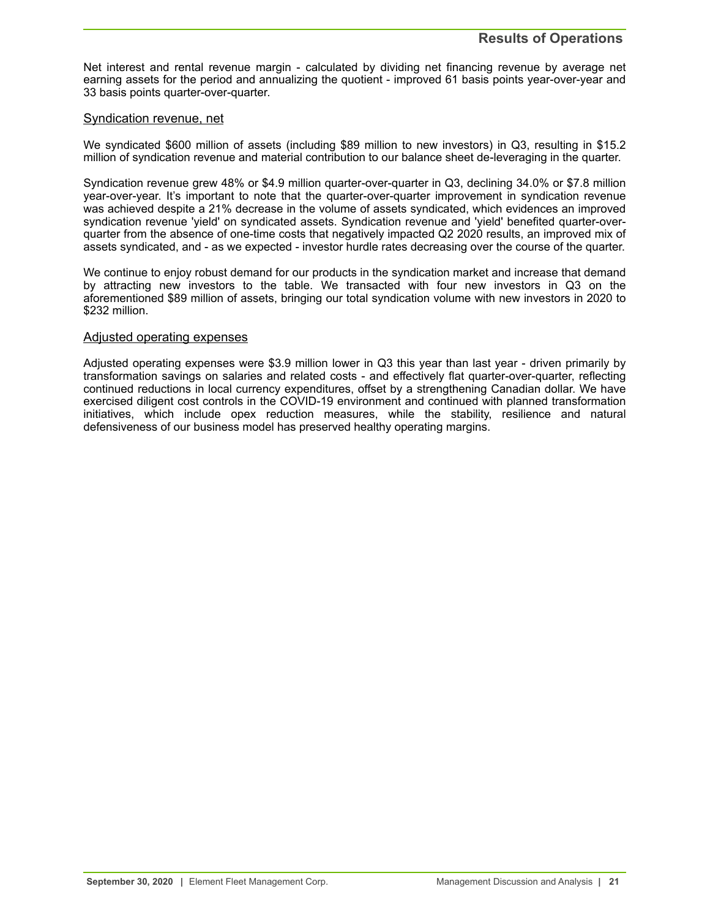Net interest and rental revenue margin - calculated by dividing net financing revenue by average net earning assets for the period and annualizing the quotient - improved 61 basis points year-over-year and 33 basis points quarter-over-quarter.

## Syndication revenue, net

We syndicated $600 million of assets (including $89 million to new investors) in Q3, resulting in $15.2 million of syndication revenue and material contribution to our balance sheet de-leveraging in the quarter.

Syndication revenue grew 48% or $4.9 million quarter-over-quarter in Q3, declining 34.0% or $7.8 million year-over-year. It's important to note that the quarter-over-quarter improvement in syndication revenue was achieved despite a 21% decrease in the volume of assets syndicated, which evidences an improved syndication revenue 'yield' on syndicated assets. Syndication revenue and 'yield' benefited quarter-over-quarter from the absence of one-time costs that negatively impacted Q2 2020 results, an improved mix of assets syndicated, and - as we expected - investor hurdle rates decreasing over the course of the quarter.

We continue to enjoy robust demand for our products in the syndication market and increase that demand by attracting new investors to the table. We transacted with four new investors in Q3 on the aforementioned $89 million of assets, bringing our total syndication volume with new investors in 2020 to $232 million.

## Adjusted operating expenses

Adjusted operating expenses were $3.9 million lower in Q3 this year than last year - driven primarily by transformation savings on salaries and related costs - and effectively flat quarter-over-quarter, reflecting continued reductions in local currency expenditures, offset by a strengthening Canadian dollar. We have exercised diligent cost controls in the COVID-19 environment and continued with planned transformation initiatives, which include opex reduction measures, while the stability, resilience and natural defensiveness of our business model has preserved healthy operating margins.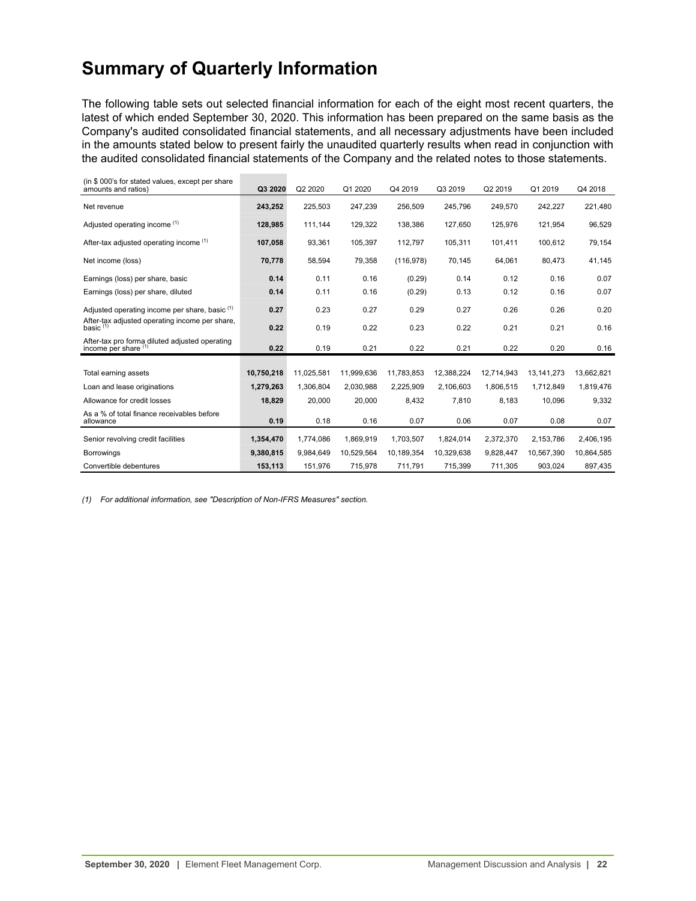# Summary of Quarterly Information

The following table sets out selected financial information for each of the eight most recent quarters, the latest of which ended September 30, 2020. This information has been prepared on the same basis as the Company's audited consolidated financial statements, and all necessary adjustments have been included in the amounts stated below to present fairly the unaudited quarterly results when read in conjunction with the audited consolidated financial statements of the Company and the related notes to those statements.

| (in $ 000's for stated values, except per share amounts and ratios) | **Q3 2020** | Q2 2020 | Q1 2020 | Q4 2019 | Q3 2019 | Q2 2019 | Q1 2019 | Q4 2018 |
|---|---|---|---|---|---|---|---|---|
| Net revenue | **243,252** | 225,503 | 247,239 | 256,509 | 245,796 | 249,570 | 242,227 | 221,480 |
| Adjusted operating income [1] | **128,985** | 111,144 | 129,322 | 138,386 | 127,650 | 125,976 | 121,954 | 96,529 |
| After-tax adjusted operating income [1] | **107,058** | 93,361 | 105,397 | 112,797 | 105,311 | 101,411 | 100,612 | 79,154 |
| Net income (loss) | **70,778** | 58,594 | 79,358 | (116,978) | 70,145 | 64,061 | 80,473 | 41,145 |
| Earnings (loss) per share, basic | **0.14** | 0.11 | 0.16 | (0.29) | 0.14 | 0.12 | 0.16 | 0.07 |
| Earnings (loss) per share, diluted | **0.14** | 0.11 | 0.16 | (0.29) | 0.13 | 0.12 | 0.16 | 0.07 |
| Adjusted operating income per share, basic [1] | **0.27** | 0.23 | 0.27 | 0.29 | 0.27 | 0.26 | 0.26 | 0.20 |
| After-tax adjusted operating income per share, basic [1] | **0.22** | 0.19 | 0.22 | 0.23 | 0.22 | 0.21 | 0.21 | 0.16 |
| After-tax pro forma diluted adjusted operating income per share [1] | **0.22** | 0.19 | 0.21 | 0.22 | 0.21 | 0.22 | 0.20 | 0.16 |
| Total earning assets | **10,750,218** | 11,025,581 | 11,999,636 | 11,783,853 | 12,388,224 | 12,714,943 | 13,141,273 | 13,662,821 |
| Loan and lease originations | **1,279,263** | 1,306,804 | 2,030,988 | 2,225,909 | 2,106,603 | 1,806,515 | 1,712,849 | 1,819,476 |
| Allowance for credit losses | **18,829** | 20,000 | 20,000 | 8,432 | 7,810 | 8,183 | 10,096 | 9,332 |
| As a % of total finance receivables before allowance | **0.19** | 0.18 | 0.16 | 0.07 | 0.06 | 0.07 | 0.08 | 0.07 |
| Senior revolving credit facilities | **1,354,470** | 1,774,086 | 1,869,919 | 1,703,507 | 1,824,014 | 2,372,370 | 2,153,786 | 2,406,195 |
| Borrowings | **9,380,815** | 9,984,649 | 10,529,564 | 10,189,354 | 10,329,638 | 9,828,447 | 10,567,390 | 10,864,585 |
| Convertible debentures | **153,113** | 151,976 | 715,978 | 711,791 | 715,399 | 711,305 | 903,024 | 897,435 |

*(1) For additional information, see "Description of Non-IFRS Measures" section.*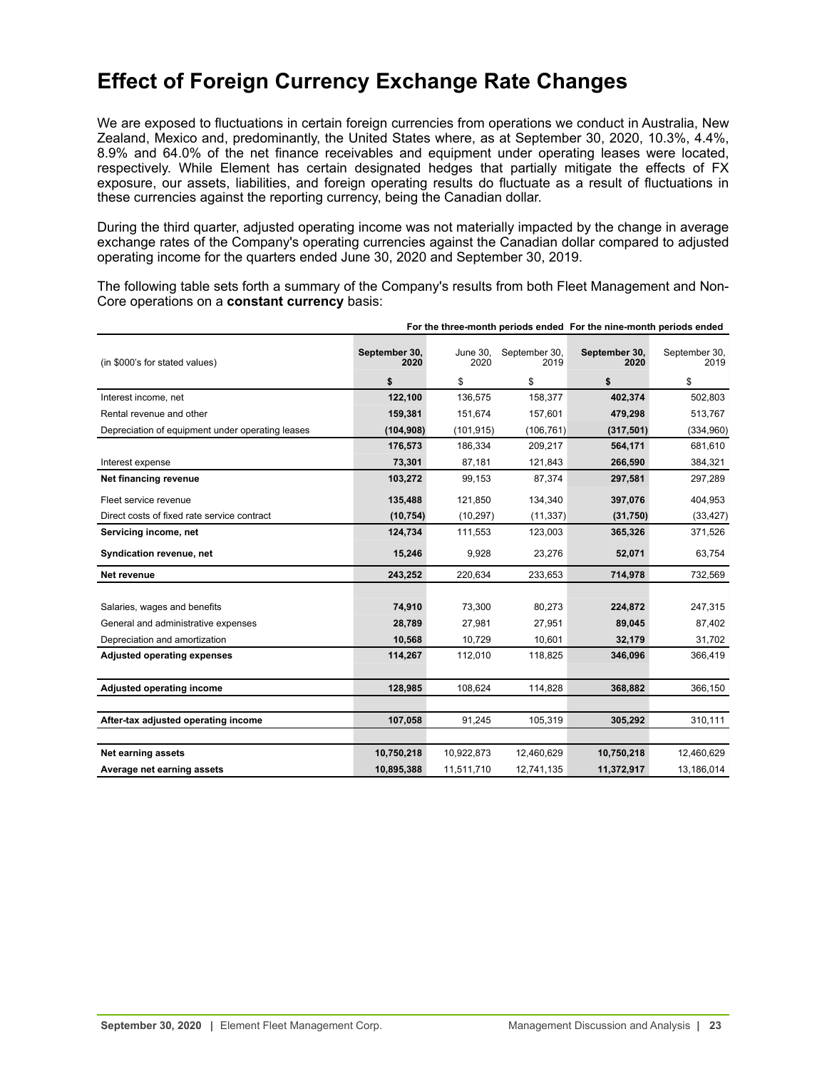# Effect of Foreign Currency Exchange Rate Changes

We are exposed to fluctuations in certain foreign currencies from operations we conduct in Australia, New Zealand, Mexico and, predominantly, the United States where, as at September 30, 2020, 10.3%, 4.4%, 8.9% and 64.0% of the net finance receivables and equipment under operating leases were located, respectively. While Element has certain designated hedges that partially mitigate the effects of FX exposure, our assets, liabilities, and foreign operating results do fluctuate as a result of fluctuations in these currencies against the reporting currency, being the Canadian dollar.

During the third quarter, adjusted operating income was not materially impacted by the change in average exchange rates of the Company's operating currencies against the Canadian dollar compared to adjusted operating income for the quarters ended June 30, 2020 and September 30, 2019.

The following table sets forth a summary of the Company's results from both Fleet Management and Non-Core operations on a **constant currency** basis:

| | For the three-month periods ended | | | For the nine-month periods ended | |
|---|---|---|---|---|---|
| (in $000's for stated values) | **September 30, 2020** | June 30, 2020 | September 30, 2019 | **September 30, 2020** | September 30, 2019 |
| | **$** | $ | $ | **$** | $ |
| Interest income, net | **122,100** | 136,575 | 158,377 | **402,374** | 502,803 |
| Rental revenue and other | **159,381** | 151,674 | 157,601 | **479,298** | 513,767 |
| Depreciation of equipment under operating leases | **(104,908)** | (101,915) | (106,761) | **(317,501)** | (334,960) |
| | **176,573** | 186,334 | 209,217 | **564,171** | 681,610 |
| Interest expense | **73,301** | 87,181 | 121,843 | **266,590** | 384,321 |
| **Net financing revenue** | **103,272** | 99,153 | 87,374 | **297,581** | 297,289 |
| Fleet service revenue | **135,488** | 121,850 | 134,340 | **397,076** | 404,953 |
| Direct costs of fixed rate service contract | **(10,754)** | (10,297) | (11,337) | **(31,750)** | (33,427) |
| **Servicing income, net** | **124,734** | 111,553 | 123,003 | **365,326** | 371,526 |
| **Syndication revenue, net** | **15,246** | 9,928 | 23,276 | **52,071** | 63,754 |
| **Net revenue** | **243,252** | 220,634 | 233,653 | **714,978** | 732,569 |
| Salaries, wages and benefits | **74,910** | 73,300 | 80,273 | **224,872** | 247,315 |
| General and administrative expenses | **28,789** | 27,981 | 27,951 | **89,045** | 87,402 |
| Depreciation and amortization | **10,568** | 10,729 | 10,601 | **32,179** | 31,702 |
| **Adjusted operating expenses** | **114,267** | 112,010 | 118,825 | **346,096** | 366,419 |
| **Adjusted operating income** | **128,985** | 108,624 | 114,828 | **368,882** | 366,150 |
| **After-tax adjusted operating income** | **107,058** | 91,245 | 105,319 | **305,292** | 310,111 |
| **Net earning assets** | **10,750,218** | 10,922,873 | 12,460,629 | **10,750,218** | 12,460,629 |
| **Average net earning assets** | **10,895,388** | 11,511,710 | 12,741,135 | **11,372,917** | 13,186,014 |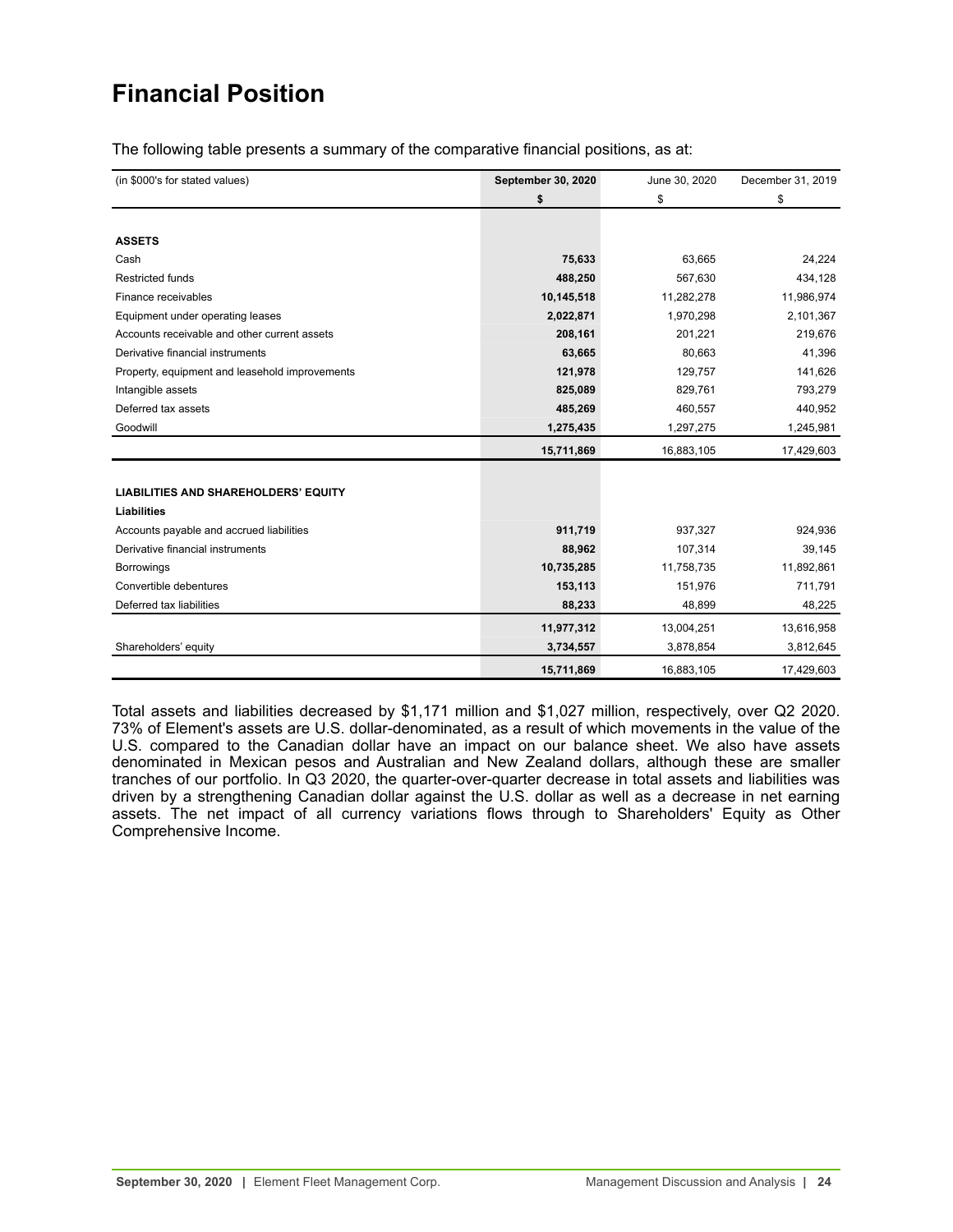# Financial Position

The following table presents a summary of the comparative financial positions, as at:

| (in $000's for stated values) | **September 30, 2020** | June 30, 2020 | December 31, 2019 |
|---|---|---|---|
| | **$** | $ | $ |
| **ASSETS** | | | |
| Cash | **75,633** | 63,665 | 24,224 |
| Restricted funds | **488,250** | 567,630 | 434,128 |
| Finance receivables | **10,145,518** | 11,282,278 | 11,986,974 |
| Equipment under operating leases | **2,022,871** | 1,970,298 | 2,101,367 |
| Accounts receivable and other current assets | **208,161** | 201,221 | 219,676 |
| Derivative financial instruments | **63,665** | 80,663 | 41,396 |
| Property, equipment and leasehold improvements | **121,978** | 129,757 | 141,626 |
| Intangible assets | **825,089** | 829,761 | 793,279 |
| Deferred tax assets | **485,269** | 460,557 | 440,952 |
| Goodwill | **1,275,435** | 1,297,275 | 1,245,981 |
| | **15,711,869** | 16,883,105 | 17,429,603 |
| **LIABILITIES AND SHAREHOLDERS' EQUITY** | | | |
| **Liabilities** | | | |
| Accounts payable and accrued liabilities | **911,719** | 937,327 | 924,936 |
| Derivative financial instruments | **88,962** | 107,314 | 39,145 |
| Borrowings | **10,735,285** | 11,758,735 | 11,892,861 |
| Convertible debentures | **153,113** | 151,976 | 711,791 |
| Deferred tax liabilities | **88,233** | 48,899 | 48,225 |
| | **11,977,312** | 13,004,251 | 13,616,958 |
| Shareholders' equity | **3,734,557** | 3,878,854 | 3,812,645 |
| | **15,711,869** | 16,883,105 | 17,429,603 |

Total assets and liabilities decreased by $1,171 million and $1,027 million, respectively, over Q2 2020. 73% of Element's assets are U.S. dollar-denominated, as a result of which movements in the value of the U.S. compared to the Canadian dollar have an impact on our balance sheet. We also have assets denominated in Mexican pesos and Australian and New Zealand dollars, although these are smaller tranches of our portfolio. In Q3 2020, the quarter-over-quarter decrease in total assets and liabilities was driven by a strengthening Canadian dollar against the U.S. dollar as well as a decrease in net earning assets. The net impact of all currency variations flows through to Shareholders' Equity as Other Comprehensive Income.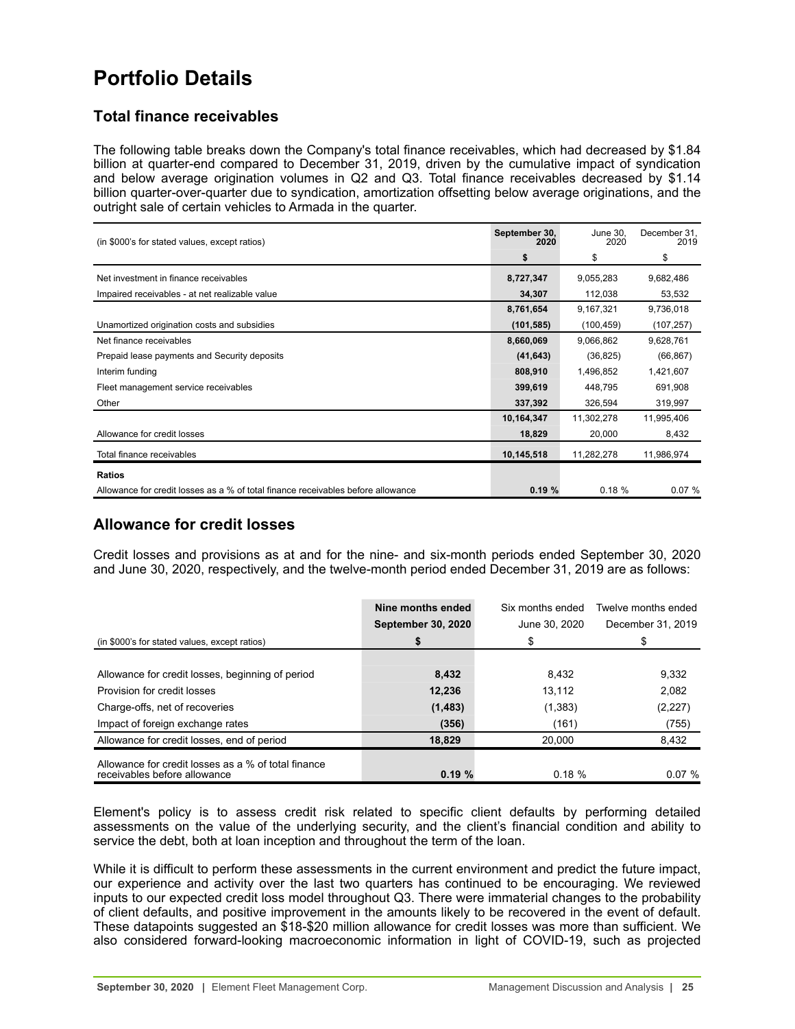# Portfolio Details

## Total finance receivables

The following table breaks down the Company's total finance receivables, which had decreased by $1.84 billion at quarter-end compared to December 31, 2019, driven by the cumulative impact of syndication and below average origination volumes in Q2 and Q3. Total finance receivables decreased by $1.14 billion quarter-over-quarter due to syndication, amortization offsetting below average originations, and the outright sale of certain vehicles to Armada in the quarter.

| (in $000's for stated values, except ratios) | **September 30, 2020** | June 30, 2020 | December 31, 2019 |
|---|---|---|---|
| | **$** | $ | $ |
| Net investment in finance receivables | **8,727,347** | 9,055,283 | 9,682,486 |
| Impaired receivables - at net realizable value | **34,307** | 112,038 | 53,532 |
| | **8,761,654** | 9,167,321 | 9,736,018 |
| Unamortized origination costs and subsidies | **(101,585)** | (100,459) | (107,257) |
| Net finance receivables | **8,660,069** | 9,066,862 | 9,628,761 |
| Prepaid lease payments and Security deposits | **(41,643)** | (36,825) | (66,867) |
| Interim funding | **808,910** | 1,496,852 | 1,421,607 |
| Fleet management service receivables | **399,619** | 448,795 | 691,908 |
| Other | **337,392** | 326,594 | 319,997 |
| | **10,164,347** | 11,302,278 | 11,995,406 |
| Allowance for credit losses | **18,829** | 20,000 | 8,432 |
| Total finance receivables | **10,145,518** | 11,282,278 | 11,986,974 |
| **Ratios** | | | |
| Allowance for credit losses as a % of total finance receivables before allowance | **0.19 %** | 0.18 % | 0.07 % |

## Allowance for credit losses

Credit losses and provisions as at and for the nine- and six-month periods ended September 30, 2020 and June 30, 2020, respectively, and the twelve-month period ended December 31, 2019 are as follows:

| (in $000's for stated values, except ratios) | **Nine months ended September 30, 2020** | Six months ended June 30, 2020 | Twelve months ended December 31, 2019 |
|---|---|---|---|
| | **$** | $ | $ |
| Allowance for credit losses, beginning of period | **8,432** | 8,432 | 9,332 |
| Provision for credit losses | **12,236** | 13,112 | 2,082 |
| Charge-offs, net of recoveries | **(1,483)** | (1,383) | (2,227) |
| Impact of foreign exchange rates | **(356)** | (161) | (755) |
| Allowance for credit losses, end of period | **18,829** | 20,000 | 8,432 |
| Allowance for credit losses as a % of total finance receivables before allowance | **0.19 %** | 0.18 % | 0.07 % |

Element's policy is to assess credit risk related to specific client defaults by performing detailed assessments on the value of the underlying security, and the client's financial condition and ability to service the debt, both at loan inception and throughout the term of the loan.

While it is difficult to perform these assessments in the current environment and predict the future impact, our experience and activity over the last two quarters has continued to be encouraging. We reviewed inputs to our expected credit loss model throughout Q3. There were immaterial changes to the probability of client defaults, and positive improvement in the amounts likely to be recovered in the event of default. These datapoints suggested an $18-$20 million allowance for credit losses was more than sufficient. We also considered forward-looking macroeconomic information in light of COVID-19, such as projected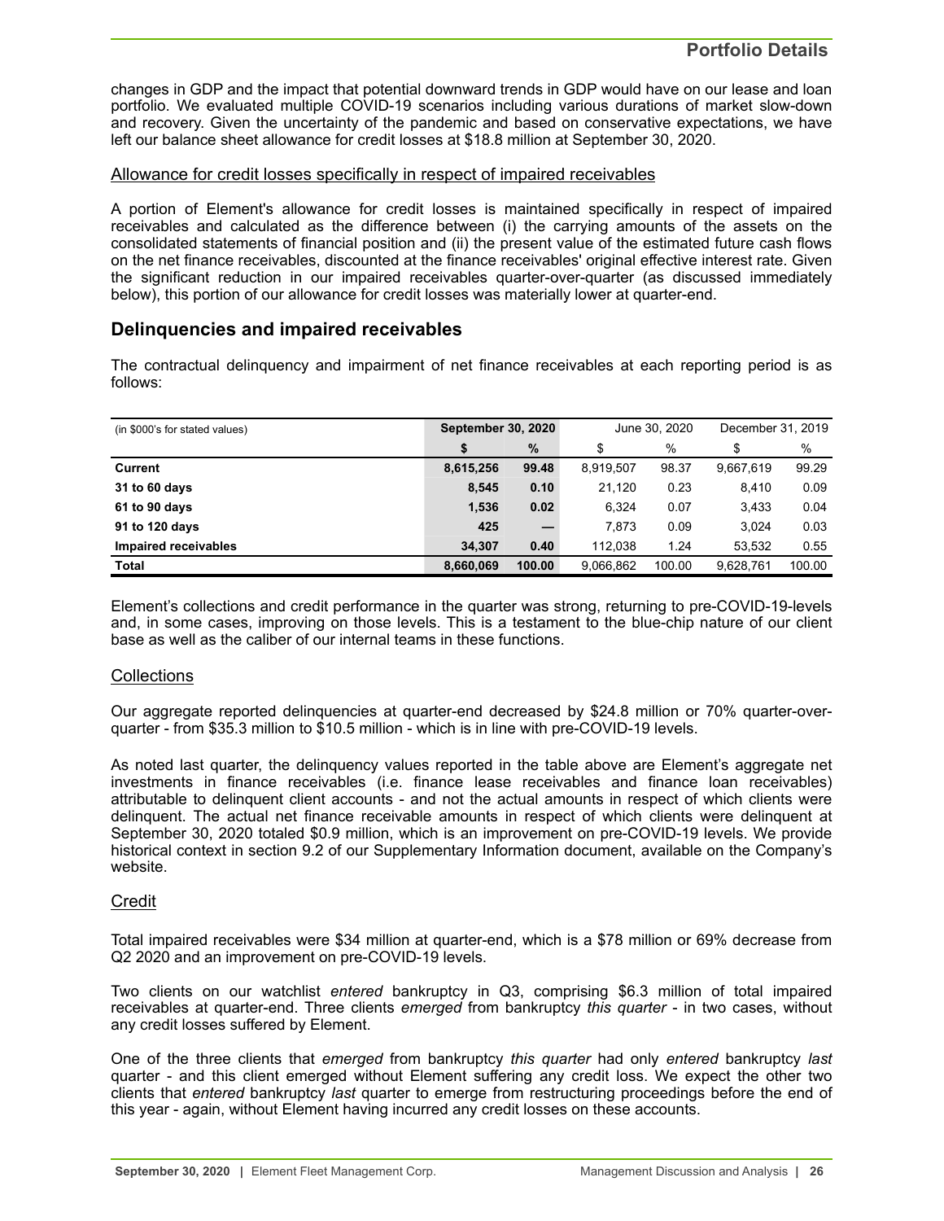changes in GDP and the impact that potential downward trends in GDP would have on our lease and loan portfolio. We evaluated multiple COVID-19 scenarios including various durations of market slow-down and recovery. Given the uncertainty of the pandemic and based on conservative expectations, we have left our balance sheet allowance for credit losses at $18.8 million at September 30, 2020.

Allowance for credit losses specifically in respect of impaired receivables

A portion of Element's allowance for credit losses is maintained specifically in respect of impaired receivables and calculated as the difference between (i) the carrying amounts of the assets on the consolidated statements of financial position and (ii) the present value of the estimated future cash flows on the net finance receivables, discounted at the finance receivables' original effective interest rate. Given the significant reduction in our impaired receivables quarter-over-quarter (as discussed immediately below), this portion of our allowance for credit losses was materially lower at quarter-end.

## Delinquencies and impaired receivables

The contractual delinquency and impairment of net finance receivables at each reporting period is as follows:

| (in $000's for stated values) | **September 30, 2020** | | June 30, 2020 | | December 31, 2019 | |
|---|---|---|---|---|---|---|
| | **$** | **%** | $ | % | $ | % |
| **Current** | **8,615,256** | **99.48** | 8,919,507 | 98.37 | 9,667,619 | 99.29 |
| **31 to 60 days** | **8,545** | **0.10** | 21,120 | 0.23 | 8,410 | 0.09 |
| **61 to 90 days** | **1,536** | **0.02** | 6,324 | 0.07 | 3,433 | 0.04 |
| **91 to 120 days** | **425** | **—** | 7,873 | 0.09 | 3,024 | 0.03 |
| **Impaired receivables** | **34,307** | **0.40** | 112,038 | 1.24 | 53,532 | 0.55 |
| **Total** | **8,660,069** | **100.00** | 9,066,862 | 100.00 | 9,628,761 | 100.00 |

Element's collections and credit performance in the quarter was strong, returning to pre-COVID-19-levels and, in some cases, improving on those levels. This is a testament to the blue-chip nature of our client base as well as the caliber of our internal teams in these functions.

Collections

Our aggregate reported delinquencies at quarter-end decreased by $24.8 million or 70% quarter-over-quarter - from $35.3 million to $10.5 million - which is in line with pre-COVID-19 levels.

As noted last quarter, the delinquency values reported in the table above are Element's aggregate net investments in finance receivables (i.e. finance lease receivables and finance loan receivables) attributable to delinquent client accounts - and not the actual amounts in respect of which clients were delinquent. The actual net finance receivable amounts in respect of which clients were delinquent at September 30, 2020 totaled $0.9 million, which is an improvement on pre-COVID-19 levels. We provide historical context in section 9.2 of our Supplementary Information document, available on the Company's website.

Credit

Total impaired receivables were $34 million at quarter-end, which is a $78 million or 69% decrease from Q2 2020 and an improvement on pre-COVID-19 levels.

Two clients on our watchlist *entered* bankruptcy in Q3, comprising $6.3 million of total impaired receivables at quarter-end. Three clients *emerged* from bankruptcy *this quarter* - in two cases, without any credit losses suffered by Element.

One of the three clients that *emerged* from bankruptcy *this quarter* had only *entered* bankruptcy *last* quarter - and this client emerged without Element suffering any credit loss. We expect the other two clients that *entered* bankruptcy *last* quarter to emerge from restructuring proceedings before the end of this year - again, without Element having incurred any credit losses on these accounts.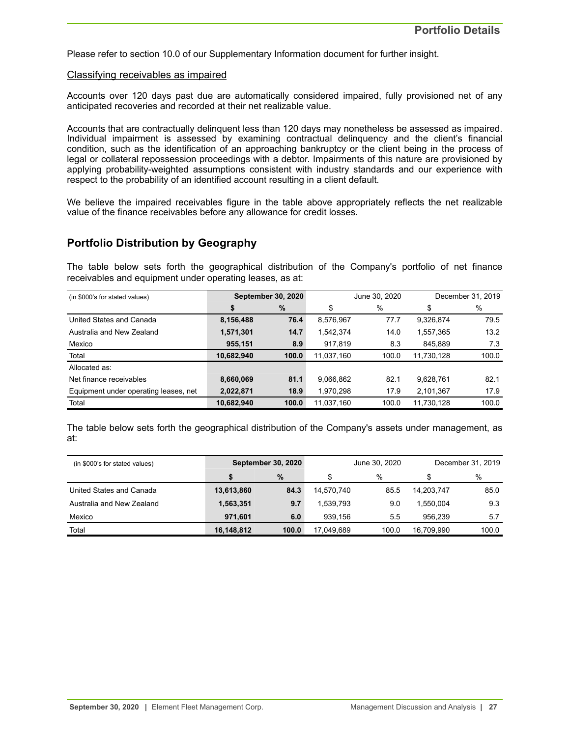Please refer to section 10.0 of our Supplementary Information document for further insight.

Classifying receivables as impaired

Accounts over 120 days past due are automatically considered impaired, fully provisioned net of any anticipated recoveries and recorded at their net realizable value.

Accounts that are contractually delinquent less than 120 days may nonetheless be assessed as impaired. Individual impairment is assessed by examining contractual delinquency and the client's financial condition, such as the identification of an approaching bankruptcy or the client being in the process of legal or collateral repossession proceedings with a debtor. Impairments of this nature are provisioned by applying probability-weighted assumptions consistent with industry standards and our experience with respect to the probability of an identified account resulting in a client default.

We believe the impaired receivables figure in the table above appropriately reflects the net realizable value of the finance receivables before any allowance for credit losses.

## Portfolio Distribution by Geography

The table below sets forth the geographical distribution of the Company's portfolio of net finance receivables and equipment under operating leases, as at:

| (in $000's for stated values) | **September 30, 2020** | | June 30, 2020 | | December 31, 2019 | |
|---|---|---|---|---|---|---|
| | **$** | **%** | $ | % | $ | % |
| United States and Canada | **8,156,488** | **76.4** | 8,576,967 | 77.7 | 9,326,874 | 79.5 |
| Australia and New Zealand | **1,571,301** | **14.7** | 1,542,374 | 14.0 | 1,557,365 | 13.2 |
| Mexico | **955,151** | **8.9** | 917,819 | 8.3 | 845,889 | 7.3 |
| Total | **10,682,940** | **100.0** | 11,037,160 | 100.0 | 11,730,128 | 100.0 |
| Allocated as: | | | | | | |
| Net finance receivables | **8,660,069** | **81.1** | 9,066,862 | 82.1 | 9,628,761 | 82.1 |
| Equipment under operating leases, net | **2,022,871** | **18.9** | 1,970,298 | 17.9 | 2,101,367 | 17.9 |
| Total | **10,682,940** | **100.0** | 11,037,160 | 100.0 | 11,730,128 | 100.0 |

The table below sets forth the geographical distribution of the Company's assets under management, as at:

| (in $000's for stated values) | **September 30, 2020** | | June 30, 2020 | | December 31, 2019 | |
|---|---|---|---|---|---|---|
| | **$** | **%** | $ | % | $ | % |
| United States and Canada | **13,613,860** | **84.3** | 14,570,740 | 85.5 | 14,203,747 | 85.0 |
| Australia and New Zealand | **1,563,351** | **9.7** | 1,539,793 | 9.0 | 1,550,004 | 9.3 |
| Mexico | **971,601** | **6.0** | 939,156 | 5.5 | 956,239 | 5.7 |
| Total | **16,148,812** | **100.0** | 17,049,689 | 100.0 | 16,709,990 | 100.0 |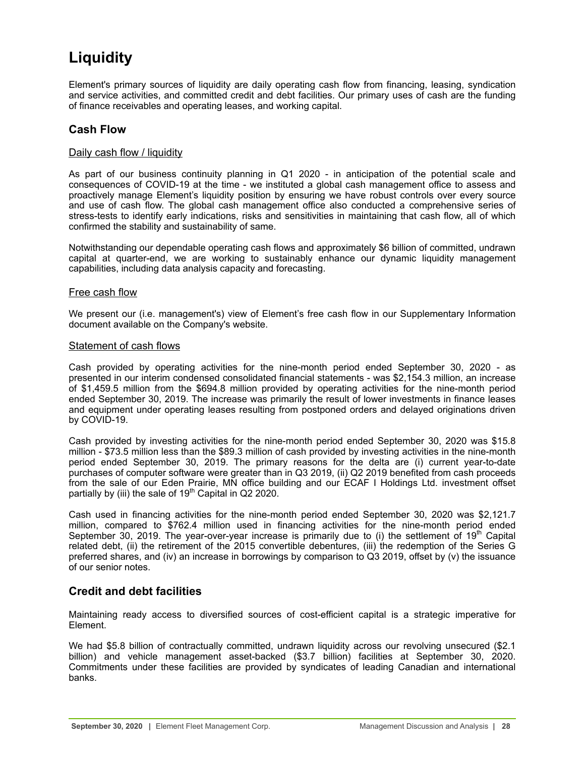# Liquidity

Element's primary sources of liquidity are daily operating cash flow from financing, leasing, syndication and service activities, and committed credit and debt facilities. Our primary uses of cash are the funding of finance receivables and operating leases, and working capital.

## Cash Flow

Daily cash flow / liquidity

As part of our business continuity planning in Q1 2020 - in anticipation of the potential scale and consequences of COVID-19 at the time - we instituted a global cash management office to assess and proactively manage Element's liquidity position by ensuring we have robust controls over every source and use of cash flow. The global cash management office also conducted a comprehensive series of stress-tests to identify early indications, risks and sensitivities in maintaining that cash flow, all of which confirmed the stability and sustainability of same.

Notwithstanding our dependable operating cash flows and approximately $6 billion of committed, undrawn capital at quarter-end, we are working to sustainably enhance our dynamic liquidity management capabilities, including data analysis capacity and forecasting.

Free cash flow

We present our (i.e. management's) view of Element's free cash flow in our Supplementary Information document available on the Company's website.

Statement of cash flows

Cash provided by operating activities for the nine-month period ended September 30, 2020 - as presented in our interim condensed consolidated financial statements - was $2,154.3 million, an increase of $1,459.5 million from the $694.8 million provided by operating activities for the nine-month period ended September 30, 2019. The increase was primarily the result of lower investments in finance leases and equipment under operating leases resulting from postponed orders and delayed originations driven by COVID-19.

Cash provided by investing activities for the nine-month period ended September 30, 2020 was $15.8 million - $73.5 million less than the $89.3 million of cash provided by investing activities in the nine-month period ended September 30, 2019. The primary reasons for the delta are (i) current year-to-date purchases of computer software were greater than in Q3 2019, (ii) Q2 2019 benefited from cash proceeds from the sale of our Eden Prairie, MN office building and our ECAF I Holdings Ltd. investment offset partially by (iii) the sale of 19th Capital in Q2 2020.

Cash used in financing activities for the nine-month period ended September 30, 2020 was $2,121.7 million, compared to $762.4 million used in financing activities for the nine-month period ended September 30, 2019. The year-over-year increase is primarily due to (i) the settlement of 19th Capital related debt, (ii) the retirement of the 2015 convertible debentures, (iii) the redemption of the Series G preferred shares, and (iv) an increase in borrowings by comparison to Q3 2019, offset by (v) the issuance of our senior notes.

## Credit and debt facilities

Maintaining ready access to diversified sources of cost-efficient capital is a strategic imperative for Element.

We had $5.8 billion of contractually committed, undrawn liquidity across our revolving unsecured ($2.1 billion) and vehicle management asset-backed ($3.7 billion) facilities at September 30, 2020. Commitments under these facilities are provided by syndicates of leading Canadian and international banks.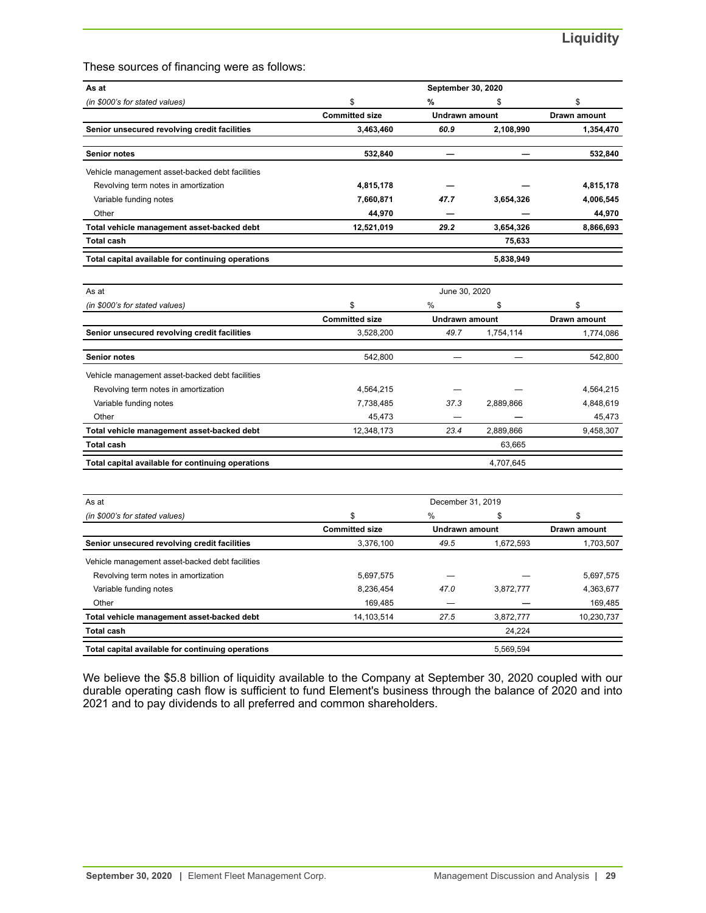These sources of financing were as follows:

| As at | September 30, 2020 | | | |
|---|---|---|---|---|
| *(in $000's for stated values)* | $ | % | $ | $ |
| | **Committed size** | **Undrawn amount** | | **Drawn amount** |
| **Senior unsecured revolving credit facilities** | **3,463,460** | ***60.9*** | **2,108,990** | **1,354,470** |
| **Senior notes** | **532,840** | **—** | **—** | **532,840** |
| Vehicle management asset-backed debt facilities | | | | |
| Revolving term notes in amortization | **4,815,178** | **—** | **—** | **4,815,178** |
| Variable funding notes | **7,660,871** | ***47.7*** | **3,654,326** | **4,006,545** |
| Other | **44,970** | **—** | **—** | **44,970** |
| **Total vehicle management asset-backed debt** | **12,521,019** | ***29.2*** | **3,654,326** | **8,866,693** |
| **Total cash** | | | **75,633** | |
| **Total capital available for continuing operations** | | | **5,838,949** | |

| As at | June 30, 2020 | | | |
|---|---|---|---|---|
| *(in $000's for stated values)* | $ | % | $ | $ |
| | **Committed size** | **Undrawn amount** | | **Drawn amount** |
| **Senior unsecured revolving credit facilities** | 3,528,200 | *49.7* | 1,754,114 | 1,774,086 |
| **Senior notes** | 542,800 | — | — | 542,800 |
| Vehicle management asset-backed debt facilities | | | | |
| Revolving term notes in amortization | 4,564,215 | — | — | 4,564,215 |
| Variable funding notes | 7,738,485 | *37.3* | 2,889,866 | 4,848,619 |
| Other | 45,473 | — | — | 45,473 |
| **Total vehicle management asset-backed debt** | 12,348,173 | *23.4* | 2,889,866 | 9,458,307 |
| **Total cash** | | | 63,665 | |
| **Total capital available for continuing operations** | | | 4,707,645 | |

| As at | December 31, 2019 | | | |
|---|---|---|---|---|
| *(in $000's for stated values)* | $ | % | $ | $ |
| | **Committed size** | **Undrawn amount** | | **Drawn amount** |
| **Senior unsecured revolving credit facilities** | 3,376,100 | *49.5* | 1,672,593 | 1,703,507 |
| Vehicle management asset-backed debt facilities | | | | |
| Revolving term notes in amortization | 5,697,575 | — | — | 5,697,575 |
| Variable funding notes | 8,236,454 | *47.0* | 3,872,777 | 4,363,677 |
| Other | 169,485 | — | — | 169,485 |
| **Total vehicle management asset-backed debt** | 14,103,514 | *27.5* | 3,872,777 | 10,230,737 |
| **Total cash** | | | 24,224 | |
| **Total capital available for continuing operations** | | | 5,569,594 | |

We believe the $5.8 billion of liquidity available to the Company at September 30, 2020 coupled with our durable operating cash flow is sufficient to fund Element's business through the balance of 2020 and into 2021 and to pay dividends to all preferred and common shareholders.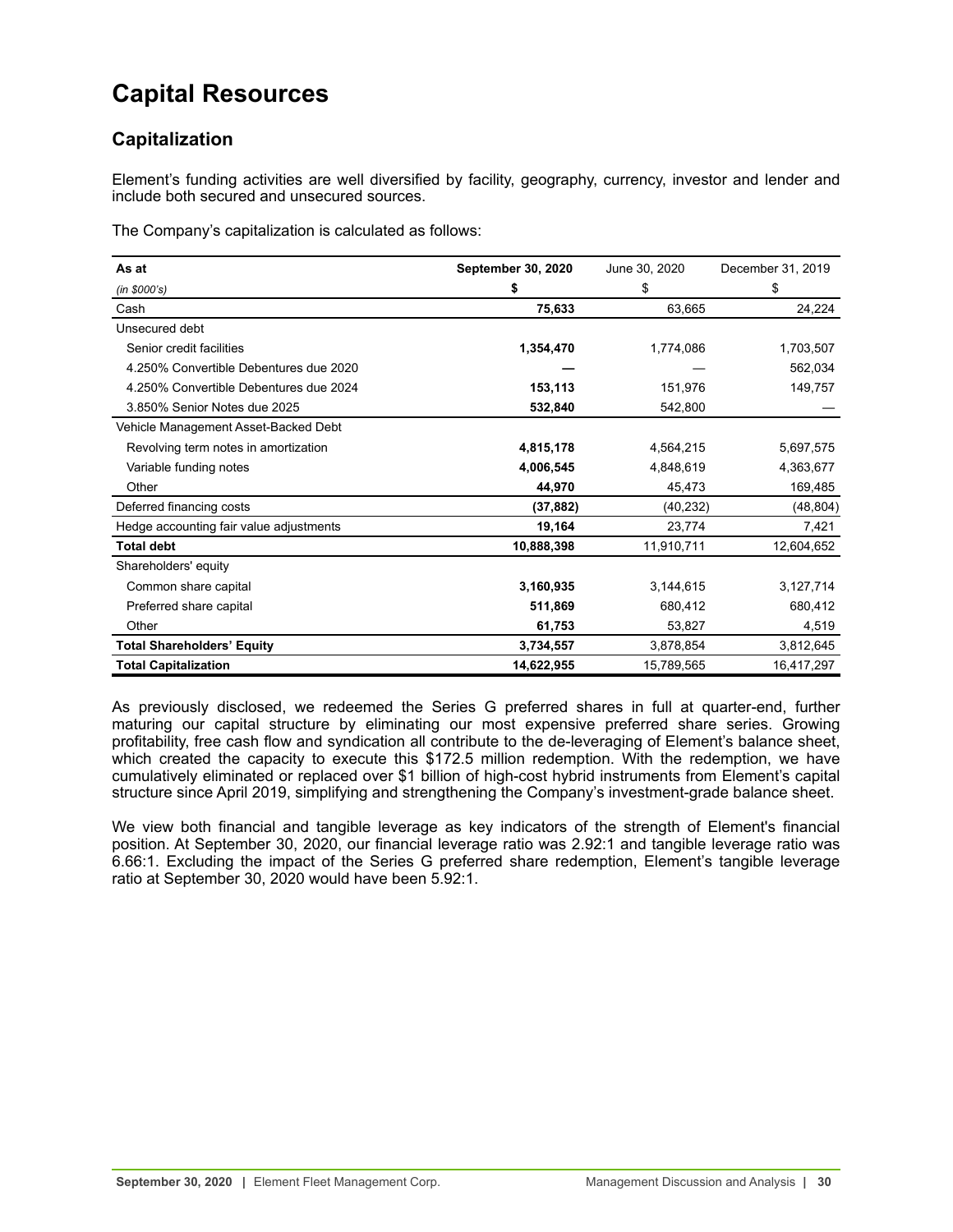# Capital Resources

## Capitalization

Element's funding activities are well diversified by facility, geography, currency, investor and lender and include both secured and unsecured sources.

The Company's capitalization is calculated as follows:

| As at | September 30, 2020 | June 30, 2020 | December 31, 2019 |
|---|---|---|---|
| *(in $000's)* | **$** | $ | $ |
| Cash | **75,633** | 63,665 | 24,224 |
| Unsecured debt | | | |
| Senior credit facilities | **1,354,470** | 1,774,086 | 1,703,507 |
| 4.250% Convertible Debentures due 2020 | **—** | — | 562,034 |
| 4.250% Convertible Debentures due 2024 | **153,113** | 151,976 | 149,757 |
| 3.850% Senior Notes due 2025 | **532,840** | 542,800 | — |
| Vehicle Management Asset-Backed Debt | | | |
| Revolving term notes in amortization | **4,815,178** | 4,564,215 | 5,697,575 |
| Variable funding notes | **4,006,545** | 4,848,619 | 4,363,677 |
| Other | **44,970** | 45,473 | 169,485 |
| Deferred financing costs | **(37,882)** | (40,232) | (48,804) |
| Hedge accounting fair value adjustments | **19,164** | 23,774 | 7,421 |
| **Total debt** | **10,888,398** | 11,910,711 | 12,604,652 |
| Shareholders' equity | | | |
| Common share capital | **3,160,935** | 3,144,615 | 3,127,714 |
| Preferred share capital | **511,869** | 680,412 | 680,412 |
| Other | **61,753** | 53,827 | 4,519 |
| **Total Shareholders' Equity** | **3,734,557** | 3,878,854 | 3,812,645 |
| **Total Capitalization** | **14,622,955** | 15,789,565 | 16,417,297 |

As previously disclosed, we redeemed the Series G preferred shares in full at quarter-end, further maturing our capital structure by eliminating our most expensive preferred share series. Growing profitability, free cash flow and syndication all contribute to the de-leveraging of Element's balance sheet, which created the capacity to execute this $172.5 million redemption. With the redemption, we have cumulatively eliminated or replaced over $1 billion of high-cost hybrid instruments from Element's capital structure since April 2019, simplifying and strengthening the Company's investment-grade balance sheet.

We view both financial and tangible leverage as key indicators of the strength of Element's financial position. At September 30, 2020, our financial leverage ratio was 2.92:1 and tangible leverage ratio was 6.66:1. Excluding the impact of the Series G preferred share redemption, Element's tangible leverage ratio at September 30, 2020 would have been 5.92:1.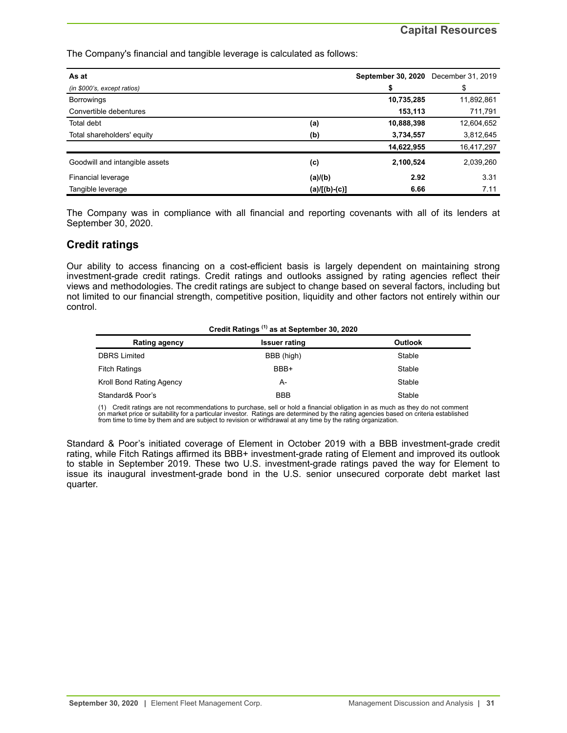The Company's financial and tangible leverage is calculated as follows:

| As at | | September 30, 2020 | December 31, 2019 |
|---|---|---|---|
| *(in $000's, except ratios)* | | **$** | $ |
| Borrowings | | **10,735,285** | 11,892,861 |
| Convertible debentures | | **153,113** | 711,791 |
| Total debt | **(a)** | **10,888,398** | 12,604,652 |
| Total shareholders' equity | **(b)** | **3,734,557** | 3,812,645 |
| | | **14,622,955** | 16,417,297 |
| Goodwill and intangible assets | **(c)** | **2,100,524** | 2,039,260 |
| Financial leverage | **(a)/(b)** | **2.92** | 3.31 |
| Tangible leverage | **(a)/[(b)-(c)]** | **6.66** | 7.11 |

The Company was in compliance with all financial and reporting covenants with all of its lenders at September 30, 2020.

## Credit ratings

Our ability to access financing on a cost-efficient basis is largely dependent on maintaining strong investment-grade credit ratings. Credit ratings and outlooks assigned by rating agencies reflect their views and methodologies. The credit ratings are subject to change based on several factors, including but not limited to our financial strength, competitive position, liquidity and other factors not entirely within our control.

**Credit Ratings [1] as at September 30, 2020**

| Rating agency | Issuer rating | Outlook |
|---|---|---|
| DBRS Limited | BBB (high) | Stable |
| Fitch Ratings | BBB+ | Stable |
| Kroll Bond Rating Agency | A- | Stable |
| Standard& Poor's | BBB | Stable |

(1) Credit ratings are not recommendations to purchase, sell or hold a financial obligation in as much as they do not comment on market price or suitability for a particular investor. Ratings are determined by the rating agencies based on criteria established from time to time by them and are subject to revision or withdrawal at any time by the rating organization.

Standard & Poor's initiated coverage of Element in October 2019 with a BBB investment-grade credit rating, while Fitch Ratings affirmed its BBB+ investment-grade rating of Element and improved its outlook to stable in September 2019. These two U.S. investment-grade ratings paved the way for Element to issue its inaugural investment-grade bond in the U.S. senior unsecured corporate debt market last quarter.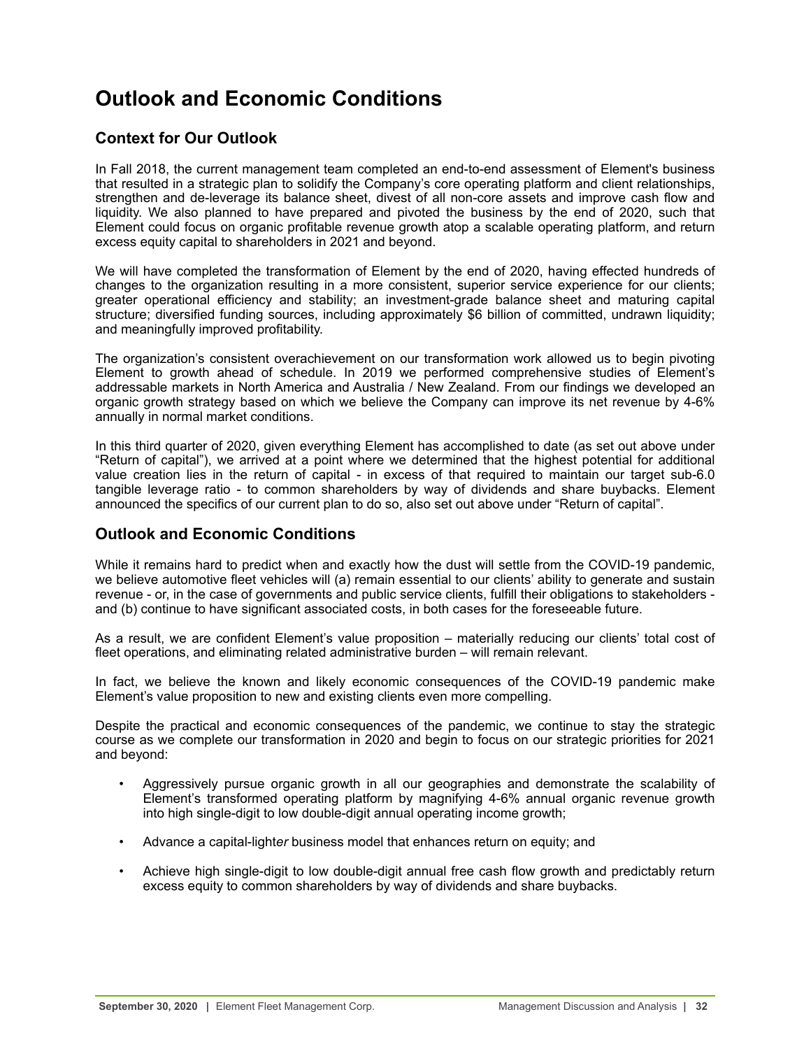# Outlook and Economic Conditions

## Context for Our Outlook

In Fall 2018, the current management team completed an end-to-end assessment of Element's business that resulted in a strategic plan to solidify the Company's core operating platform and client relationships, strengthen and de-leverage its balance sheet, divest of all non-core assets and improve cash flow and liquidity. We also planned to have prepared and pivoted the business by the end of 2020, such that Element could focus on organic profitable revenue growth atop a scalable operating platform, and return excess equity capital to shareholders in 2021 and beyond.

We will have completed the transformation of Element by the end of 2020, having effected hundreds of changes to the organization resulting in a more consistent, superior service experience for our clients; greater operational efficiency and stability; an investment-grade balance sheet and maturing capital structure; diversified funding sources, including approximately $6 billion of committed, undrawn liquidity; and meaningfully improved profitability.

The organization's consistent overachievement on our transformation work allowed us to begin pivoting Element to growth ahead of schedule. In 2019 we performed comprehensive studies of Element's addressable markets in North America and Australia / New Zealand. From our findings we developed an organic growth strategy based on which we believe the Company can improve its net revenue by 4-6% annually in normal market conditions.

In this third quarter of 2020, given everything Element has accomplished to date (as set out above under "Return of capital"), we arrived at a point where we determined that the highest potential for additional value creation lies in the return of capital - in excess of that required to maintain our target sub-6.0 tangible leverage ratio - to common shareholders by way of dividends and share buybacks. Element announced the specifics of our current plan to do so, also set out above under "Return of capital".

## Outlook and Economic Conditions

While it remains hard to predict when and exactly how the dust will settle from the COVID-19 pandemic, we believe automotive fleet vehicles will (a) remain essential to our clients' ability to generate and sustain revenue - or, in the case of governments and public service clients, fulfill their obligations to stakeholders - and (b) continue to have significant associated costs, in both cases for the foreseeable future.

As a result, we are confident Element's value proposition – materially reducing our clients' total cost of fleet operations, and eliminating related administrative burden – will remain relevant.

In fact, we believe the known and likely economic consequences of the COVID-19 pandemic make Element's value proposition to new and existing clients even more compelling.

Despite the practical and economic consequences of the pandemic, we continue to stay the strategic course as we complete our transformation in 2020 and begin to focus on our strategic priorities for 2021 and beyond:

- Aggressively pursue organic growth in all our geographies and demonstrate the scalability of Element's transformed operating platform by magnifying 4-6% annual organic revenue growth into high single-digit to low double-digit annual operating income growth;
- Advance a capital-light*er* business model that enhances return on equity; and
- Achieve high single-digit to low double-digit annual free cash flow growth and predictably return excess equity to common shareholders by way of dividends and share buybacks.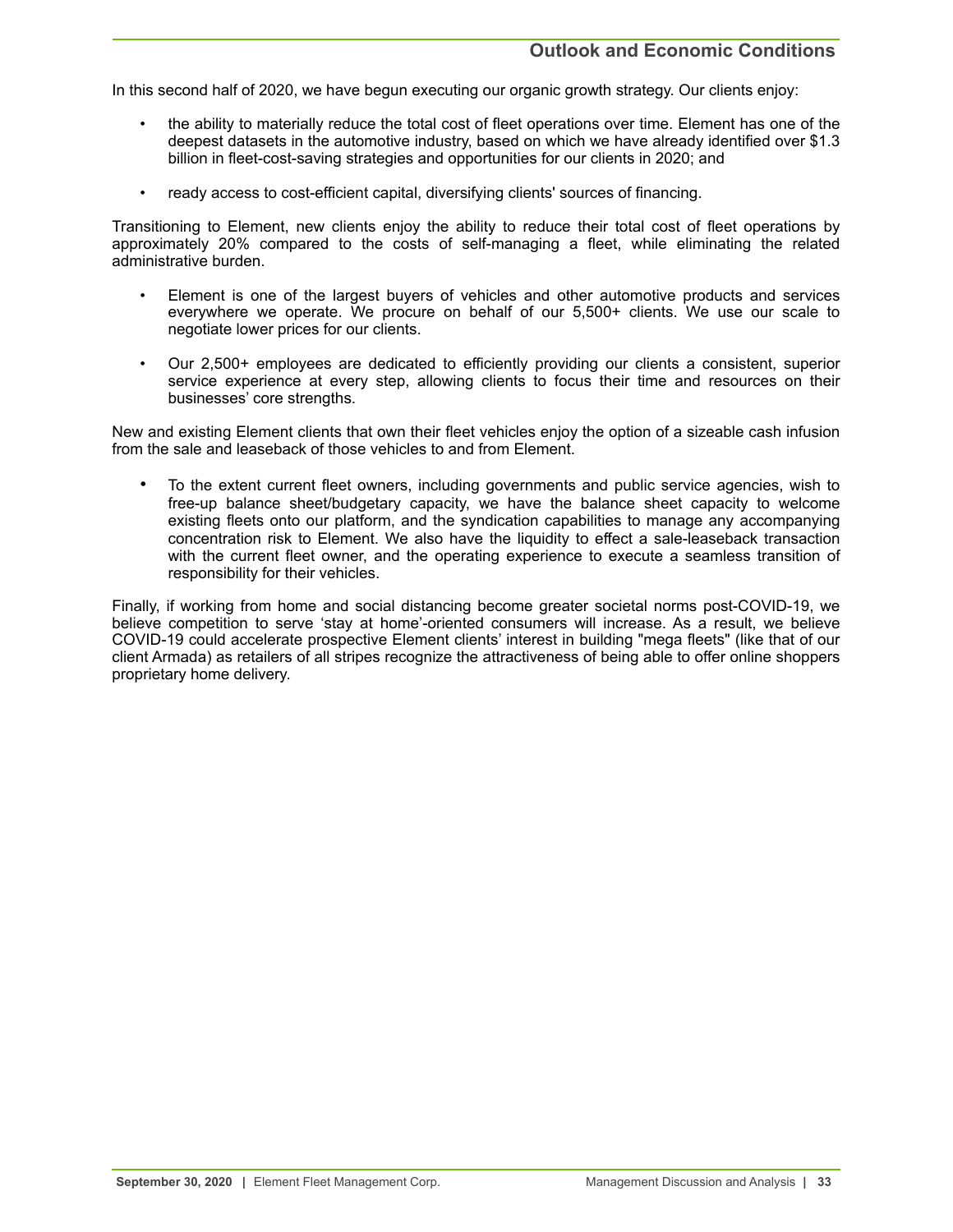## Outlook and Economic Conditions

In this second half of 2020, we have begun executing our organic growth strategy. Our clients enjoy:

- the ability to materially reduce the total cost of fleet operations over time. Element has one of the deepest datasets in the automotive industry, based on which we have already identified over $1.3 billion in fleet-cost-saving strategies and opportunities for our clients in 2020; and
- ready access to cost-efficient capital, diversifying clients' sources of financing.

Transitioning to Element, new clients enjoy the ability to reduce their total cost of fleet operations by approximately 20% compared to the costs of self-managing a fleet, while eliminating the related administrative burden.

- Element is one of the largest buyers of vehicles and other automotive products and services everywhere we operate. We procure on behalf of our 5,500+ clients. We use our scale to negotiate lower prices for our clients.
- Our 2,500+ employees are dedicated to efficiently providing our clients a consistent, superior service experience at every step, allowing clients to focus their time and resources on their businesses' core strengths.

New and existing Element clients that own their fleet vehicles enjoy the option of a sizeable cash infusion from the sale and leaseback of those vehicles to and from Element.

- To the extent current fleet owners, including governments and public service agencies, wish to free-up balance sheet/budgetary capacity, we have the balance sheet capacity to welcome existing fleets onto our platform, and the syndication capabilities to manage any accompanying concentration risk to Element. We also have the liquidity to effect a sale-leaseback transaction with the current fleet owner, and the operating experience to execute a seamless transition of responsibility for their vehicles.

Finally, if working from home and social distancing become greater societal norms post-COVID-19, we believe competition to serve 'stay at home'-oriented consumers will increase. As a result, we believe COVID-19 could accelerate prospective Element clients' interest in building "mega fleets" (like that of our client Armada) as retailers of all stripes recognize the attractiveness of being able to offer online shoppers proprietary home delivery.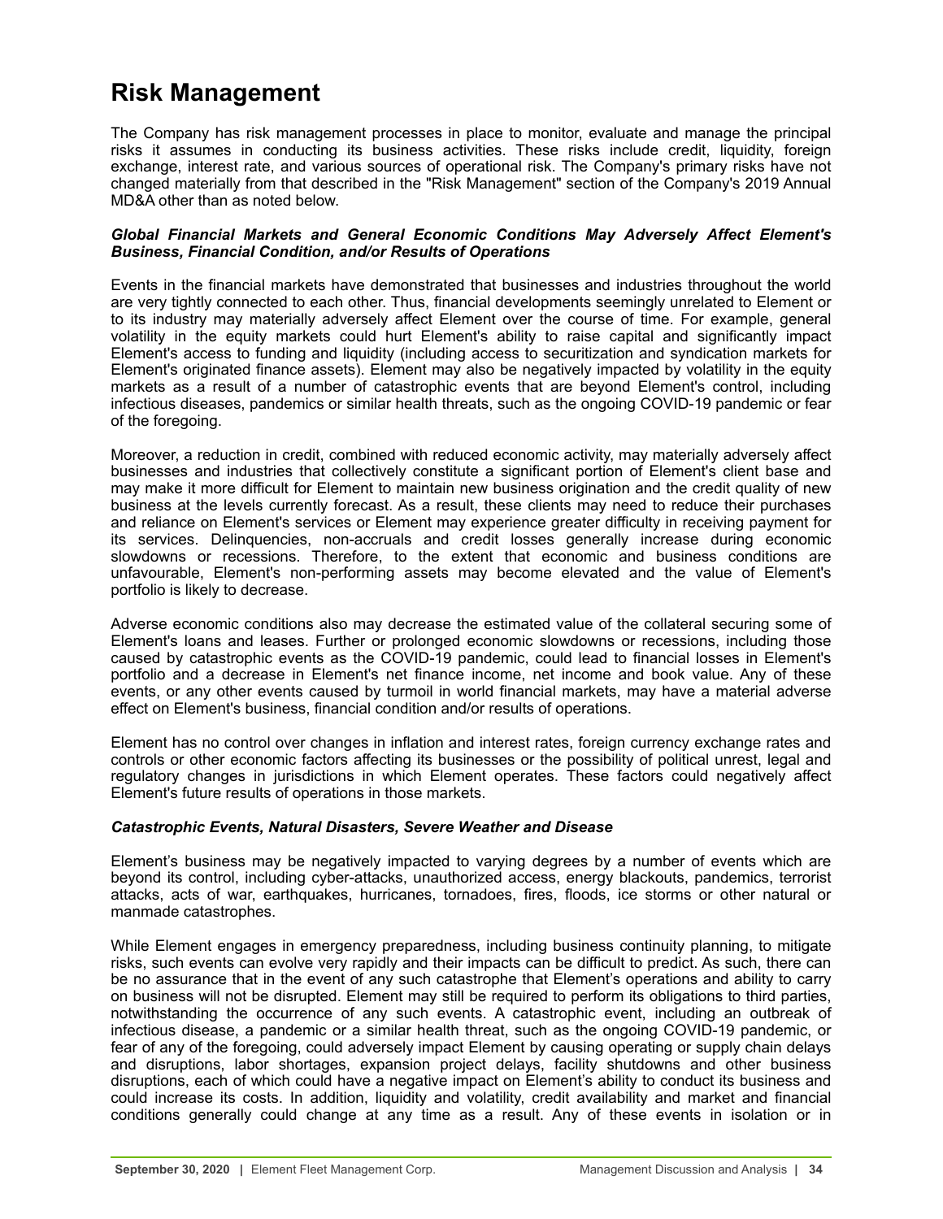# Risk Management

The Company has risk management processes in place to monitor, evaluate and manage the principal risks it assumes in conducting its business activities. These risks include credit, liquidity, foreign exchange, interest rate, and various sources of operational risk. The Company's primary risks have not changed materially from that described in the "Risk Management" section of the Company's 2019 Annual MD&A other than as noted below.

***Global Financial Markets and General Economic Conditions May Adversely Affect Element's Business, Financial Condition, and/or Results of Operations***

Events in the financial markets have demonstrated that businesses and industries throughout the world are very tightly connected to each other. Thus, financial developments seemingly unrelated to Element or to its industry may materially adversely affect Element over the course of time. For example, general volatility in the equity markets could hurt Element's ability to raise capital and significantly impact Element's access to funding and liquidity (including access to securitization and syndication markets for Element's originated finance assets). Element may also be negatively impacted by volatility in the equity markets as a result of a number of catastrophic events that are beyond Element's control, including infectious diseases, pandemics or similar health threats, such as the ongoing COVID-19 pandemic or fear of the foregoing.

Moreover, a reduction in credit, combined with reduced economic activity, may materially adversely affect businesses and industries that collectively constitute a significant portion of Element's client base and may make it more difficult for Element to maintain new business origination and the credit quality of new business at the levels currently forecast. As a result, these clients may need to reduce their purchases and reliance on Element's services or Element may experience greater difficulty in receiving payment for its services. Delinquencies, non-accruals and credit losses generally increase during economic slowdowns or recessions. Therefore, to the extent that economic and business conditions are unfavourable, Element's non-performing assets may become elevated and the value of Element's portfolio is likely to decrease.

Adverse economic conditions also may decrease the estimated value of the collateral securing some of Element's loans and leases. Further or prolonged economic slowdowns or recessions, including those caused by catastrophic events as the COVID-19 pandemic, could lead to financial losses in Element's portfolio and a decrease in Element's net finance income, net income and book value. Any of these events, or any other events caused by turmoil in world financial markets, may have a material adverse effect on Element's business, financial condition and/or results of operations.

Element has no control over changes in inflation and interest rates, foreign currency exchange rates and controls or other economic factors affecting its businesses or the possibility of political unrest, legal and regulatory changes in jurisdictions in which Element operates. These factors could negatively affect Element's future results of operations in those markets.

***Catastrophic Events, Natural Disasters, Severe Weather and Disease***

Element's business may be negatively impacted to varying degrees by a number of events which are beyond its control, including cyber-attacks, unauthorized access, energy blackouts, pandemics, terrorist attacks, acts of war, earthquakes, hurricanes, tornadoes, fires, floods, ice storms or other natural or manmade catastrophes.

While Element engages in emergency preparedness, including business continuity planning, to mitigate risks, such events can evolve very rapidly and their impacts can be difficult to predict. As such, there can be no assurance that in the event of any such catastrophe that Element's operations and ability to carry on business will not be disrupted. Element may still be required to perform its obligations to third parties, notwithstanding the occurrence of any such events. A catastrophic event, including an outbreak of infectious disease, a pandemic or a similar health threat, such as the ongoing COVID-19 pandemic, or fear of any of the foregoing, could adversely impact Element by causing operating or supply chain delays and disruptions, labor shortages, expansion project delays, facility shutdowns and other business disruptions, each of which could have a negative impact on Element's ability to conduct its business and could increase its costs. In addition, liquidity and volatility, credit availability and market and financial conditions generally could change at any time as a result. Any of these events in isolation or in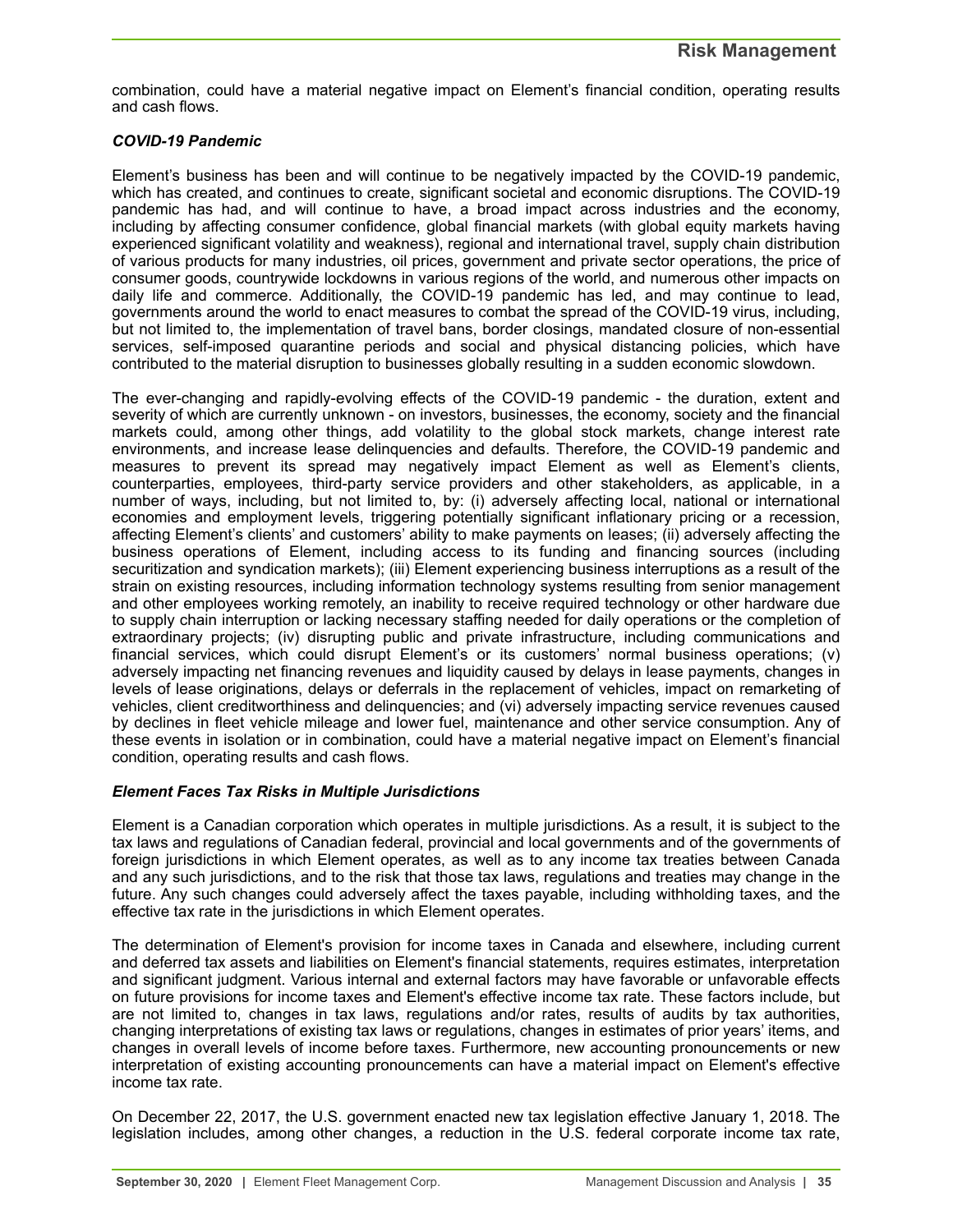combination, could have a material negative impact on Element's financial condition, operating results and cash flows.

### *COVID-19 Pandemic*

Element's business has been and will continue to be negatively impacted by the COVID-19 pandemic, which has created, and continues to create, significant societal and economic disruptions. The COVID-19 pandemic has had, and will continue to have, a broad impact across industries and the economy, including by affecting consumer confidence, global financial markets (with global equity markets having experienced significant volatility and weakness), regional and international travel, supply chain distribution of various products for many industries, oil prices, government and private sector operations, the price of consumer goods, countrywide lockdowns in various regions of the world, and numerous other impacts on daily life and commerce. Additionally, the COVID-19 pandemic has led, and may continue to lead, governments around the world to enact measures to combat the spread of the COVID-19 virus, including, but not limited to, the implementation of travel bans, border closings, mandated closure of non-essential services, self-imposed quarantine periods and social and physical distancing policies, which have contributed to the material disruption to businesses globally resulting in a sudden economic slowdown.

The ever-changing and rapidly-evolving effects of the COVID-19 pandemic - the duration, extent and severity of which are currently unknown - on investors, businesses, the economy, society and the financial markets could, among other things, add volatility to the global stock markets, change interest rate environments, and increase lease delinquencies and defaults. Therefore, the COVID-19 pandemic and measures to prevent its spread may negatively impact Element as well as Element's clients, counterparties, employees, third-party service providers and other stakeholders, as applicable, in a number of ways, including, but not limited to, by: (i) adversely affecting local, national or international economies and employment levels, triggering potentially significant inflationary pricing or a recession, affecting Element's clients' and customers' ability to make payments on leases; (ii) adversely affecting the business operations of Element, including access to its funding and financing sources (including securitization and syndication markets); (iii) Element experiencing business interruptions as a result of the strain on existing resources, including information technology systems resulting from senior management and other employees working remotely, an inability to receive required technology or other hardware due to supply chain interruption or lacking necessary staffing needed for daily operations or the completion of extraordinary projects; (iv) disrupting public and private infrastructure, including communications and financial services, which could disrupt Element's or its customers' normal business operations; (v) adversely impacting net financing revenues and liquidity caused by delays in lease payments, changes in levels of lease originations, delays or deferrals in the replacement of vehicles, impact on remarketing of vehicles, client creditworthiness and delinquencies; and (vi) adversely impacting service revenues caused by declines in fleet vehicle mileage and lower fuel, maintenance and other service consumption. Any of these events in isolation or in combination, could have a material negative impact on Element's financial condition, operating results and cash flows.

### *Element Faces Tax Risks in Multiple Jurisdictions*

Element is a Canadian corporation which operates in multiple jurisdictions. As a result, it is subject to the tax laws and regulations of Canadian federal, provincial and local governments and of the governments of foreign jurisdictions in which Element operates, as well as to any income tax treaties between Canada and any such jurisdictions, and to the risk that those tax laws, regulations and treaties may change in the future. Any such changes could adversely affect the taxes payable, including withholding taxes, and the effective tax rate in the jurisdictions in which Element operates.

The determination of Element's provision for income taxes in Canada and elsewhere, including current and deferred tax assets and liabilities on Element's financial statements, requires estimates, interpretation and significant judgment. Various internal and external factors may have favorable or unfavorable effects on future provisions for income taxes and Element's effective income tax rate. These factors include, but are not limited to, changes in tax laws, regulations and/or rates, results of audits by tax authorities, changing interpretations of existing tax laws or regulations, changes in estimates of prior years' items, and changes in overall levels of income before taxes. Furthermore, new accounting pronouncements or new interpretation of existing accounting pronouncements can have a material impact on Element's effective income tax rate.

On December 22, 2017, the U.S. government enacted new tax legislation effective January 1, 2018. The legislation includes, among other changes, a reduction in the U.S. federal corporate income tax rate,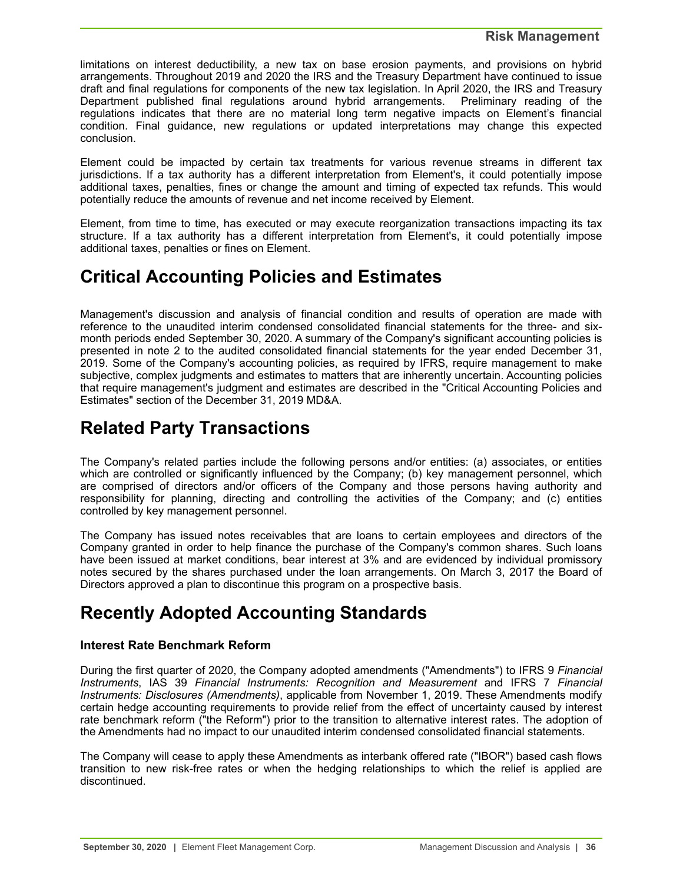limitations on interest deductibility, a new tax on base erosion payments, and provisions on hybrid arrangements. Throughout 2019 and 2020 the IRS and the Treasury Department have continued to issue draft and final regulations for components of the new tax legislation. In April 2020, the IRS and Treasury Department published final regulations around hybrid arrangements. Preliminary reading of the regulations indicates that there are no material long term negative impacts on Element's financial condition. Final guidance, new regulations or updated interpretations may change this expected conclusion.

Element could be impacted by certain tax treatments for various revenue streams in different tax jurisdictions. If a tax authority has a different interpretation from Element's, it could potentially impose additional taxes, penalties, fines or change the amount and timing of expected tax refunds. This would potentially reduce the amounts of revenue and net income received by Element.

Element, from time to time, has executed or may execute reorganization transactions impacting its tax structure. If a tax authority has a different interpretation from Element's, it could potentially impose additional taxes, penalties or fines on Element.

# Critical Accounting Policies and Estimates

Management's discussion and analysis of financial condition and results of operation are made with reference to the unaudited interim condensed consolidated financial statements for the three- and six-month periods ended September 30, 2020. A summary of the Company's significant accounting policies is presented in note 2 to the audited consolidated financial statements for the year ended December 31, 2019. Some of the Company's accounting policies, as required by IFRS, require management to make subjective, complex judgments and estimates to matters that are inherently uncertain. Accounting policies that require management's judgment and estimates are described in the "Critical Accounting Policies and Estimates" section of the December 31, 2019 MD&A.

# Related Party Transactions

The Company's related parties include the following persons and/or entities: (a) associates, or entities which are controlled or significantly influenced by the Company; (b) key management personnel, which are comprised of directors and/or officers of the Company and those persons having authority and responsibility for planning, directing and controlling the activities of the Company; and (c) entities controlled by key management personnel.

The Company has issued notes receivables that are loans to certain employees and directors of the Company granted in order to help finance the purchase of the Company's common shares. Such loans have been issued at market conditions, bear interest at 3% and are evidenced by individual promissory notes secured by the shares purchased under the loan arrangements. On March 3, 2017 the Board of Directors approved a plan to discontinue this program on a prospective basis.

# Recently Adopted Accounting Standards

### Interest Rate Benchmark Reform

During the first quarter of 2020, the Company adopted amendments ("Amendments") to IFRS 9 *Financial Instruments*, IAS 39 *Financial Instruments: Recognition and Measurement* and IFRS 7 *Financial Instruments: Disclosures (Amendments)*, applicable from November 1, 2019. These Amendments modify certain hedge accounting requirements to provide relief from the effect of uncertainty caused by interest rate benchmark reform ("the Reform") prior to the transition to alternative interest rates. The adoption of the Amendments had no impact to our unaudited interim condensed consolidated financial statements.

The Company will cease to apply these Amendments as interbank offered rate ("IBOR") based cash flows transition to new risk-free rates or when the hedging relationships to which the relief is applied are discontinued.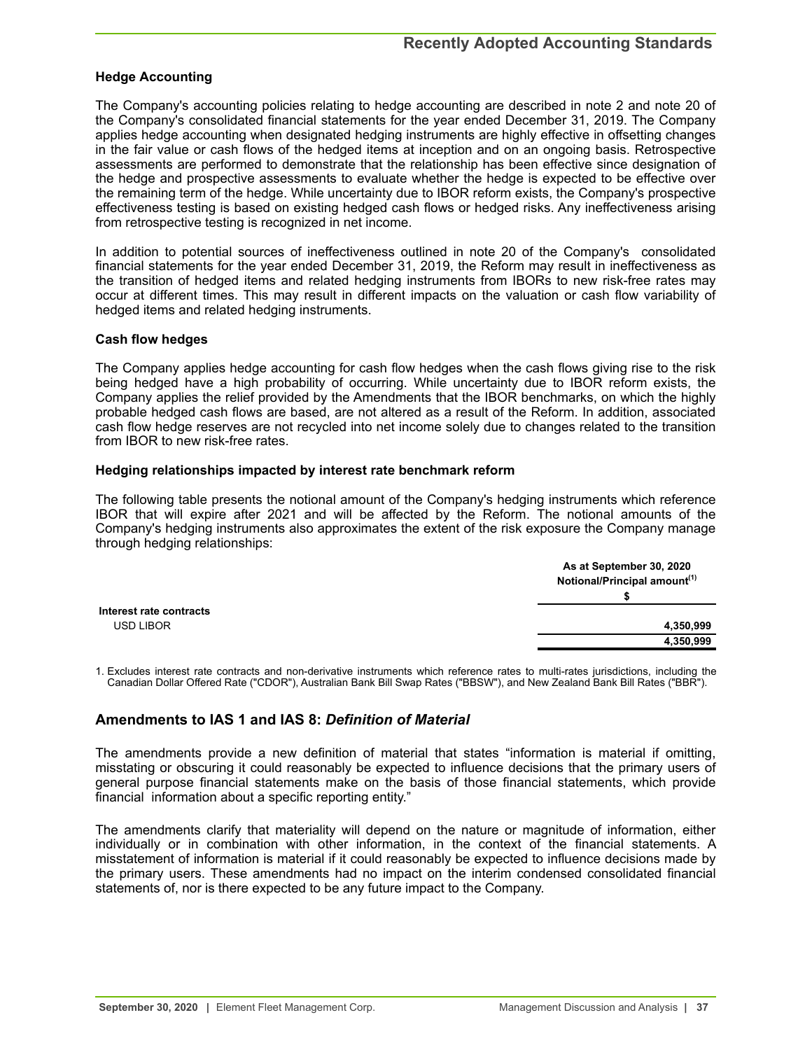## Recently Adopted Accounting Standards

### Hedge Accounting

The Company's accounting policies relating to hedge accounting are described in note 2 and note 20 of the Company's consolidated financial statements for the year ended December 31, 2019. The Company applies hedge accounting when designated hedging instruments are highly effective in offsetting changes in the fair value or cash flows of the hedged items at inception and on an ongoing basis. Retrospective assessments are performed to demonstrate that the relationship has been effective since designation of the hedge and prospective assessments to evaluate whether the hedge is expected to be effective over the remaining term of the hedge. While uncertainty due to IBOR reform exists, the Company's prospective effectiveness testing is based on existing hedged cash flows or hedged risks. Any ineffectiveness arising from retrospective testing is recognized in net income.

In addition to potential sources of ineffectiveness outlined in note 20 of the Company's consolidated financial statements for the year ended December 31, 2019, the Reform may result in ineffectiveness as the transition of hedged items and related hedging instruments from IBORs to new risk-free rates may occur at different times. This may result in different impacts on the valuation or cash flow variability of hedged items and related hedging instruments.

### Cash flow hedges

The Company applies hedge accounting for cash flow hedges when the cash flows giving rise to the risk being hedged have a high probability of occurring. While uncertainty due to IBOR reform exists, the Company applies the relief provided by the Amendments that the IBOR benchmarks, on which the highly probable hedged cash flows are based, are not altered as a result of the Reform. In addition, associated cash flow hedge reserves are not recycled into net income solely due to changes related to the transition from IBOR to new risk-free rates.

### Hedging relationships impacted by interest rate benchmark reform

The following table presents the notional amount of the Company's hedging instruments which reference IBOR that will expire after 2021 and will be affected by the Reform. The notional amounts of the Company's hedging instruments also approximates the extent of the risk exposure the Company manage through hedging relationships:

| | As at September 30, 2020<br>Notional/Principal amount[1]<br>$ |
|---|---|
| **Interest rate contracts** | |
| USD LIBOR | **4,350,999** |
| | **4,350,999** |

1. Excludes interest rate contracts and non-derivative instruments which reference rates to multi-rates jurisdictions, including the Canadian Dollar Offered Rate ("CDOR"), Australian Bank Bill Swap Rates ("BBSW"), and New Zealand Bank Bill Rates ("BBR").

## Amendments to IAS 1 and IAS 8: *Definition of Material*

The amendments provide a new definition of material that states "information is material if omitting, misstating or obscuring it could reasonably be expected to influence decisions that the primary users of general purpose financial statements make on the basis of those financial statements, which provide financial information about a specific reporting entity."

The amendments clarify that materiality will depend on the nature or magnitude of information, either individually or in combination with other information, in the context of the financial statements. A misstatement of information is material if it could reasonably be expected to influence decisions made by the primary users. These amendments had no impact on the interim condensed consolidated financial statements of, nor is there expected to be any future impact to the Company.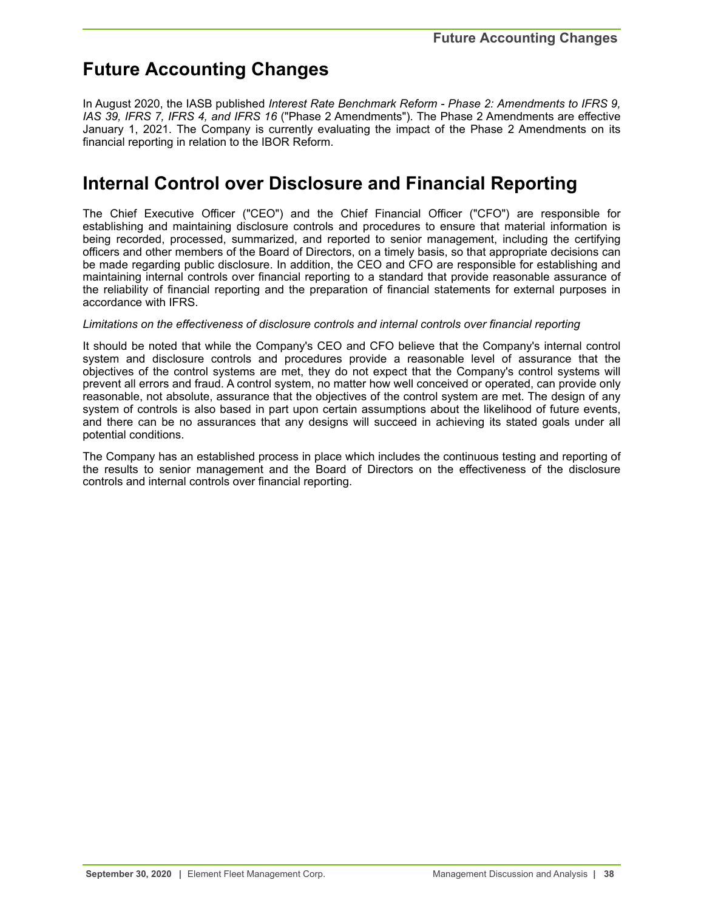# Future Accounting Changes

In August 2020, the IASB published *Interest Rate Benchmark Reform - Phase 2: Amendments to IFRS 9, IAS 39, IFRS 7, IFRS 4, and IFRS 16* ("Phase 2 Amendments"). The Phase 2 Amendments are effective January 1, 2021. The Company is currently evaluating the impact of the Phase 2 Amendments on its financial reporting in relation to the IBOR Reform.

# Internal Control over Disclosure and Financial Reporting

The Chief Executive Officer ("CEO") and the Chief Financial Officer ("CFO") are responsible for establishing and maintaining disclosure controls and procedures to ensure that material information is being recorded, processed, summarized, and reported to senior management, including the certifying officers and other members of the Board of Directors, on a timely basis, so that appropriate decisions can be made regarding public disclosure. In addition, the CEO and CFO are responsible for establishing and maintaining internal controls over financial reporting to a standard that provide reasonable assurance of the reliability of financial reporting and the preparation of financial statements for external purposes in accordance with IFRS.

*Limitations on the effectiveness of disclosure controls and internal controls over financial reporting*

It should be noted that while the Company's CEO and CFO believe that the Company's internal control system and disclosure controls and procedures provide a reasonable level of assurance that the objectives of the control systems are met, they do not expect that the Company's control systems will prevent all errors and fraud. A control system, no matter how well conceived or operated, can provide only reasonable, not absolute, assurance that the objectives of the control system are met. The design of any system of controls is also based in part upon certain assumptions about the likelihood of future events, and there can be no assurances that any designs will succeed in achieving its stated goals under all potential conditions.

The Company has an established process in place which includes the continuous testing and reporting of the results to senior management and the Board of Directors on the effectiveness of the disclosure controls and internal controls over financial reporting.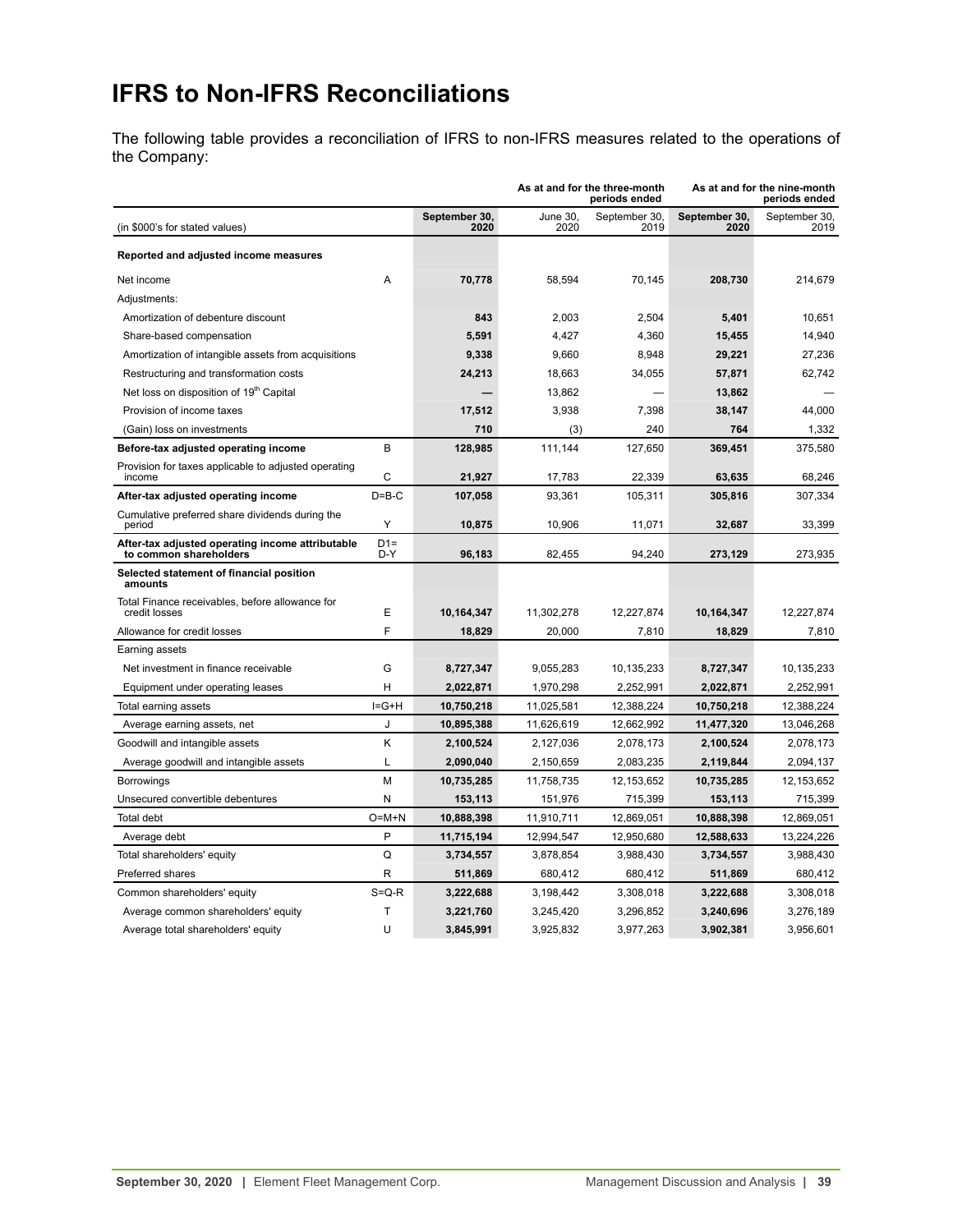# IFRS to Non-IFRS Reconciliations

The following table provides a reconciliation of IFRS to non-IFRS measures related to the operations of the Company:

| | | As at and for the three-month periods ended | | | As at and for the nine-month periods ended | |
|---|---|---|---|---|---|---|
| (in $000's for stated values) | | **September 30, 2020** | June 30, 2020 | September 30, 2019 | **September 30, 2020** | September 30, 2019 |
| **Reported and adjusted income measures** | | | | | | |
| Net income | A | **70,778** | 58,594 | 70,145 | **208,730** | 214,679 |
| Adjustments: | | | | | | |
| Amortization of debenture discount | | **843** | 2,003 | 2,504 | **5,401** | 10,651 |
| Share-based compensation | | **5,591** | 4,427 | 4,360 | **15,455** | 14,940 |
| Amortization of intangible assets from acquisitions | | **9,338** | 9,660 | 8,948 | **29,221** | 27,236 |
| Restructuring and transformation costs | | **24,213** | 18,663 | 34,055 | **57,871** | 62,742 |
| Net loss on disposition of 19th Capital | | **—** | 13,862 | — | **13,862** | — |
| Provision of income taxes | | **17,512** | 3,938 | 7,398 | **38,147** | 44,000 |
| (Gain) loss on investments | | **710** | (3) | 240 | **764** | 1,332 |
| **Before-tax adjusted operating income** | B | **128,985** | 111,144 | 127,650 | **369,451** | 375,580 |
| Provision for taxes applicable to adjusted operating income | C | **21,927** | 17,783 | 22,339 | **63,635** | 68,246 |
| **After-tax adjusted operating income** | D=B-C | **107,058** | 93,361 | 105,311 | **305,816** | 307,334 |
| Cumulative preferred share dividends during the period | Y | **10,875** | 10,906 | 11,071 | **32,687** | 33,399 |
| **After-tax adjusted operating income attributable to common shareholders** | D1= D-Y | **96,183** | 82,455 | 94,240 | **273,129** | 273,935 |
| **Selected statement of financial position amounts** | | | | | | |
| Total Finance receivables, before allowance for credit losses | E | **10,164,347** | 11,302,278 | 12,227,874 | **10,164,347** | 12,227,874 |
| Allowance for credit losses | F | **18,829** | 20,000 | 7,810 | **18,829** | 7,810 |
| Earning assets | | | | | | |
| Net investment in finance receivable | G | **8,727,347** | 9,055,283 | 10,135,233 | **8,727,347** | 10,135,233 |
| Equipment under operating leases | H | **2,022,871** | 1,970,298 | 2,252,991 | **2,022,871** | 2,252,991 |
| Total earning assets | I=G+H | **10,750,218** | 11,025,581 | 12,388,224 | **10,750,218** | 12,388,224 |
| Average earning assets, net | J | **10,895,388** | 11,626,619 | 12,662,992 | **11,477,320** | 13,046,268 |
| Goodwill and intangible assets | K | **2,100,524** | 2,127,036 | 2,078,173 | **2,100,524** | 2,078,173 |
| Average goodwill and intangible assets | L | **2,090,040** | 2,150,659 | 2,083,235 | **2,119,844** | 2,094,137 |
| Borrowings | M | **10,735,285** | 11,758,735 | 12,153,652 | **10,735,285** | 12,153,652 |
| Unsecured convertible debentures | N | **153,113** | 151,976 | 715,399 | **153,113** | 715,399 |
| Total debt | O=M+N | **10,888,398** | 11,910,711 | 12,869,051 | **10,888,398** | 12,869,051 |
| Average debt | P | **11,715,194** | 12,994,547 | 12,950,680 | **12,588,633** | 13,224,226 |
| Total shareholders' equity | Q | **3,734,557** | 3,878,854 | 3,988,430 | **3,734,557** | 3,988,430 |
| Preferred shares | R | **511,869** | 680,412 | 680,412 | **511,869** | 680,412 |
| Common shareholders' equity | S=Q-R | **3,222,688** | 3,198,442 | 3,308,018 | **3,222,688** | 3,308,018 |
| Average common shareholders' equity | T | **3,221,760** | 3,245,420 | 3,296,852 | **3,240,696** | 3,276,189 |
| Average total shareholders' equity | U | **3,845,991** | 3,925,832 | 3,977,263 | **3,902,381** | 3,956,601 |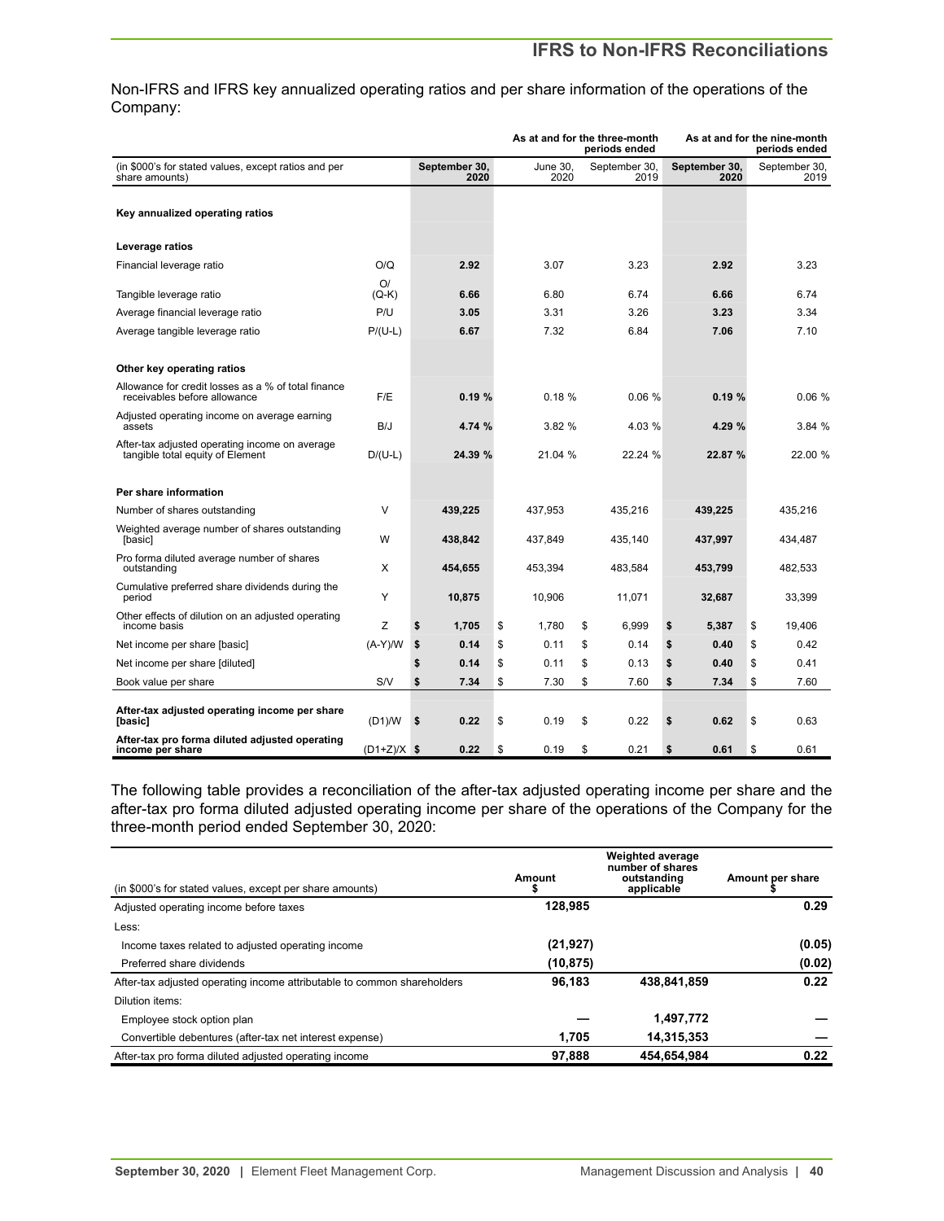# IFRS to Non-IFRS Reconciliations

Non-IFRS and IFRS key annualized operating ratios and per share information of the operations of the Company:

| (in $000's for stated values, except ratios and per share amounts) | | As at and for the three-month periods ended | | | As at and for the nine-month periods ended | |
|---|---|---|---|---|---|---|
| | | **September 30, 2020** | June 30, 2020 | September 30, 2019 | **September 30, 2020** | September 30, 2019 |
| **Key annualized operating ratios** | | | | | | |
| **Leverage ratios** | | | | | | |
| Financial leverage ratio | O/Q | **2.92** | 3.07 | 3.23 | **2.92** | 3.23 |
| Tangible leverage ratio | O/(Q-K) | **6.66** | 6.80 | 6.74 | **6.66** | 6.74 |
| Average financial leverage ratio | P/U | **3.05** | 3.31 | 3.26 | **3.23** | 3.34 |
| Average tangible leverage ratio | P/(U-L) | **6.67** | 7.32 | 6.84 | **7.06** | 7.10 |
| **Other key operating ratios** | | | | | | |
| Allowance for credit losses as a % of total finance receivables before allowance | F/E | **0.19 %** | 0.18 % | 0.06 % | **0.19 %** | 0.06 % |
| Adjusted operating income on average earning assets | B/J | **4.74 %** | 3.82 % | 4.03 % | **4.29 %** | 3.84 % |
| After-tax adjusted operating income on average tangible total equity of Element | D/(U-L) | **24.39 %** | 21.04 % | 22.24 % | **22.87 %** | 22.00 % |
| **Per share information** | | | | | | |
| Number of shares outstanding | V | **439,225** | 437,953 | 435,216 | **439,225** | 435,216 |
| Weighted average number of shares outstanding [basic] | W | **438,842** | 437,849 | 435,140 | **437,997** | 434,487 |
| Pro forma diluted average number of shares outstanding | X | **454,655** | 453,394 | 483,584 | **453,799** | 482,533 |
| Cumulative preferred share dividends during the period | Y | **10,875** | 10,906 | 11,071 | **32,687** | 33,399 |
| Other effects of dilution on an adjusted operating income basis | Z | **$ 1,705** | $ 1,780 | $ 6,999 | **$ 5,387** | $ 19,406 |
| Net income per share [basic] | (A-Y)/W | **$ 0.14** | $ 0.11 | $ 0.14 | **$ 0.40** | $ 0.42 |
| Net income per share [diluted] | | **$ 0.14** | $ 0.11 | $ 0.13 | **$ 0.40** | $ 0.41 |
| Book value per share | S/V | **$ 7.34** | $ 7.30 | $ 7.60 | **$ 7.34** | $ 7.60 |
| **After-tax adjusted operating income per share [basic]** | (D1)/W | **$ 0.22** | $ 0.19 | $ 0.22 | **$ 0.62** | $ 0.63 |
| **After-tax pro forma diluted adjusted operating income per share** | (D1+Z)/X | **$ 0.22** | $ 0.19 | $ 0.21 | **$ 0.61** | $ 0.61 |

The following table provides a reconciliation of the after-tax adjusted operating income per share and the after-tax pro forma diluted adjusted operating income per share of the operations of the Company for the three-month period ended September 30, 2020:

| (in $000's for stated values, except per share amounts) | Amount $ | Weighted average number of shares outstanding applicable | Amount per share $ |
|---|---|---|---|
| Adjusted operating income before taxes | **128,985** | | **0.29** |
| Less: | | | |
| Income taxes related to adjusted operating income | **(21,927)** | | **(0.05)** |
| Preferred share dividends | **(10,875)** | | **(0.02)** |
| After-tax adjusted operating income attributable to common shareholders | **96,183** | **438,841,859** | **0.22** |
| Dilution items: | | | |
| Employee stock option plan | **—** | **1,497,772** | **—** |
| Convertible debentures (after-tax net interest expense) | **1,705** | **14,315,353** | **—** |
| After-tax pro forma diluted adjusted operating income | **97,888** | **454,654,984** | **0.22** |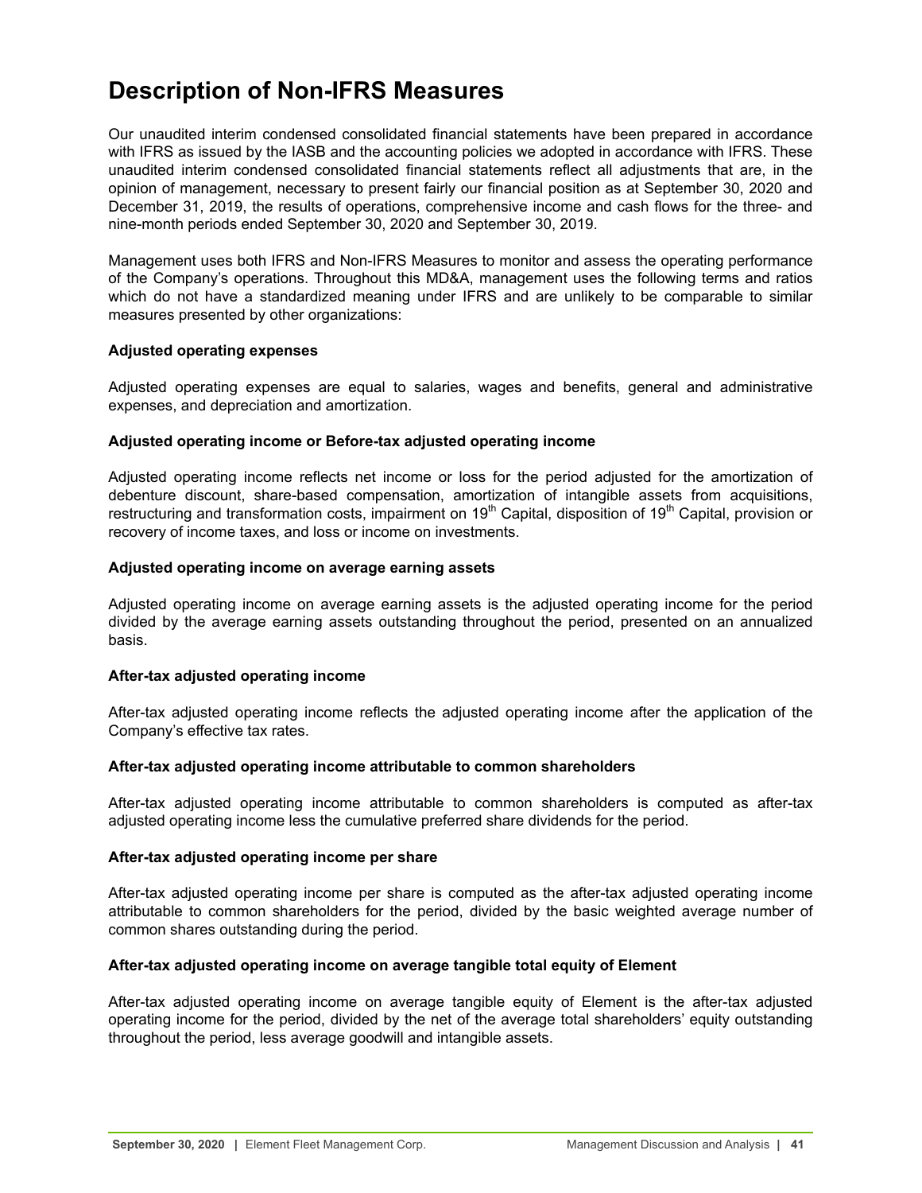# Description of Non-IFRS Measures

Our unaudited interim condensed consolidated financial statements have been prepared in accordance with IFRS as issued by the IASB and the accounting policies we adopted in accordance with IFRS. These unaudited interim condensed consolidated financial statements reflect all adjustments that are, in the opinion of management, necessary to present fairly our financial position as at September 30, 2020 and December 31, 2019, the results of operations, comprehensive income and cash flows for the three- and nine-month periods ended September 30, 2020 and September 30, 2019.

Management uses both IFRS and Non-IFRS Measures to monitor and assess the operating performance of the Company's operations. Throughout this MD&A, management uses the following terms and ratios which do not have a standardized meaning under IFRS and are unlikely to be comparable to similar measures presented by other organizations:

**Adjusted operating expenses**

Adjusted operating expenses are equal to salaries, wages and benefits, general and administrative expenses, and depreciation and amortization.

**Adjusted operating income or Before-tax adjusted operating income**

Adjusted operating income reflects net income or loss for the period adjusted for the amortization of debenture discount, share-based compensation, amortization of intangible assets from acquisitions, restructuring and transformation costs, impairment on 19th Capital, disposition of 19th Capital, provision or recovery of income taxes, and loss or income on investments.

**Adjusted operating income on average earning assets**

Adjusted operating income on average earning assets is the adjusted operating income for the period divided by the average earning assets outstanding throughout the period, presented on an annualized basis.

**After-tax adjusted operating income**

After-tax adjusted operating income reflects the adjusted operating income after the application of the Company's effective tax rates.

**After-tax adjusted operating income attributable to common shareholders**

After-tax adjusted operating income attributable to common shareholders is computed as after-tax adjusted operating income less the cumulative preferred share dividends for the period.

**After-tax adjusted operating income per share**

After-tax adjusted operating income per share is computed as the after-tax adjusted operating income attributable to common shareholders for the period, divided by the basic weighted average number of common shares outstanding during the period.

**After-tax adjusted operating income on average tangible total equity of Element**

After-tax adjusted operating income on average tangible equity of Element is the after-tax adjusted operating income for the period, divided by the net of the average total shareholders' equity outstanding throughout the period, less average goodwill and intangible assets.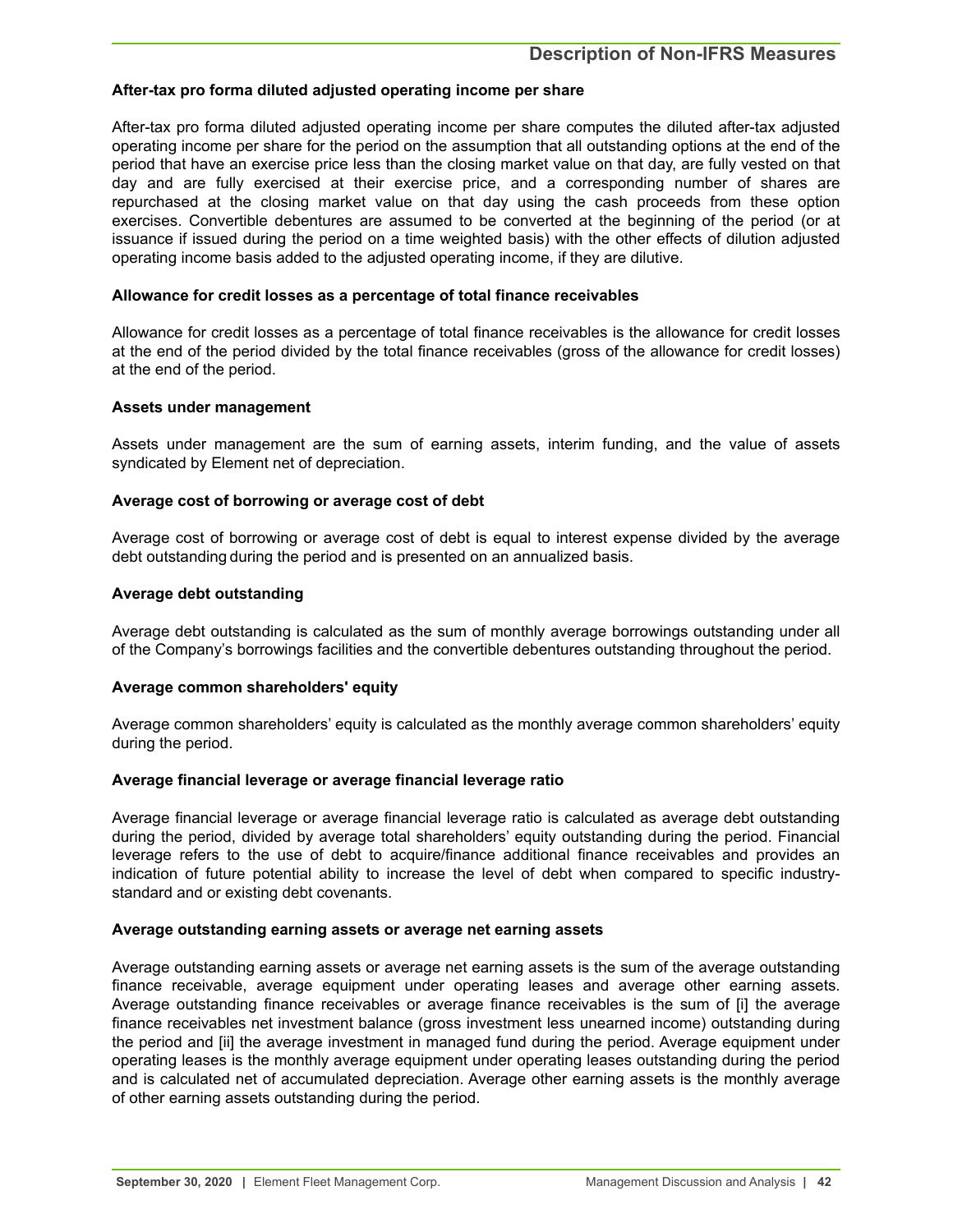# Description of Non-IFRS Measures

**After-tax pro forma diluted adjusted operating income per share**

After-tax pro forma diluted adjusted operating income per share computes the diluted after-tax adjusted operating income per share for the period on the assumption that all outstanding options at the end of the period that have an exercise price less than the closing market value on that day, are fully vested on that day and are fully exercised at their exercise price, and a corresponding number of shares are repurchased at the closing market value on that day using the cash proceeds from these option exercises. Convertible debentures are assumed to be converted at the beginning of the period (or at issuance if issued during the period on a time weighted basis) with the other effects of dilution adjusted operating income basis added to the adjusted operating income, if they are dilutive.

**Allowance for credit losses as a percentage of total finance receivables**

Allowance for credit losses as a percentage of total finance receivables is the allowance for credit losses at the end of the period divided by the total finance receivables (gross of the allowance for credit losses) at the end of the period.

**Assets under management**

Assets under management are the sum of earning assets, interim funding, and the value of assets syndicated by Element net of depreciation.

**Average cost of borrowing or average cost of debt**

Average cost of borrowing or average cost of debt is equal to interest expense divided by the average debt outstanding during the period and is presented on an annualized basis.

**Average debt outstanding**

Average debt outstanding is calculated as the sum of monthly average borrowings outstanding under all of the Company's borrowings facilities and the convertible debentures outstanding throughout the period.

**Average common shareholders' equity**

Average common shareholders' equity is calculated as the monthly average common shareholders' equity during the period.

**Average financial leverage or average financial leverage ratio**

Average financial leverage or average financial leverage ratio is calculated as average debt outstanding during the period, divided by average total shareholders' equity outstanding during the period. Financial leverage refers to the use of debt to acquire/finance additional finance receivables and provides an indication of future potential ability to increase the level of debt when compared to specific industry-standard and or existing debt covenants.

**Average outstanding earning assets or average net earning assets**

Average outstanding earning assets or average net earning assets is the sum of the average outstanding finance receivable, average equipment under operating leases and average other earning assets. Average outstanding finance receivables or average finance receivables is the sum of [i] the average finance receivables net investment balance (gross investment less unearned income) outstanding during the period and [ii] the average investment in managed fund during the period. Average equipment under operating leases is the monthly average equipment under operating leases outstanding during the period and is calculated net of accumulated depreciation. Average other earning assets is the monthly average of other earning assets outstanding during the period.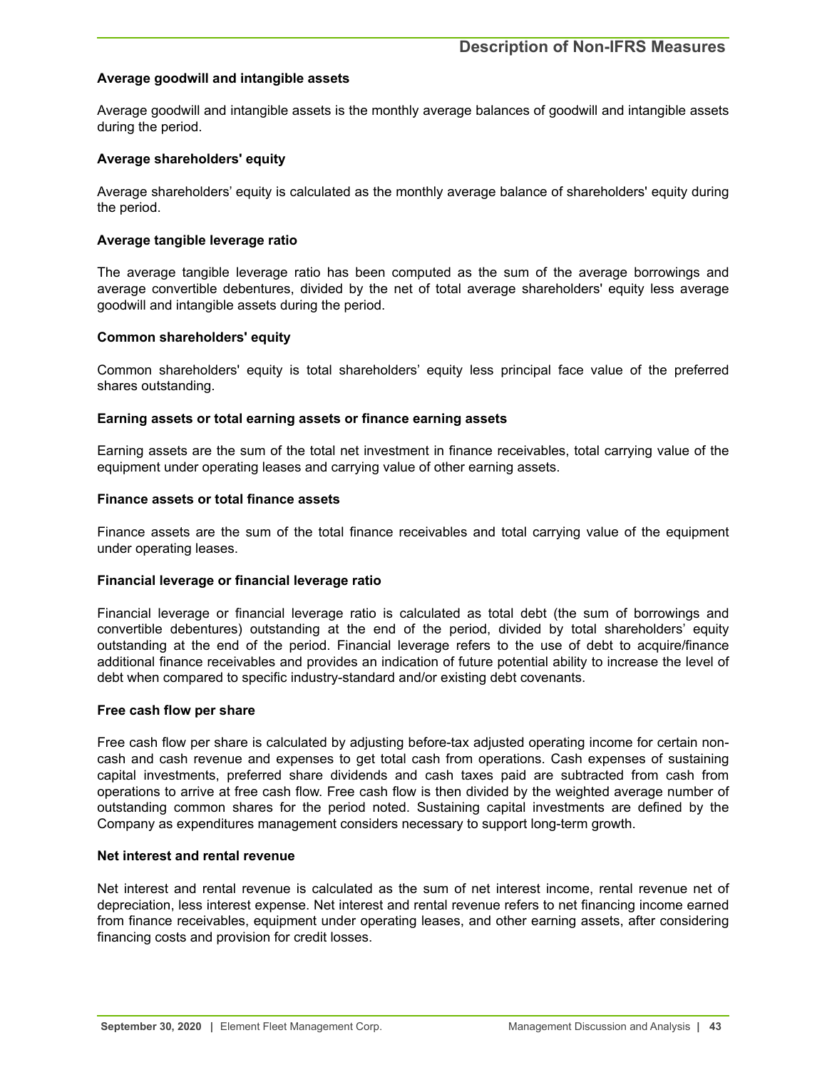## Description of Non-IFRS Measures

**Average goodwill and intangible assets**

Average goodwill and intangible assets is the monthly average balances of goodwill and intangible assets during the period.

**Average shareholders' equity**

Average shareholders' equity is calculated as the monthly average balance of shareholders' equity during the period.

**Average tangible leverage ratio**

The average tangible leverage ratio has been computed as the sum of the average borrowings and average convertible debentures, divided by the net of total average shareholders' equity less average goodwill and intangible assets during the period.

**Common shareholders' equity**

Common shareholders' equity is total shareholders' equity less principal face value of the preferred shares outstanding.

**Earning assets or total earning assets or finance earning assets**

Earning assets are the sum of the total net investment in finance receivables, total carrying value of the equipment under operating leases and carrying value of other earning assets.

**Finance assets or total finance assets**

Finance assets are the sum of the total finance receivables and total carrying value of the equipment under operating leases.

**Financial leverage or financial leverage ratio**

Financial leverage or financial leverage ratio is calculated as total debt (the sum of borrowings and convertible debentures) outstanding at the end of the period, divided by total shareholders' equity outstanding at the end of the period. Financial leverage refers to the use of debt to acquire/finance additional finance receivables and provides an indication of future potential ability to increase the level of debt when compared to specific industry-standard and/or existing debt covenants.

**Free cash flow per share**

Free cash flow per share is calculated by adjusting before-tax adjusted operating income for certain non-cash and cash revenue and expenses to get total cash from operations. Cash expenses of sustaining capital investments, preferred share dividends and cash taxes paid are subtracted from cash from operations to arrive at free cash flow. Free cash flow is then divided by the weighted average number of outstanding common shares for the period noted. Sustaining capital investments are defined by the Company as expenditures management considers necessary to support long-term growth.

**Net interest and rental revenue**

Net interest and rental revenue is calculated as the sum of net interest income, rental revenue net of depreciation, less interest expense. Net interest and rental revenue refers to net financing income earned from finance receivables, equipment under operating leases, and other earning assets, after considering financing costs and provision for credit losses.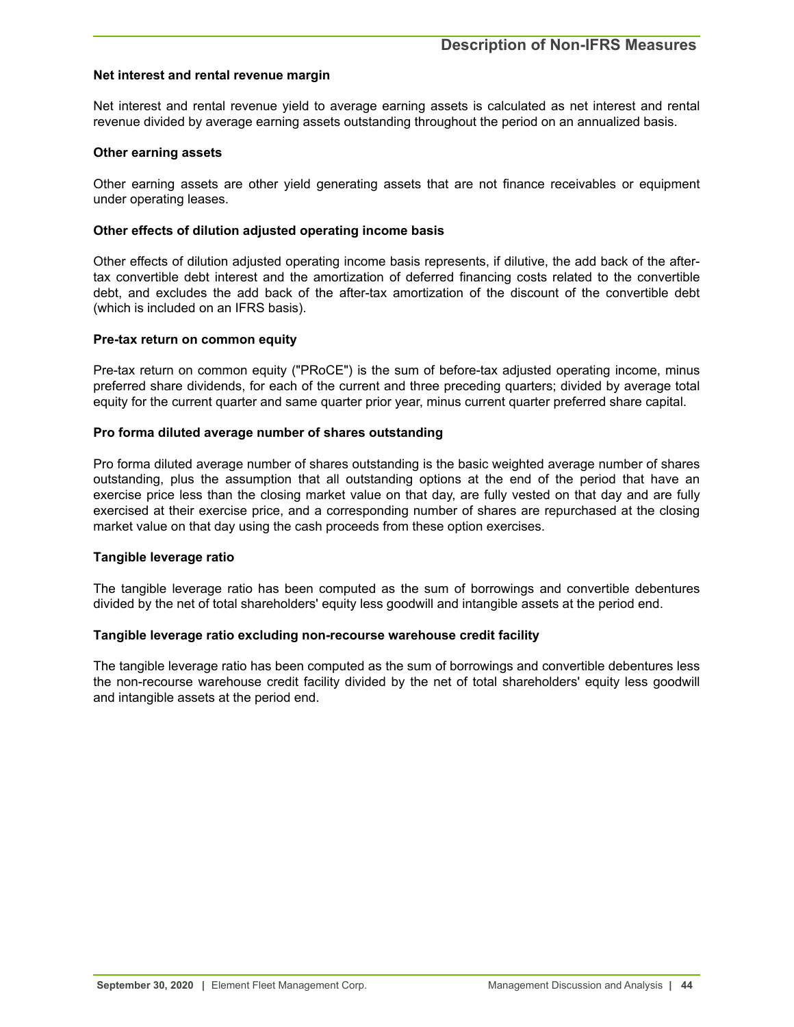**Net interest and rental revenue margin**

Net interest and rental revenue yield to average earning assets is calculated as net interest and rental revenue divided by average earning assets outstanding throughout the period on an annualized basis.

**Other earning assets**

Other earning assets are other yield generating assets that are not finance receivables or equipment under operating leases.

**Other effects of dilution adjusted operating income basis**

Other effects of dilution adjusted operating income basis represents, if dilutive, the add back of the after-tax convertible debt interest and the amortization of deferred financing costs related to the convertible debt, and excludes the add back of the after-tax amortization of the discount of the convertible debt (which is included on an IFRS basis).

**Pre-tax return on common equity**

Pre-tax return on common equity ("PRoCE") is the sum of before-tax adjusted operating income, minus preferred share dividends, for each of the current and three preceding quarters; divided by average total equity for the current quarter and same quarter prior year, minus current quarter preferred share capital.

**Pro forma diluted average number of shares outstanding**

Pro forma diluted average number of shares outstanding is the basic weighted average number of shares outstanding, plus the assumption that all outstanding options at the end of the period that have an exercise price less than the closing market value on that day, are fully vested on that day and are fully exercised at their exercise price, and a corresponding number of shares are repurchased at the closing market value on that day using the cash proceeds from these option exercises.

**Tangible leverage ratio**

The tangible leverage ratio has been computed as the sum of borrowings and convertible debentures divided by the net of total shareholders' equity less goodwill and intangible assets at the period end.

**Tangible leverage ratio excluding non-recourse warehouse credit facility**

The tangible leverage ratio has been computed as the sum of borrowings and convertible debentures less the non-recourse warehouse credit facility divided by the net of total shareholders' equity less goodwill and intangible assets at the period end.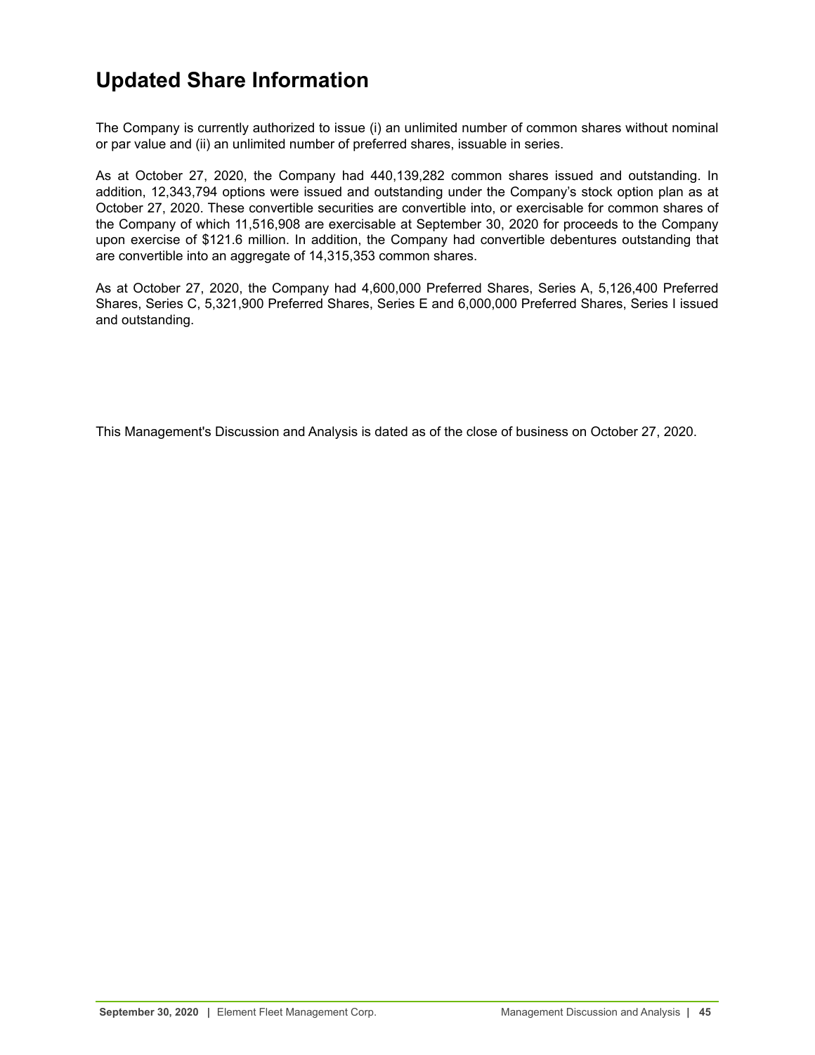# Updated Share Information

The Company is currently authorized to issue (i) an unlimited number of common shares without nominal or par value and (ii) an unlimited number of preferred shares, issuable in series.

As at October 27, 2020, the Company had 440,139,282 common shares issued and outstanding. In addition, 12,343,794 options were issued and outstanding under the Company's stock option plan as at October 27, 2020. These convertible securities are convertible into, or exercisable for common shares of the Company of which 11,516,908 are exercisable at September 30, 2020 for proceeds to the Company upon exercise of $121.6 million. In addition, the Company had convertible debentures outstanding that are convertible into an aggregate of 14,315,353 common shares.

As at October 27, 2020, the Company had 4,600,000 Preferred Shares, Series A, 5,126,400 Preferred Shares, Series C, 5,321,900 Preferred Shares, Series E and 6,000,000 Preferred Shares, Series I issued and outstanding.

This Management's Discussion and Analysis is dated as of the close of business on October 27, 2020.